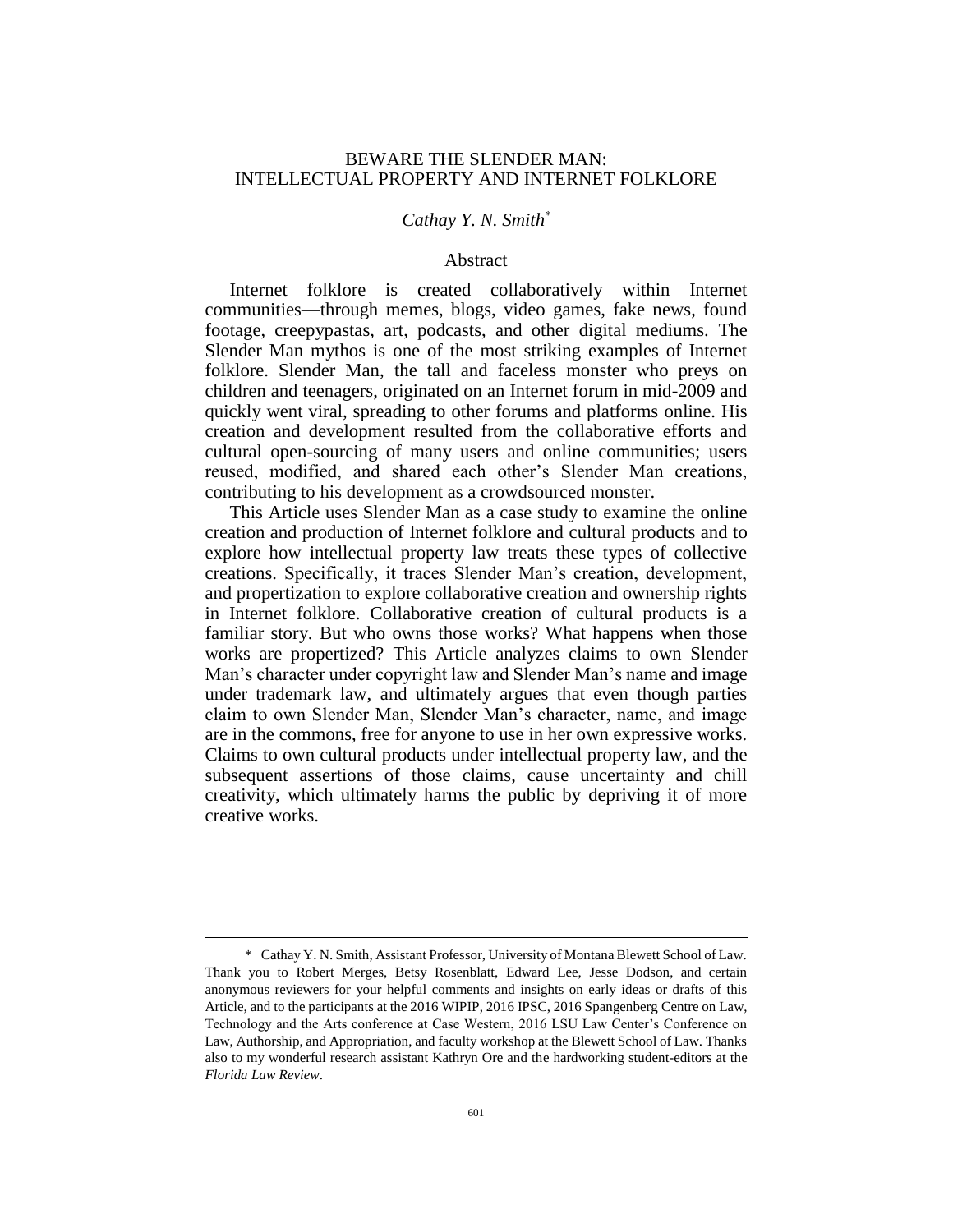# BEWARE THE SLENDER MAN: INTELLECTUAL PROPERTY AND INTERNET FOLKLORE

*Cathay Y. N. Smith*[*]

## Abstract

Internet folklore is created collaboratively within Internet communities—through memes, blogs, video games, fake news, found footage, creepypastas, art, podcasts, and other digital mediums. The Slender Man mythos is one of the most striking examples of Internet folklore. Slender Man, the tall and faceless monster who preys on children and teenagers, originated on an Internet forum in mid-2009 and quickly went viral, spreading to other forums and platforms online. His creation and development resulted from the collaborative efforts and cultural open-sourcing of many users and online communities; users reused, modified, and shared each other's Slender Man creations, contributing to his development as a crowdsourced monster.

This Article uses Slender Man as a case study to examine the online creation and production of Internet folklore and cultural products and to explore how intellectual property law treats these types of collective creations. Specifically, it traces Slender Man's creation, development, and propertization to explore collaborative creation and ownership rights in Internet folklore. Collaborative creation of cultural products is a familiar story. But who owns those works? What happens when those works are propertized? This Article analyzes claims to own Slender Man's character under copyright law and Slender Man's name and image under trademark law, and ultimately argues that even though parties claim to own Slender Man, Slender Man's character, name, and image are in the commons, free for anyone to use in her own expressive works. Claims to own cultural products under intellectual property law, and the subsequent assertions of those claims, cause uncertainty and chill creativity, which ultimately harms the public by depriving it of more creative works.

---

[*] Cathay Y. N. Smith, Assistant Professor, University of Montana Blewett School of Law. Thank you to Robert Merges, Betsy Rosenblatt, Edward Lee, Jesse Dodson, and certain anonymous reviewers for your helpful comments and insights on early ideas or drafts of this Article, and to the participants at the 2016 WIPIP, 2016 IPSC, 2016 Spangenberg Centre on Law, Technology and the Arts conference at Case Western, 2016 LSU Law Center's Conference on Law, Authorship, and Appropriation, and faculty workshop at the Blewett School of Law. Thanks also to my wonderful research assistant Kathryn Ore and the hardworking student-editors at the *Florida Law Review*.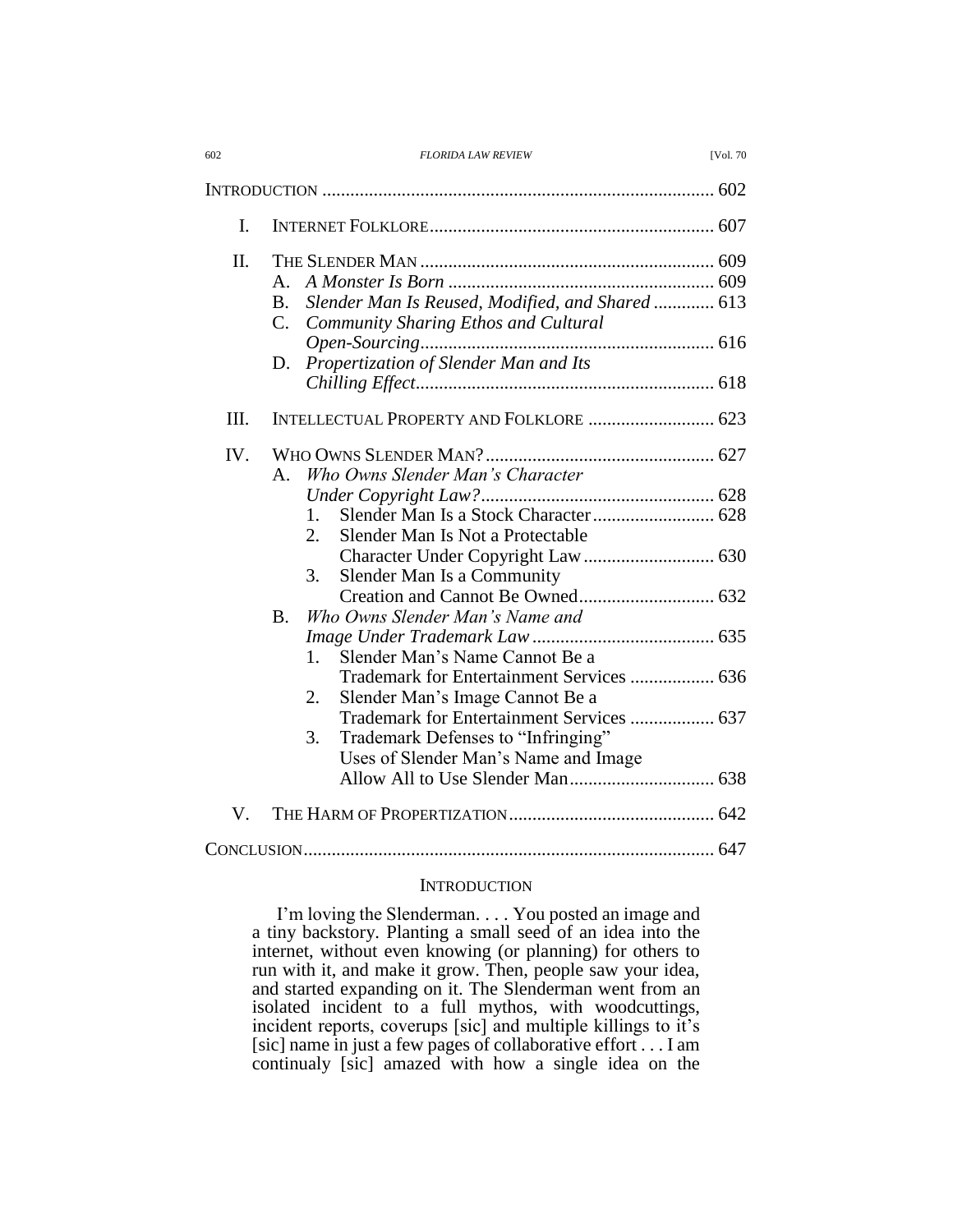| | | |
|---|---|---|
| INTRODUCTION | | 602 |
| I. | INTERNET FOLKLORE | 607 |
| II. | THE SLENDER MAN | 609 |
| | A. *A Monster Is Born* | 609 |
| | B. *Slender Man Is Reused, Modified, and Shared* | 613 |
| | C. *Community Sharing Ethos and Cultural Open-Sourcing* | 616 |
| | D. *Propertization of Slender Man and Its Chilling Effect* | 618 |
| III. | INTELLECTUAL PROPERTY AND FOLKLORE | 623 |
| IV. | WHO OWNS SLENDER MAN? | 627 |
| | A. *Who Owns Slender Man's Character Under Copyright Law?* | 628 |
| | 1. Slender Man Is a Stock Character | 628 |
| | 2. Slender Man Is Not a Protectable Character Under Copyright Law | 630 |
| | 3. Slender Man Is a Community Creation and Cannot Be Owned | 632 |
| | B. *Who Owns Slender Man's Name and Image Under Trademark Law* | 635 |
| | 1. Slender Man's Name Cannot Be a Trademark for Entertainment Services | 636 |
| | 2. Slender Man's Image Cannot Be a Trademark for Entertainment Services | 637 |
| | 3. Trademark Defenses to "Infringing" Uses of Slender Man's Name and Image Allow All to Use Slender Man | 638 |
| V. | THE HARM OF PROPERTIZATION | 642 |
| CONCLUSION | | 647 |

## INTRODUCTION

> I'm loving the Slenderman. . . . You posted an image and a tiny backstory. Planting a small seed of an idea into the internet, without even knowing (or planning) for others to run with it, and make it grow. Then, people saw your idea, and started expanding on it. The Slenderman went from an isolated incident to a full mythos, with woodcuttings, incident reports, coverups [sic] and multiple killings to it's [sic] name in just a few pages of collaborative effort . . . I am continualy [sic] amazed with how a single idea on the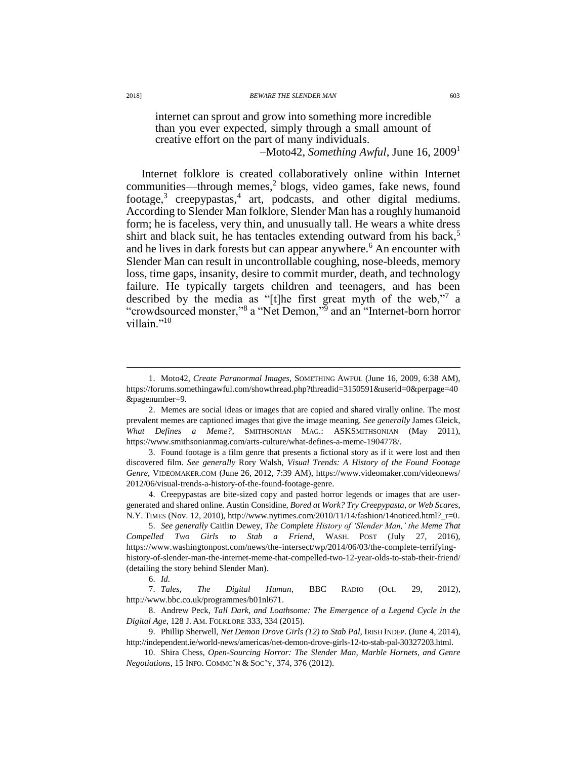> internet can sprout and grow into something more incredible than you ever expected, simply through a small amount of creative effort on the part of many individuals.
>
> –Moto42, *Something Awful*, June 16, 2009[1]

Internet folklore is created collaboratively online within Internet communities—through memes,[2] blogs, video games, fake news, found footage,[3] creepypastas,[4] art, podcasts, and other digital mediums. According to Slender Man folklore, Slender Man has a roughly humanoid form; he is faceless, very thin, and unusually tall. He wears a white dress shirt and black suit, he has tentacles extending outward from his back,[5] and he lives in dark forests but can appear anywhere.[6] An encounter with Slender Man can result in uncontrollable coughing, nose-bleeds, memory loss, time gaps, insanity, desire to commit murder, death, and technology failure. He typically targets children and teenagers, and has been described by the media as "[t]he first great myth of the web,"[7] a "crowdsourced monster,"[8] a "Net Demon,"[9] and an "Internet-born horror villain."[10]

---

1. Moto42, *Create Paranormal Images*, SOMETHING AWFUL (June 16, 2009, 6:38 AM), https://forums.somethingawful.com/showthread.php?threadid=3150591&userid=0&perpage=40&pagenumber=9.

2. Memes are social ideas or images that are copied and shared virally online. The most prevalent memes are captioned images that give the image meaning. *See generally* James Gleick, *What Defines a Meme?*, SMITHSONIAN MAG.: ASKSMITHSONIAN (May 2011), https://www.smithsonianmag.com/arts-culture/what-defines-a-meme-1904778/.

3. Found footage is a film genre that presents a fictional story as if it were lost and then discovered film. *See generally* Rory Walsh, *Visual Trends: A History of the Found Footage Genre*, VIDEOMAKER.COM (June 26, 2012, 7:39 AM), https://www.videomaker.com/videonews/2012/06/visual-trends-a-history-of-the-found-footage-genre.

4. Creepypastas are bite-sized copy and pasted horror legends or images that are user-generated and shared online. Austin Considine, *Bored at Work? Try Creepypasta, or Web Scares*, N.Y. TIMES (Nov. 12, 2010), http://www.nytimes.com/2010/11/14/fashion/14noticed.html?_r=0.

5. *See generally* Caitlin Dewey, *The Complete History of 'Slender Man,' the Meme That Compelled Two Girls to Stab a Friend*, WASH. POST (July 27, 2016), https://www.washingtonpost.com/news/the-intersect/wp/2014/06/03/the-complete-terrifying-history-of-slender-man-the-internet-meme-that-compelled-two-12-year-olds-to-stab-their-friend/ (detailing the story behind Slender Man).

6. *Id.*

7. *Tales, The Digital Human*, BBC RADIO (Oct. 29, 2012), http://www.bbc.co.uk/programmes/b01nl671.

8. Andrew Peck, *Tall Dark, and Loathsome: The Emergence of a Legend Cycle in the Digital Age*, 128 J. AM. FOLKLORE 333, 334 (2015).

9. Phillip Sherwell, *Net Demon Drove Girls (12) to Stab Pal*, IRISH INDEP. (June 4, 2014), http://independent.ie/world-news/americas/net-demon-drove-girls-12-to-stab-pal-30327203.html.

10. Shira Chess, *Open-Sourcing Horror: The Slender Man, Marble Hornets, and Genre Negotiations*, 15 INFO. COMMC'N & SOC'Y, 374, 376 (2012).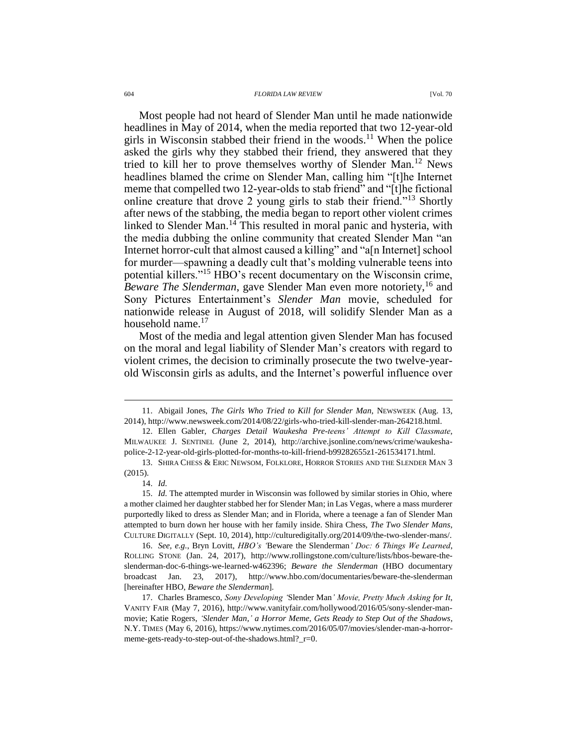Most people had not heard of Slender Man until he made nationwide headlines in May of 2014, when the media reported that two 12-year-old girls in Wisconsin stabbed their friend in the woods.[11] When the police asked the girls why they stabbed their friend, they answered that they tried to kill her to prove themselves worthy of Slender Man.[12] News headlines blamed the crime on Slender Man, calling him "[t]he Internet meme that compelled two 12-year-olds to stab friend" and "[t]he fictional online creature that drove 2 young girls to stab their friend."[13] Shortly after news of the stabbing, the media began to report other violent crimes linked to Slender Man.[14] This resulted in moral panic and hysteria, with the media dubbing the online community that created Slender Man "an Internet horror-cult that almost caused a killing" and "a[n Internet] school for murder—spawning a deadly cult that's molding vulnerable teens into potential killers."[15] HBO's recent documentary on the Wisconsin crime, *Beware The Slenderman*, gave Slender Man even more notoriety,[16] and Sony Pictures Entertainment's *Slender Man* movie, scheduled for nationwide release in August of 2018, will solidify Slender Man as a household name.[17]

Most of the media and legal attention given Slender Man has focused on the moral and legal liability of Slender Man's creators with regard to violent crimes, the decision to criminally prosecute the two twelve-year-old Wisconsin girls as adults, and the Internet's powerful influence over

---

11. Abigail Jones, *The Girls Who Tried to Kill for Slender Man*, NEWSWEEK (Aug. 13, 2014), http://www.newsweek.com/2014/08/22/girls-who-tried-kill-slender-man-264218.html.

12. Ellen Gabler, *Charges Detail Waukesha Pre-teens' Attempt to Kill Classmate*, MILWAUKEE J. SENTINEL (June 2, 2014), http://archive.jsonline.com/news/crime/waukesha-police-2-12-year-old-girls-plotted-for-months-to-kill-friend-b99282655z1-261534171.html.

13. SHIRA CHESS & ERIC NEWSOM, FOLKLORE, HORROR STORIES AND THE SLENDER MAN 3 (2015).

14. *Id.*

15. *Id.* The attempted murder in Wisconsin was followed by similar stories in Ohio, where a mother claimed her daughter stabbed her for Slender Man; in Las Vegas, where a mass murderer purportedly liked to dress as Slender Man; and in Florida, where a teenage a fan of Slender Man attempted to burn down her house with her family inside. Shira Chess, *The Two Slender Mans*, CULTURE DIGITALLY (Sept. 10, 2014), http://culturedigitally.org/2014/09/the-two-slender-mans/.

16. *See, e.g.*, Bryn Lovitt, *HBO's 'Beware the Slenderman' Doc: 6 Things We Learned*, ROLLING STONE (Jan. 24, 2017), http://www.rollingstone.com/culture/lists/hbos-beware-the-slenderman-doc-6-things-we-learned-w462396; *Beware the Slenderman* (HBO documentary broadcast Jan. 23, 2017), http://www.hbo.com/documentaries/beware-the-slenderman [hereinafter HBO, *Beware the Slenderman*].

17. Charles Bramesco, *Sony Developing 'Slender Man' Movie, Pretty Much Asking for It*, VANITY FAIR (May 7, 2016), http://www.vanityfair.com/hollywood/2016/05/sony-slender-man-movie; Katie Rogers, *'Slender Man,' a Horror Meme, Gets Ready to Step Out of the Shadows*, N.Y. TIMES (May 6, 2016), https://www.nytimes.com/2016/05/07/movies/slender-man-a-horror-meme-gets-ready-to-step-out-of-the-shadows.html?_r=0.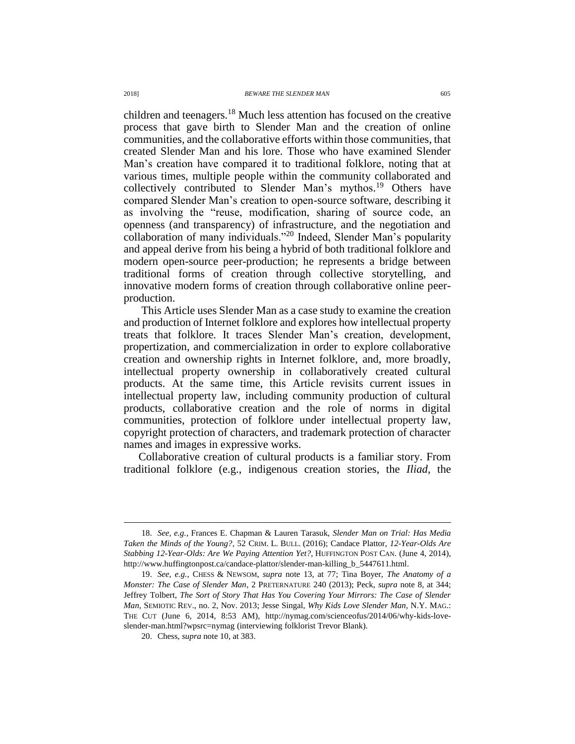children and teenagers.[18] Much less attention has focused on the creative process that gave birth to Slender Man and the creation of online communities, and the collaborative efforts within those communities, that created Slender Man and his lore. Those who have examined Slender Man's creation have compared it to traditional folklore, noting that at various times, multiple people within the community collaborated and collectively contributed to Slender Man's mythos.[19] Others have compared Slender Man's creation to open-source software, describing it as involving the "reuse, modification, sharing of source code, an openness (and transparency) of infrastructure, and the negotiation and collaboration of many individuals."[20] Indeed, Slender Man's popularity and appeal derive from his being a hybrid of both traditional folklore and modern open-source peer-production; he represents a bridge between traditional forms of creation through collective storytelling, and innovative modern forms of creation through collaborative online peer-production.

This Article uses Slender Man as a case study to examine the creation and production of Internet folklore and explores how intellectual property treats that folklore. It traces Slender Man's creation, development, propertization, and commercialization in order to explore collaborative creation and ownership rights in Internet folklore, and, more broadly, intellectual property ownership in collaboratively created cultural products. At the same time, this Article revisits current issues in intellectual property law, including community production of cultural products, collaborative creation and the role of norms in digital communities, protection of folklore under intellectual property law, copyright protection of characters, and trademark protection of character names and images in expressive works.

Collaborative creation of cultural products is a familiar story. From traditional folklore (e.g., indigenous creation stories, the *Iliad*, the

---

18. *See, e.g.*, Frances E. Chapman & Lauren Tarasuk, *Slender Man on Trial: Has Media Taken the Minds of the Young?*, 52 CRIM. L. BULL. (2016); Candace Plattor, *12-Year-Olds Are Stabbing 12-Year-Olds: Are We Paying Attention Yet?*, HUFFINGTON POST CAN. (June 4, 2014), http://www.huffingtonpost.ca/candace-plattor/slender-man-killing_b_5447611.html.

19. *See, e.g.*, CHESS & NEWSOM, *supra* note 13, at 77; Tina Boyer, *The Anatomy of a Monster: The Case of Slender Man*, 2 PRETERNATURE 240 (2013); Peck, *supra* note 8, at 344; Jeffrey Tolbert, *The Sort of Story That Has You Covering Your Mirrors: The Case of Slender Man*, SEMIOTIC REV., no. 2, Nov. 2013; Jesse Singal, *Why Kids Love Slender Man*, N.Y. MAG.: THE CUT (June 6, 2014, 8:53 AM), http://nymag.com/scienceofus/2014/06/why-kids-love-slender-man.html?wpsrc=nymag (interviewing folklorist Trevor Blank).

20. Chess, *supra* note 10, at 383.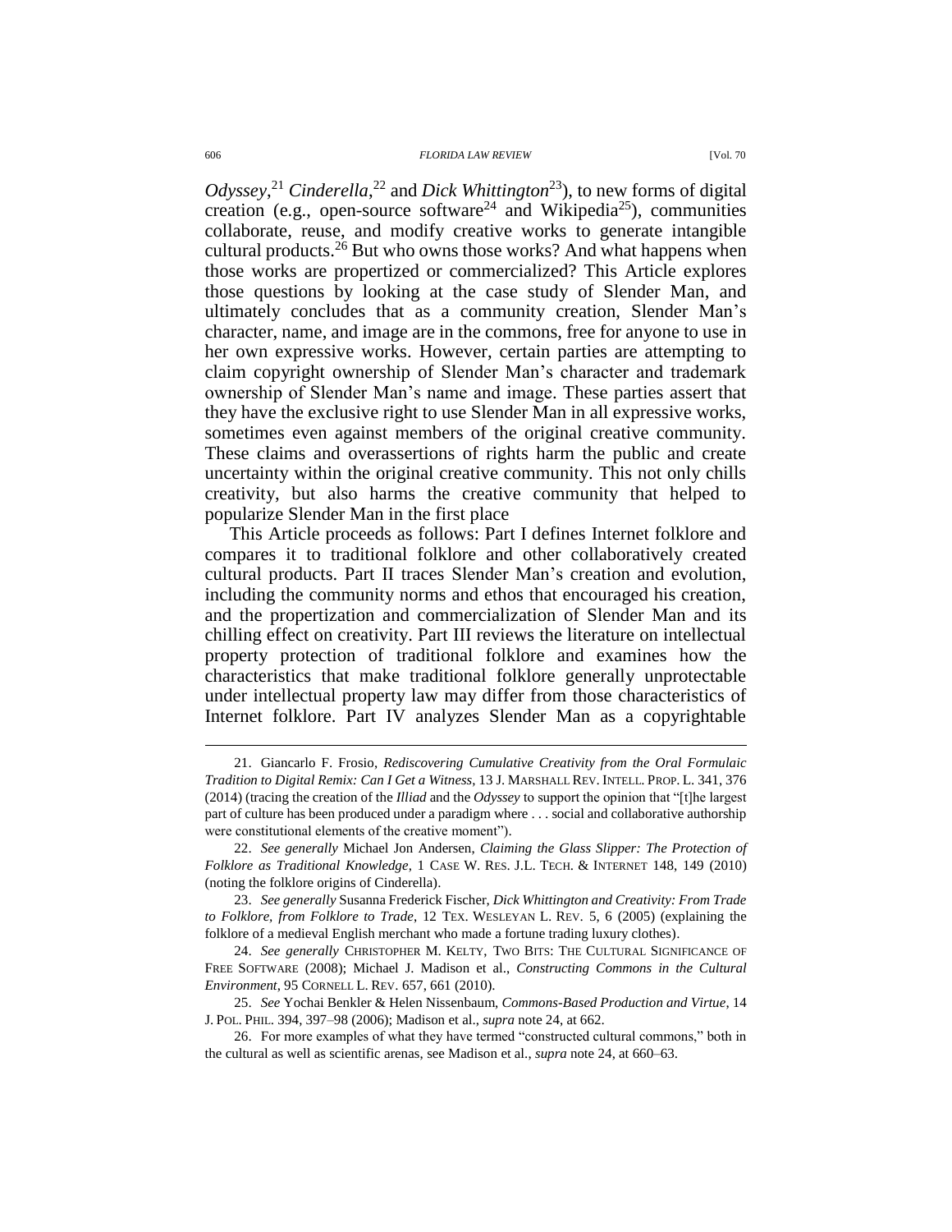*Odyssey*,[21] *Cinderella*,[22] and *Dick Whittington*[23]), to new forms of digital creation (e.g., open-source software[24] and Wikipedia[25]), communities collaborate, reuse, and modify creative works to generate intangible cultural products.[26] But who owns those works? And what happens when those works are propertized or commercialized? This Article explores those questions by looking at the case study of Slender Man, and ultimately concludes that as a community creation, Slender Man's character, name, and image are in the commons, free for anyone to use in her own expressive works. However, certain parties are attempting to claim copyright ownership of Slender Man's character and trademark ownership of Slender Man's name and image. These parties assert that they have the exclusive right to use Slender Man in all expressive works, sometimes even against members of the original creative community. These claims and overassertions of rights harm the public and create uncertainty within the original creative community. This not only chills creativity, but also harms the creative community that helped to popularize Slender Man in the first place

This Article proceeds as follows: Part I defines Internet folklore and compares it to traditional folklore and other collaboratively created cultural products. Part II traces Slender Man's creation and evolution, including the community norms and ethos that encouraged his creation, and the propertization and commercialization of Slender Man and its chilling effect on creativity. Part III reviews the literature on intellectual property protection of traditional folklore and examines how the characteristics that make traditional folklore generally unprotectable under intellectual property law may differ from those characteristics of Internet folklore. Part IV analyzes Slender Man as a copyrightable

---

21. Giancarlo F. Frosio, *Rediscovering Cumulative Creativity from the Oral Formulaic Tradition to Digital Remix: Can I Get a Witness*, 13 J. MARSHALL REV. INTELL. PROP. L. 341, 376 (2014) (tracing the creation of the *Illiad* and the *Odyssey* to support the opinion that "[t]he largest part of culture has been produced under a paradigm where . . . social and collaborative authorship were constitutional elements of the creative moment").

22. *See generally* Michael Jon Andersen, *Claiming the Glass Slipper: The Protection of Folklore as Traditional Knowledge*, 1 CASE W. RES. J.L. TECH. & INTERNET 148, 149 (2010) (noting the folklore origins of Cinderella).

23. *See generally* Susanna Frederick Fischer, *Dick Whittington and Creativity: From Trade to Folklore, from Folklore to Trade*, 12 TEX. WESLEYAN L. REV. 5, 6 (2005) (explaining the folklore of a medieval English merchant who made a fortune trading luxury clothes).

24. *See generally* CHRISTOPHER M. KELTY, TWO BITS: THE CULTURAL SIGNIFICANCE OF FREE SOFTWARE (2008); Michael J. Madison et al., *Constructing Commons in the Cultural Environment*, 95 CORNELL L. REV. 657, 661 (2010).

25. *See* Yochai Benkler & Helen Nissenbaum, *Commons-Based Production and Virtue*, 14 J. POL. PHIL. 394, 397–98 (2006); Madison et al., *supra* note 24, at 662.

26. For more examples of what they have termed "constructed cultural commons," both in the cultural as well as scientific arenas, see Madison et al., *supra* note 24, at 660–63.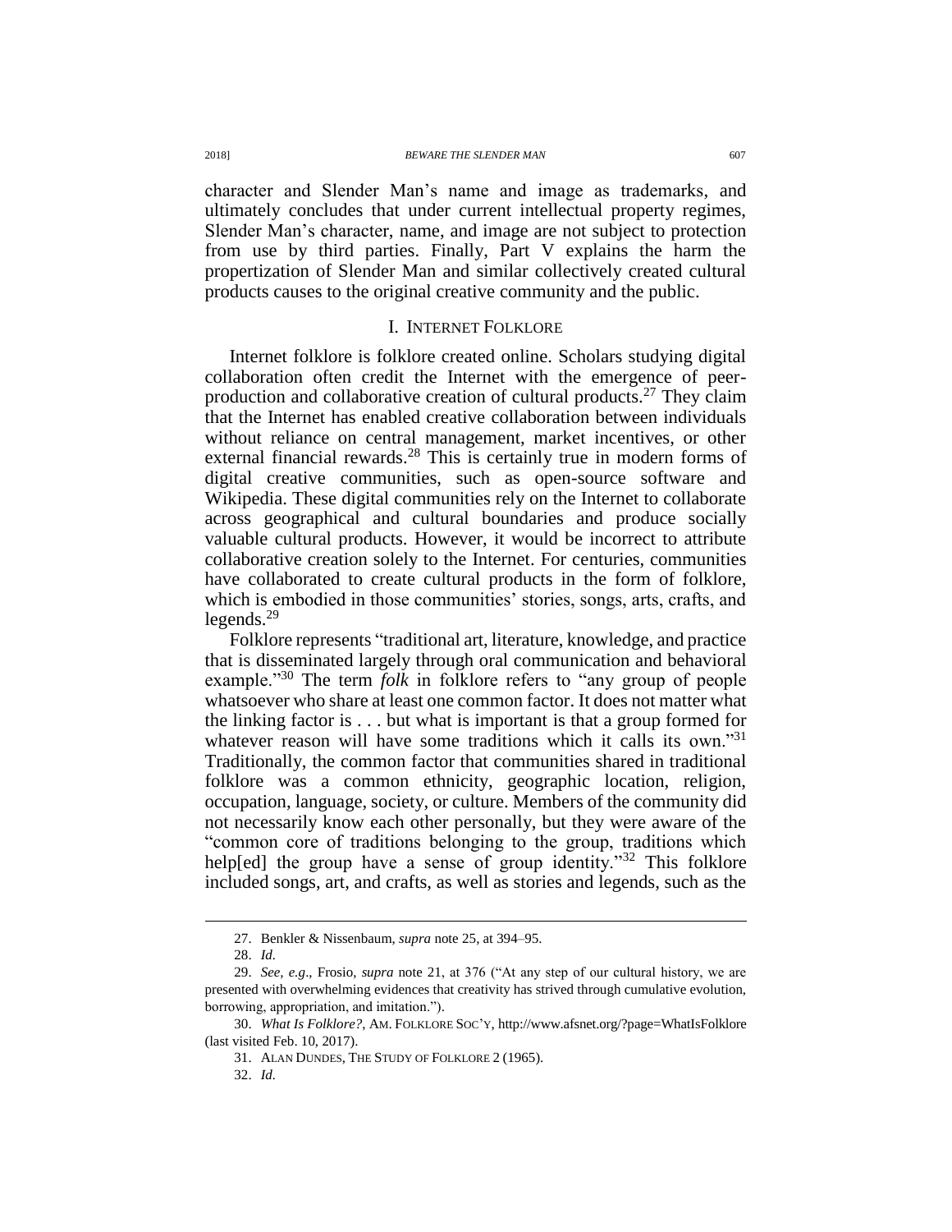character and Slender Man's name and image as trademarks, and ultimately concludes that under current intellectual property regimes, Slender Man's character, name, and image are not subject to protection from use by third parties. Finally, Part V explains the harm the propertization of Slender Man and similar collectively created cultural products causes to the original creative community and the public.

## I. INTERNET FOLKLORE

Internet folklore is folklore created online. Scholars studying digital collaboration often credit the Internet with the emergence of peer-production and collaborative creation of cultural products.[27] They claim that the Internet has enabled creative collaboration between individuals without reliance on central management, market incentives, or other external financial rewards.[28] This is certainly true in modern forms of digital creative communities, such as open-source software and Wikipedia. These digital communities rely on the Internet to collaborate across geographical and cultural boundaries and produce socially valuable cultural products. However, it would be incorrect to attribute collaborative creation solely to the Internet. For centuries, communities have collaborated to create cultural products in the form of folklore, which is embodied in those communities' stories, songs, arts, crafts, and legends.[29]

Folklore represents "traditional art, literature, knowledge, and practice that is disseminated largely through oral communication and behavioral example."[30] The term *folk* in folklore refers to "any group of people whatsoever who share at least one common factor. It does not matter what the linking factor is . . . but what is important is that a group formed for whatever reason will have some traditions which it calls its own."[31] Traditionally, the common factor that communities shared in traditional folklore was a common ethnicity, geographic location, religion, occupation, language, society, or culture. Members of the community did not necessarily know each other personally, but they were aware of the "common core of traditions belonging to the group, traditions which help[ed] the group have a sense of group identity."[32] This folklore included songs, art, and crafts, as well as stories and legends, such as the

---

27. Benkler & Nissenbaum, *supra* note 25, at 394–95.

28. *Id.*

29. *See, e.g*., Frosio, *supra* note 21, at 376 ("At any step of our cultural history, we are presented with overwhelming evidences that creativity has strived through cumulative evolution, borrowing, appropriation, and imitation.").

30. *What Is Folklore?*, AM. FOLKLORE SOC'Y, http://www.afsnet.org/?page=WhatIsFolklore (last visited Feb. 10, 2017).

31. ALAN DUNDES, THE STUDY OF FOLKLORE 2 (1965).

32. *Id.*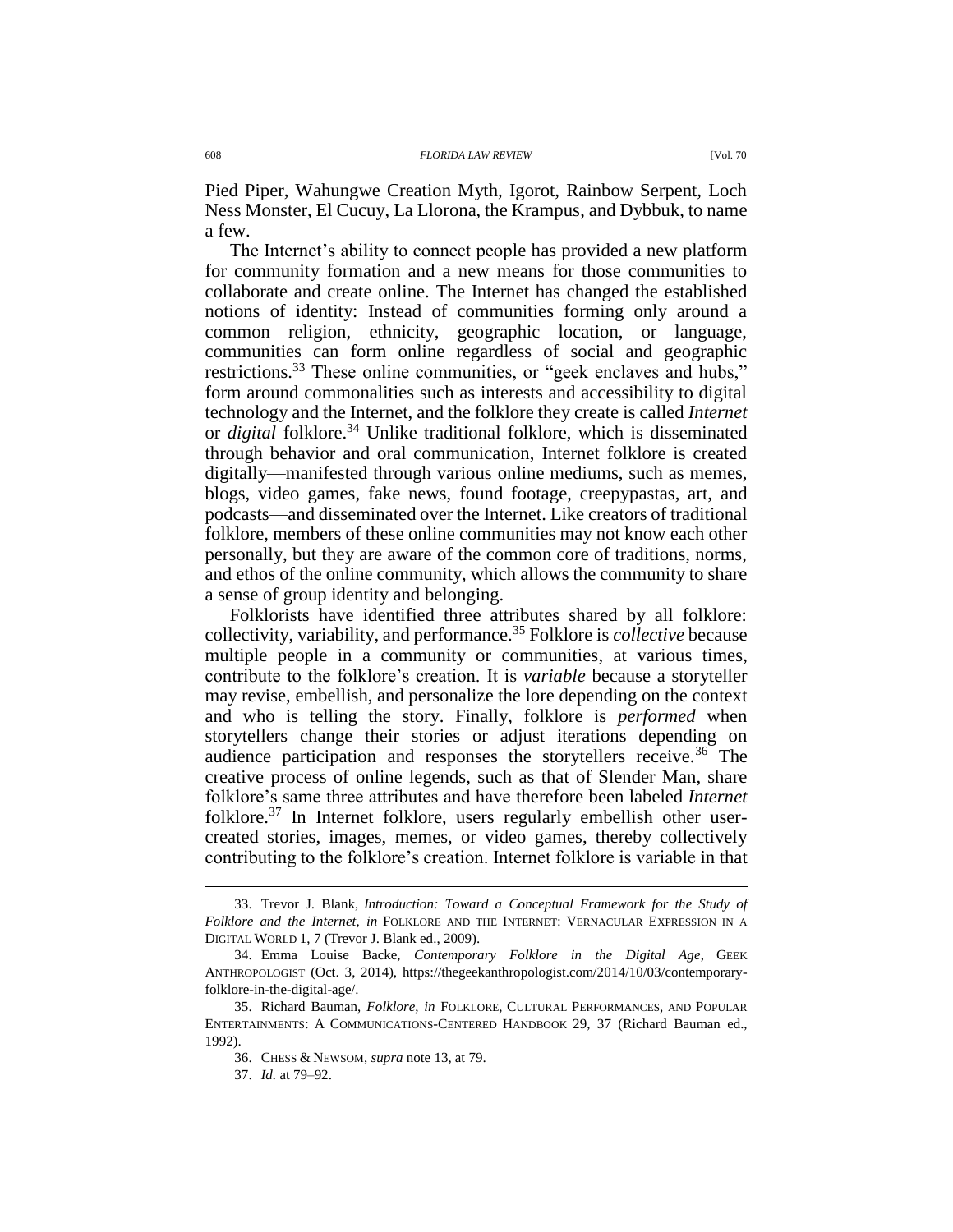Pied Piper, Wahungwe Creation Myth, Igorot, Rainbow Serpent, Loch Ness Monster, El Cucuy, La Llorona, the Krampus, and Dybbuk, to name a few.

The Internet's ability to connect people has provided a new platform for community formation and a new means for those communities to collaborate and create online. The Internet has changed the established notions of identity: Instead of communities forming only around a common religion, ethnicity, geographic location, or language, communities can form online regardless of social and geographic restrictions.[33] These online communities, or "geek enclaves and hubs," form around commonalities such as interests and accessibility to digital technology and the Internet, and the folklore they create is called *Internet* or *digital* folklore.[34] Unlike traditional folklore, which is disseminated through behavior and oral communication, Internet folklore is created digitally—manifested through various online mediums, such as memes, blogs, video games, fake news, found footage, creepypastas, art, and podcasts—and disseminated over the Internet. Like creators of traditional folklore, members of these online communities may not know each other personally, but they are aware of the common core of traditions, norms, and ethos of the online community, which allows the community to share a sense of group identity and belonging.

Folklorists have identified three attributes shared by all folklore: collectivity, variability, and performance.[35] Folklore is *collective* because multiple people in a community or communities, at various times, contribute to the folklore's creation. It is *variable* because a storyteller may revise, embellish, and personalize the lore depending on the context and who is telling the story. Finally, folklore is *performed* when storytellers change their stories or adjust iterations depending on audience participation and responses the storytellers receive.[36] The creative process of online legends, such as that of Slender Man, share folklore's same three attributes and have therefore been labeled *Internet* folklore.[37] In Internet folklore, users regularly embellish other user-created stories, images, memes, or video games, thereby collectively contributing to the folklore's creation. Internet folklore is variable in that

---

33. Trevor J. Blank, *Introduction: Toward a Conceptual Framework for the Study of Folklore and the Internet*, *in* FOLKLORE AND THE INTERNET: VERNACULAR EXPRESSION IN A DIGITAL WORLD 1, 7 (Trevor J. Blank ed., 2009).

34. Emma Louise Backe, *Contemporary Folklore in the Digital Age*, GEEK ANTHROPOLOGIST (Oct. 3, 2014), https://thegeekanthropologist.com/2014/10/03/contemporary-folklore-in-the-digital-age/.

35. Richard Bauman, *Folklore*, *in* FOLKLORE, CULTURAL PERFORMANCES, AND POPULAR ENTERTAINMENTS: A COMMUNICATIONS-CENTERED HANDBOOK 29, 37 (Richard Bauman ed., 1992).

36. CHESS & NEWSOM, *supra* note 13, at 79.

37. *Id.* at 79–92.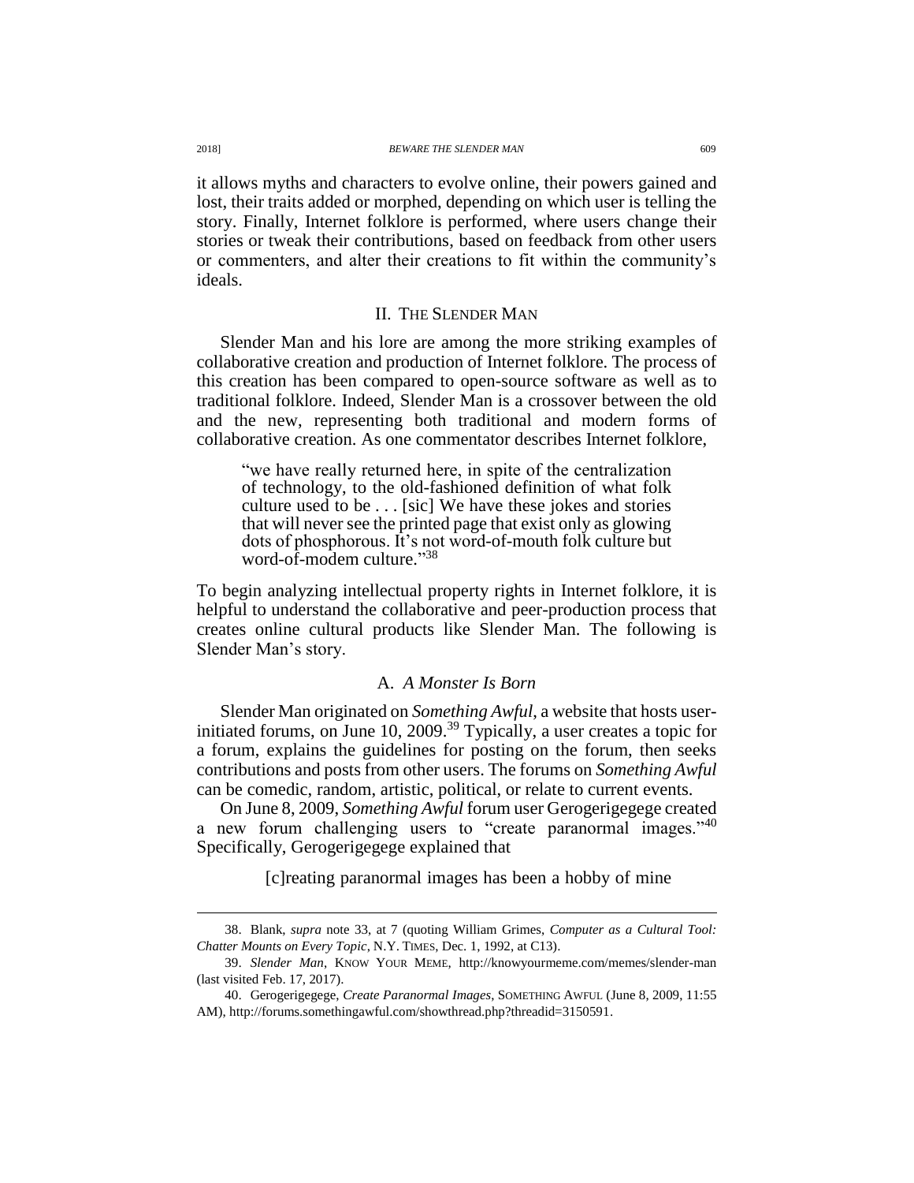it allows myths and characters to evolve online, their powers gained and lost, their traits added or morphed, depending on which user is telling the story. Finally, Internet folklore is performed, where users change their stories or tweak their contributions, based on feedback from other users or commenters, and alter their creations to fit within the community's ideals.

## II. THE SLENDER MAN

Slender Man and his lore are among the more striking examples of collaborative creation and production of Internet folklore. The process of this creation has been compared to open-source software as well as to traditional folklore. Indeed, Slender Man is a crossover between the old and the new, representing both traditional and modern forms of collaborative creation. As one commentator describes Internet folklore,

> "we have really returned here, in spite of the centralization of technology, to the old-fashioned definition of what folk culture used to be . . . [sic] We have these jokes and stories that will never see the printed page that exist only as glowing dots of phosphorous. It's not word-of-mouth folk culture but word-of-modem culture."[38]

To begin analyzing intellectual property rights in Internet folklore, it is helpful to understand the collaborative and peer-production process that creates online cultural products like Slender Man. The following is Slender Man's story.

### A. *A Monster Is Born*

Slender Man originated on *Something Awful*, a website that hosts user-initiated forums, on June 10, 2009.[39] Typically, a user creates a topic for a forum, explains the guidelines for posting on the forum, then seeks contributions and posts from other users. The forums on *Something Awful* can be comedic, random, artistic, political, or relate to current events.

On June 8, 2009, *Something Awful* forum user Gerogerigegege created a new forum challenging users to "create paranormal images."[40] Specifically, Gerogerigegege explained that

> [c]reating paranormal images has been a hobby of mine

---

38. Blank, *supra* note 33, at 7 (quoting William Grimes, *Computer as a Cultural Tool: Chatter Mounts on Every Topic*, N.Y. TIMES, Dec. 1, 1992, at C13).

39. *Slender Man*, KNOW YOUR MEME, http://knowyourmeme.com/memes/slender-man (last visited Feb. 17, 2017).

40. Gerogerigegege, *Create Paranormal Images*, SOMETHING AWFUL (June 8, 2009, 11:55 AM), http://forums.somethingawful.com/showthread.php?threadid=3150591.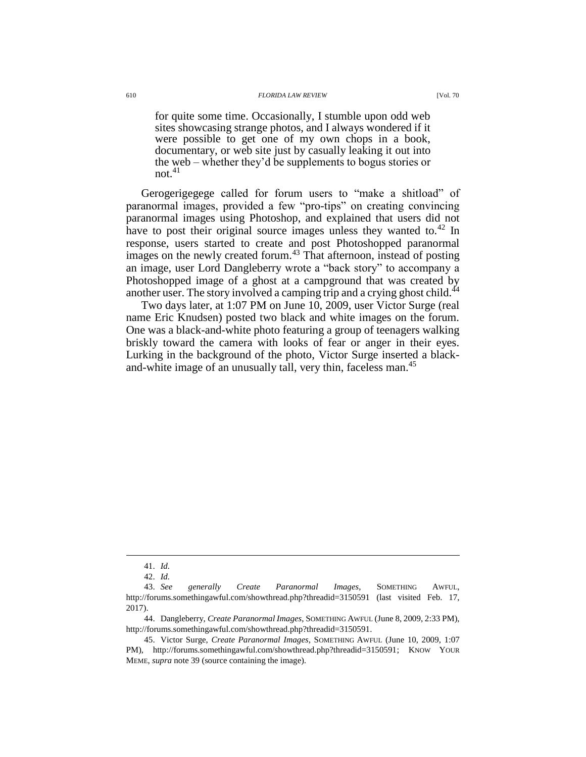> for quite some time. Occasionally, I stumble upon odd web sites showcasing strange photos, and I always wondered if it were possible to get one of my own chops in a book, documentary, or web site just by casually leaking it out into the web – whether they'd be supplements to bogus stories or not.[41]

Gerogerigegege called for forum users to "make a shitload" of paranormal images, provided a few "pro-tips" on creating convincing paranormal images using Photoshop, and explained that users did not have to post their original source images unless they wanted to.[42] In response, users started to create and post Photoshopped paranormal images on the newly created forum.[43] That afternoon, instead of posting an image, user Lord Dangleberry wrote a "back story" to accompany a Photoshopped image of a ghost at a campground that was created by another user. The story involved a camping trip and a crying ghost child.[44]

Two days later, at 1:07 PM on June 10, 2009, user Victor Surge (real name Eric Knudsen) posted two black and white images on the forum. One was a black-and-white photo featuring a group of teenagers walking briskly toward the camera with looks of fear or anger in their eyes. Lurking in the background of the photo, Victor Surge inserted a black-and-white image of an unusually tall, very thin, faceless man.[45]

---

41. *Id.*

42. *Id.*

43. *See generally Create Paranormal Images*, SOMETHING AWFUL, http://forums.somethingawful.com/showthread.php?threadid=3150591 (last visited Feb. 17, 2017).

44. Dangleberry, *Create Paranormal Images*, SOMETHING AWFUL (June 8, 2009, 2:33 PM), http://forums.somethingawful.com/showthread.php?threadid=3150591.

45. Victor Surge, *Create Paranormal Images*, SOMETHING AWFUL (June 10, 2009, 1:07 PM), http://forums.somethingawful.com/showthread.php?threadid=3150591; KNOW YOUR MEME, *supra* note 39 (source containing the image).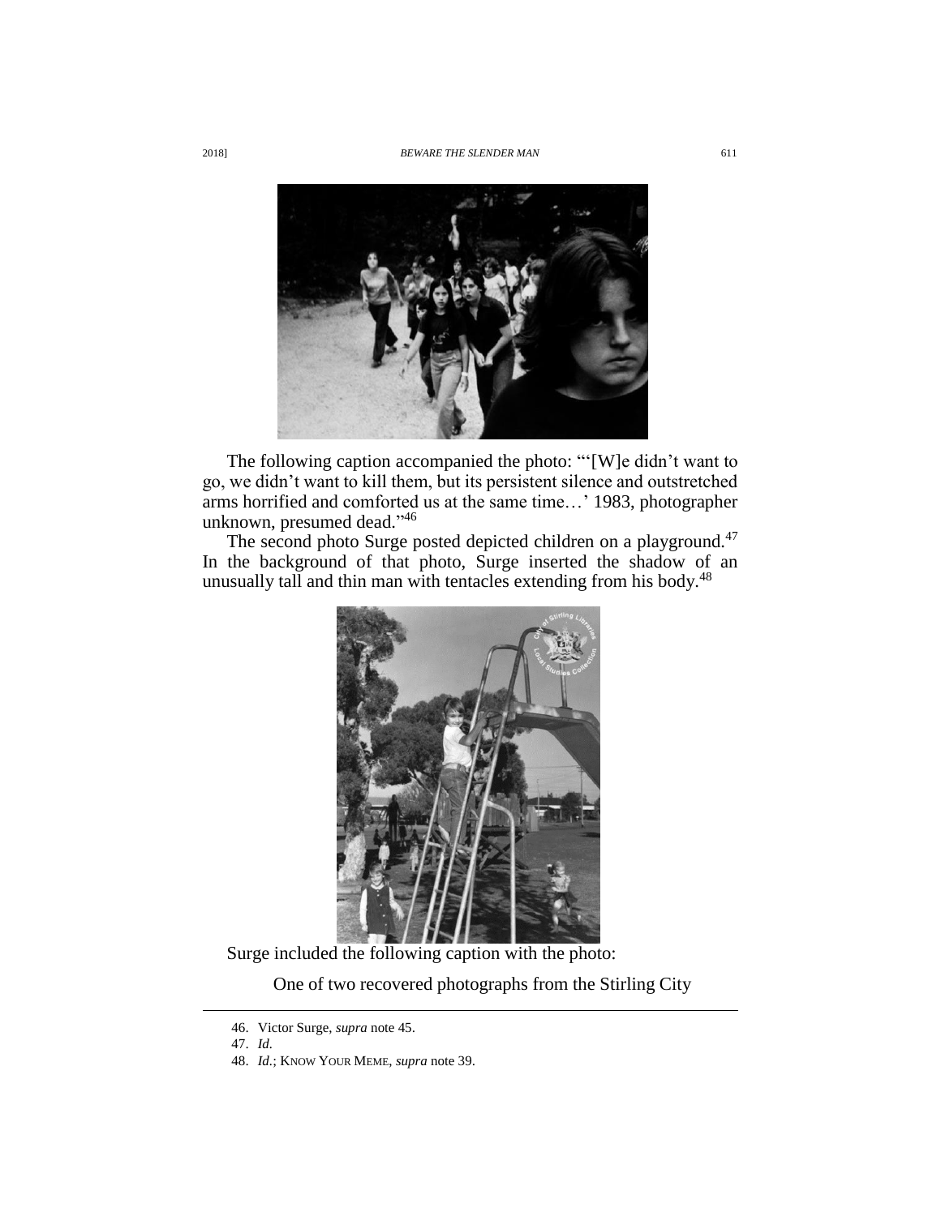The following caption accompanied the photo: "'[W]e didn't want to go, we didn't want to kill them, but its persistent silence and outstretched arms horrified and comforted us at the same time…' 1983, photographer unknown, presumed dead."[46]

The second photo Surge posted depicted children on a playground.[47] In the background of that photo, Surge inserted the shadow of an unusually tall and thin man with tentacles extending from his body.[48]

Surge included the following caption with the photo:

> One of two recovered photographs from the Stirling City

---

46. Victor Surge, *supra* note 45.

47. *Id.*

48. *Id.*; KNOW YOUR MEME, *supra* note 39.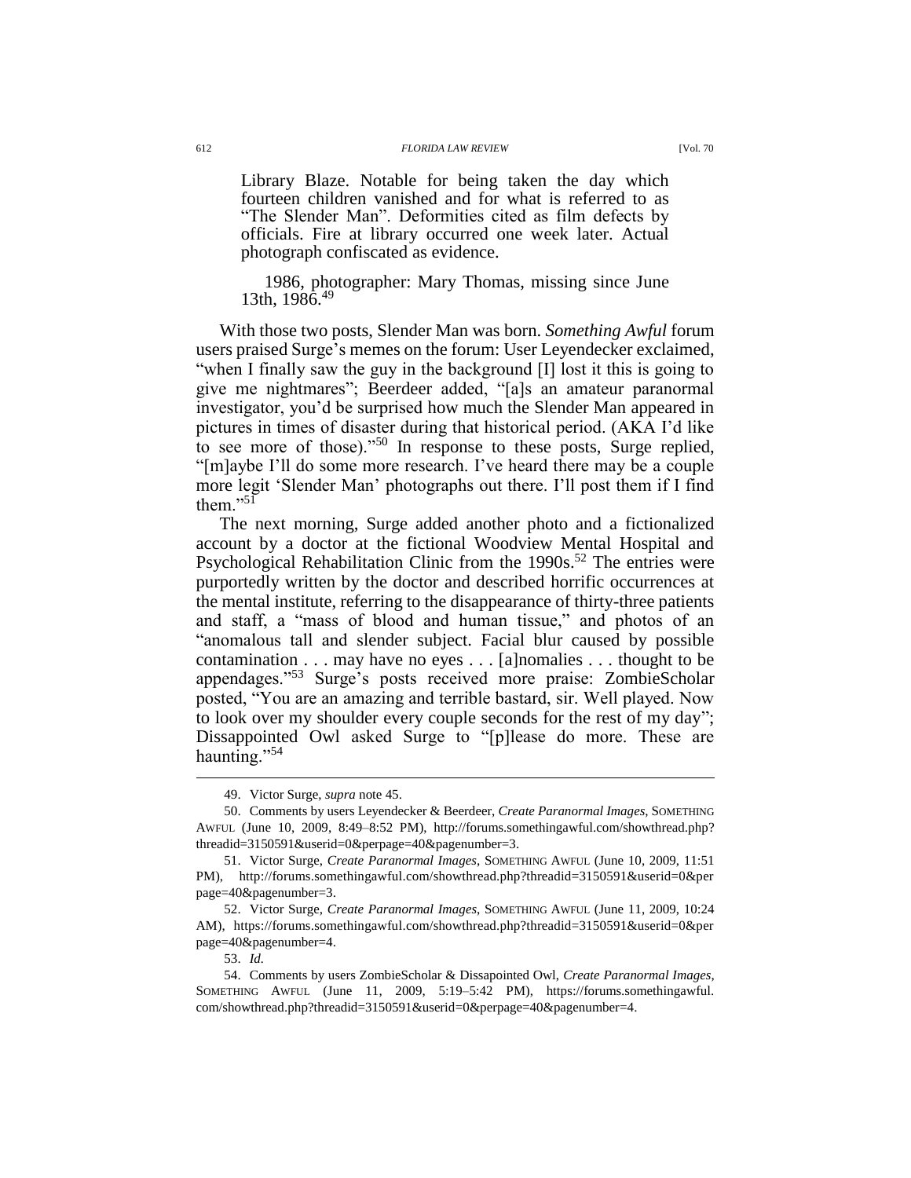> Library Blaze. Notable for being taken the day which fourteen children vanished and for what is referred to as "The Slender Man". Deformities cited as film defects by officials. Fire at library occurred one week later. Actual photograph confiscated as evidence.
>
> 1986, photographer: Mary Thomas, missing since June 13th, 1986.[49]

With those two posts, Slender Man was born. *Something Awful* forum users praised Surge's memes on the forum: User Leyendecker exclaimed, "when I finally saw the guy in the background [I] lost it this is going to give me nightmares"; Beerdeer added, "[a]s an amateur paranormal investigator, you'd be surprised how much the Slender Man appeared in pictures in times of disaster during that historical period. (AKA I'd like to see more of those)."[50] In response to these posts, Surge replied, "[m]aybe I'll do some more research. I've heard there may be a couple more legit 'Slender Man' photographs out there. I'll post them if I find them."[51]

The next morning, Surge added another photo and a fictionalized account by a doctor at the fictional Woodview Mental Hospital and Psychological Rehabilitation Clinic from the 1990s.[52] The entries were purportedly written by the doctor and described horrific occurrences at the mental institute, referring to the disappearance of thirty-three patients and staff, a "mass of blood and human tissue," and photos of an "anomalous tall and slender subject. Facial blur caused by possible contamination . . . may have no eyes . . . [a]nomalies . . . thought to be appendages."[53] Surge's posts received more praise: ZombieScholar posted, "You are an amazing and terrible bastard, sir. Well played. Now to look over my shoulder every couple seconds for the rest of my day"; Dissappointed Owl asked Surge to "[p]lease do more. These are haunting."[54]

---

49. Victor Surge, *supra* note 45.

50. Comments by users Leyendecker & Beerdeer, *Create Paranormal Images*, SOMETHING AWFUL (June 10, 2009, 8:49–8:52 PM), http://forums.somethingawful.com/showthread.php?threadid=3150591&userid=0&perpage=40&pagenumber=3.

51. Victor Surge, *Create Paranormal Images*, SOMETHING AWFUL (June 10, 2009, 11:51 PM), http://forums.somethingawful.com/showthread.php?threadid=3150591&userid=0&perpage=40&pagenumber=3.

52. Victor Surge, *Create Paranormal Images*, SOMETHING AWFUL (June 11, 2009, 10:24 AM), https://forums.somethingawful.com/showthread.php?threadid=3150591&userid=0&perpage=40&pagenumber=4.

53. *Id.*

54. Comments by users ZombieScholar & Dissapointed Owl, *Create Paranormal Images*, SOMETHING AWFUL (June 11, 2009, 5:19–5:42 PM), https://forums.somethingawful.com/showthread.php?threadid=3150591&userid=0&perpage=40&pagenumber=4.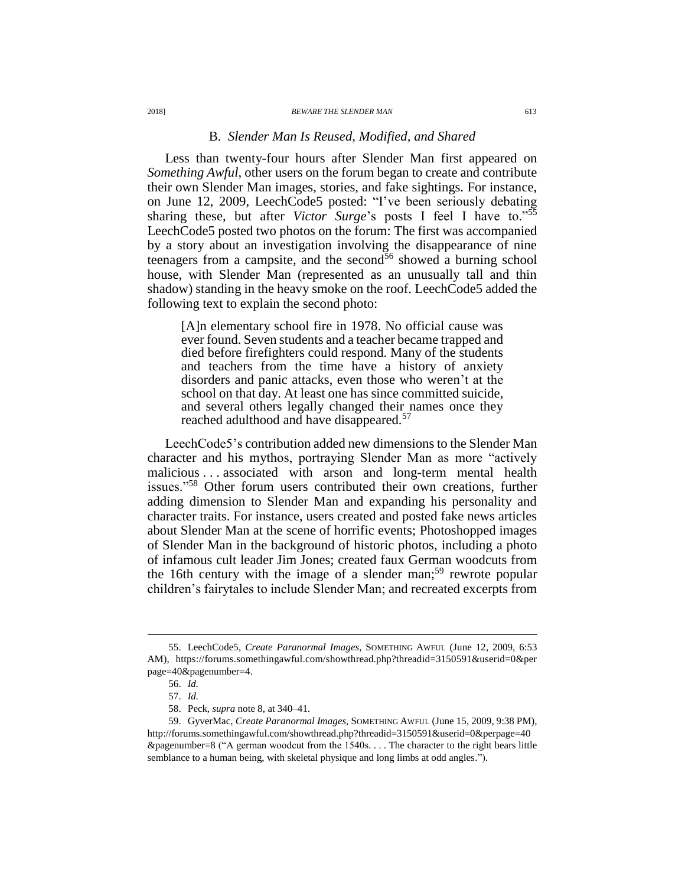### B. *Slender Man Is Reused, Modified, and Shared*

Less than twenty-four hours after Slender Man first appeared on *Something Awful*, other users on the forum began to create and contribute their own Slender Man images, stories, and fake sightings. For instance, on June 12, 2009, LeechCode5 posted: "I've been seriously debating sharing these, but after *Victor Surge*'s posts I feel I have to."[55] LeechCode5 posted two photos on the forum: The first was accompanied by a story about an investigation involving the disappearance of nine teenagers from a campsite, and the second[56] showed a burning school house, with Slender Man (represented as an unusually tall and thin shadow) standing in the heavy smoke on the roof. LeechCode5 added the following text to explain the second photo:

> [A]n elementary school fire in 1978. No official cause was ever found. Seven students and a teacher became trapped and died before firefighters could respond. Many of the students and teachers from the time have a history of anxiety disorders and panic attacks, even those who weren't at the school on that day. At least one has since committed suicide, and several others legally changed their names once they reached adulthood and have disappeared.[57]

LeechCode5's contribution added new dimensions to the Slender Man character and his mythos, portraying Slender Man as more "actively malicious . . . associated with arson and long-term mental health issues."[58] Other forum users contributed their own creations, further adding dimension to Slender Man and expanding his personality and character traits. For instance, users created and posted fake news articles about Slender Man at the scene of horrific events; Photoshopped images of Slender Man in the background of historic photos, including a photo of infamous cult leader Jim Jones; created faux German woodcuts from the 16th century with the image of a slender man;[59] rewrote popular children's fairytales to include Slender Man; and recreated excerpts from

---

55. LeechCode5, *Create Paranormal Images*, SOMETHING AWFUL (June 12, 2009, 6:53 AM), https://forums.somethingawful.com/showthread.php?threadid=3150591&userid=0&perpage=40&pagenumber=4.

56. *Id.*

57. *Id.*

58. Peck, *supra* note 8, at 340–41.

59. GyverMac, *Create Paranormal Images*, SOMETHING AWFUL (June 15, 2009, 9:38 PM), http://forums.somethingawful.com/showthread.php?threadid=3150591&userid=0&perpage=40&pagenumber=8 ("A german woodcut from the 1540s. . . . The character to the right bears little semblance to a human being, with skeletal physique and long limbs at odd angles.").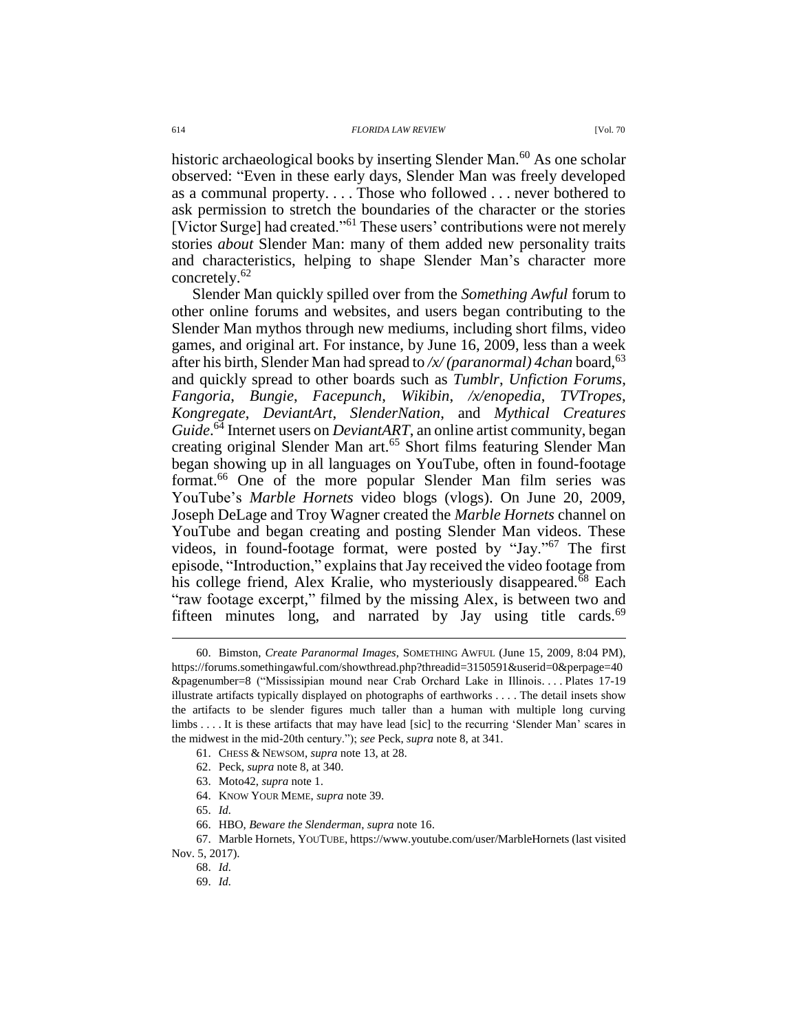historic archaeological books by inserting Slender Man.[60] As one scholar observed: "Even in these early days, Slender Man was freely developed as a communal property. . . . Those who followed . . . never bothered to ask permission to stretch the boundaries of the character or the stories [Victor Surge] had created."[61] These users' contributions were not merely stories *about* Slender Man: many of them added new personality traits and characteristics, helping to shape Slender Man's character more concretely.[62]

Slender Man quickly spilled over from the *Something Awful* forum to other online forums and websites, and users began contributing to the Slender Man mythos through new mediums, including short films, video games, and original art. For instance, by June 16, 2009, less than a week after his birth, Slender Man had spread to */x/ (paranormal) 4chan* board,[63] and quickly spread to other boards such as *Tumblr*, *Unfiction Forums*, *Fangoria*, *Bungie*, *Facepunch*, *Wikibin*, */x/enopedia*, *TVTropes*, *Kongregate*, *DeviantArt*, *SlenderNation*, and *Mythical Creatures Guide*.[64] Internet users on *DeviantART*, an online artist community, began creating original Slender Man art.[65] Short films featuring Slender Man began showing up in all languages on YouTube, often in found-footage format.[66] One of the more popular Slender Man film series was YouTube's *Marble Hornets* video blogs (vlogs). On June 20, 2009, Joseph DeLage and Troy Wagner created the *Marble Hornets* channel on YouTube and began creating and posting Slender Man videos. These videos, in found-footage format, were posted by "Jay."[67] The first episode, "Introduction," explains that Jay received the video footage from his college friend, Alex Kralie, who mysteriously disappeared.[68] Each "raw footage excerpt," filmed by the missing Alex, is between two and fifteen minutes long, and narrated by Jay using title cards.[69]

---

60. Bimston, *Create Paranormal Images*, SOMETHING AWFUL (June 15, 2009, 8:04 PM), https://forums.somethingawful.com/showthread.php?threadid=3150591&userid=0&perpage=40&pagenumber=8 ("Mississipian mound near Crab Orchard Lake in Illinois. . . . Plates 17-19 illustrate artifacts typically displayed on photographs of earthworks . . . . The detail insets show the artifacts to be slender figures much taller than a human with multiple long curving limbs . . . . It is these artifacts that may have lead [sic] to the recurring 'Slender Man' scares in the midwest in the mid-20th century."); *see* Peck, *supra* note 8, at 341.

61. CHESS & NEWSOM, *supra* note 13, at 28.

62. Peck, *supra* note 8, at 340.

63. Moto42, *supra* note 1.

64. KNOW YOUR MEME, *supra* note 39.

65. *Id.*

66. HBO, *Beware the Slenderman*, *supra* note 16.

67. Marble Hornets, YOUTUBE, https://www.youtube.com/user/MarbleHornets (last visited Nov. 5, 2017).

68. *Id.*

69. *Id.*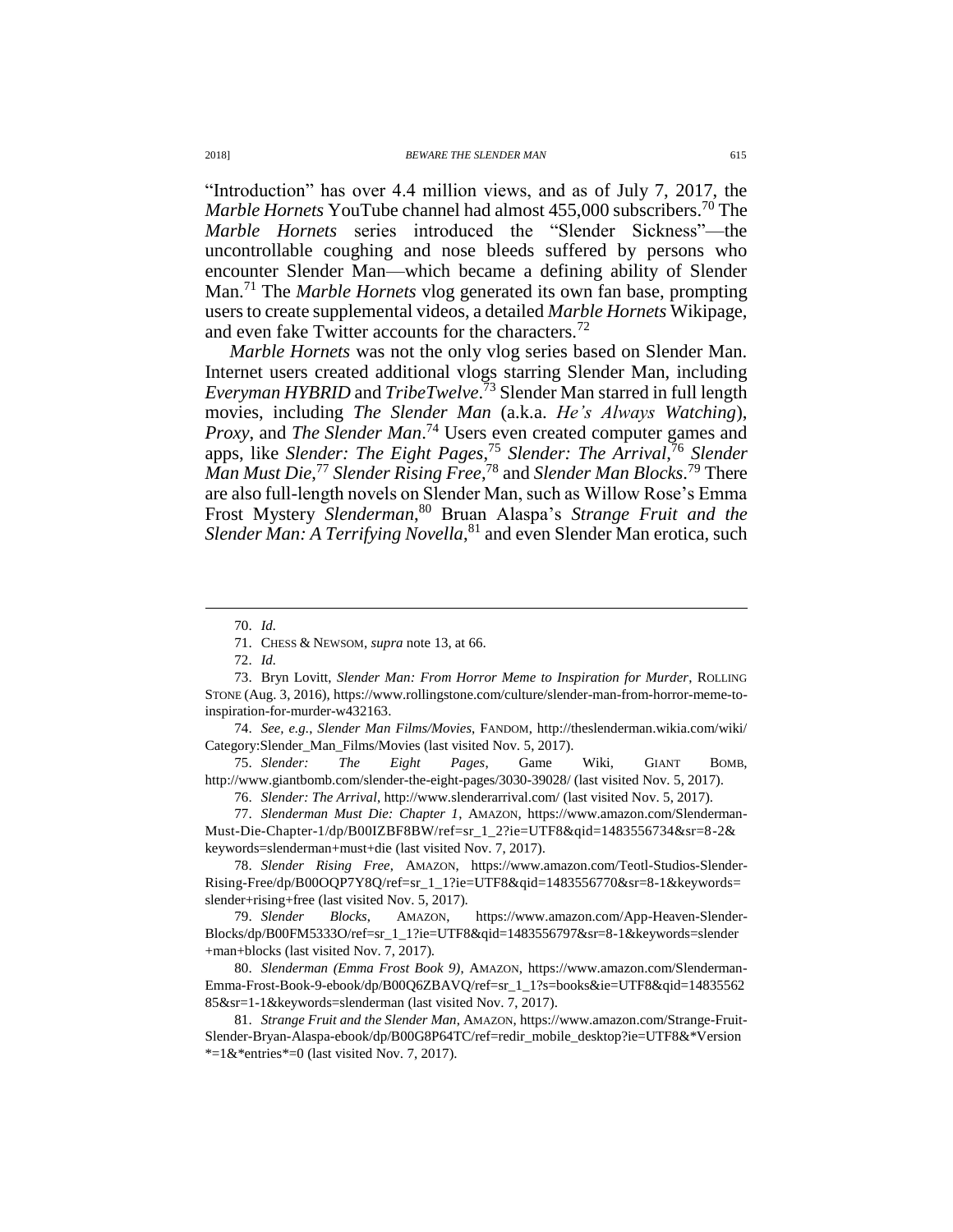"Introduction" has over 4.4 million views, and as of July 7, 2017, the *Marble Hornets* YouTube channel had almost 455,000 subscribers.[70] The *Marble Hornets* series introduced the "Slender Sickness"—the uncontrollable coughing and nose bleeds suffered by persons who encounter Slender Man—which became a defining ability of Slender Man.[71] The *Marble Hornets* vlog generated its own fan base, prompting users to create supplemental videos, a detailed *Marble Hornets* Wikipage, and even fake Twitter accounts for the characters.[72]

*Marble Hornets* was not the only vlog series based on Slender Man. Internet users created additional vlogs starring Slender Man, including *Everyman HYBRID* and *TribeTwelve*.[73] Slender Man starred in full length movies, including *The Slender Man* (a.k.a. *He's Always Watching*), *Proxy*, and *The Slender Man*.[74] Users even created computer games and apps, like *Slender: The Eight Pages*,[75] *Slender: The Arrival*,[76] *Slender Man Must Die*,[77] *Slender Rising Free*,[78] and *Slender Man Blocks*.[79] There are also full-length novels on Slender Man, such as Willow Rose's Emma Frost Mystery *Slenderman*,[80] Bruan Alaspa's *Strange Fruit and the Slender Man: A Terrifying Novella*,[81] and even Slender Man erotica, such

---

70. *Id.*

71. CHESS & NEWSOM, *supra* note 13, at 66.

72. *Id.*

73. Bryn Lovitt, *Slender Man: From Horror Meme to Inspiration for Murder*, ROLLING STONE (Aug. 3, 2016), https://www.rollingstone.com/culture/slender-man-from-horror-meme-to-inspiration-for-murder-w432163.

74. *See, e.g.*, *Slender Man Films/Movies*, FANDOM, http://theslenderman.wikia.com/wiki/Category:Slender_Man_Films/Movies (last visited Nov. 5, 2017).

75. *Slender: The Eight Pages*, Game Wiki, GIANT BOMB, http://www.giantbomb.com/slender-the-eight-pages/3030-39028/ (last visited Nov. 5, 2017).

76. *Slender: The Arrival*, http://www.slenderarrival.com/ (last visited Nov. 5, 2017).

77. *Slenderman Must Die: Chapter 1*, AMAZON, https://www.amazon.com/Slenderman-Must-Die-Chapter-1/dp/B00IZBF8BW/ref=sr_1_2?ie=UTF8&qid=1483556734&sr=8-2&keywords=slenderman+must+die (last visited Nov. 7, 2017).

78. *Slender Rising Free*, AMAZON, https://www.amazon.com/Teotl-Studios-Slender-Rising-Free/dp/B00OQP7Y8Q/ref=sr_1_1?ie=UTF8&qid=1483556770&sr=8-1&keywords=slender+rising+free (last visited Nov. 5, 2017).

79. *Slender Blocks*, AMAZON, https://www.amazon.com/App-Heaven-Slender-Blocks/dp/B00FM5333O/ref=sr_1_1?ie=UTF8&qid=1483556797&sr=8-1&keywords=slender+man+blocks (last visited Nov. 7, 2017).

80. *Slenderman (Emma Frost Book 9)*, AMAZON, https://www.amazon.com/Slenderman-Emma-Frost-Book-9-ebook/dp/B00Q6ZBAVQ/ref=sr_1_1?s=books&ie=UTF8&qid=1483556285&sr=1-1&keywords=slenderman (last visited Nov. 7, 2017).

81. *Strange Fruit and the Slender Man*, AMAZON, https://www.amazon.com/Strange-Fruit-Slender-Bryan-Alaspa-ebook/dp/B00G8P64TC/ref=redir_mobile_desktop?ie=UTF8&*Version*=1&*entries*=0 (last visited Nov. 7, 2017).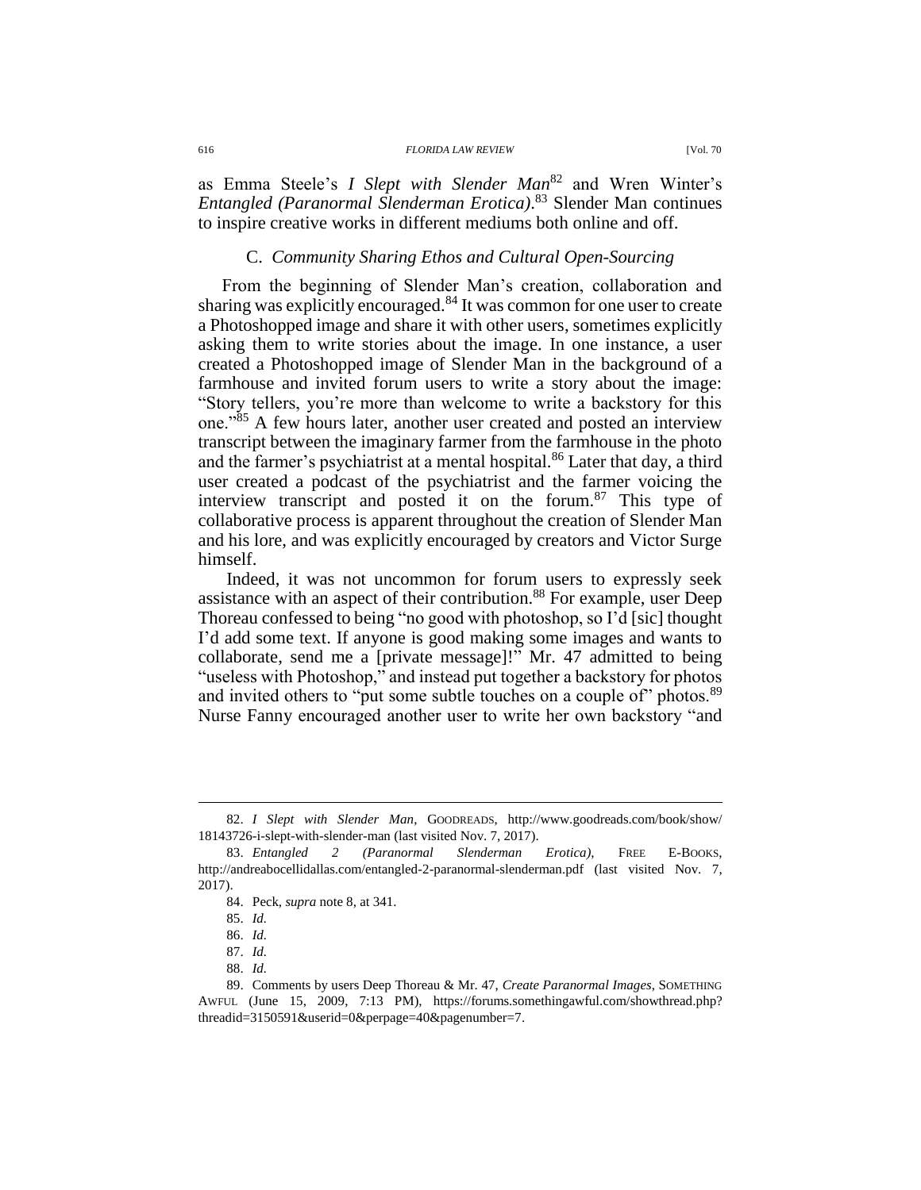as Emma Steele's *I Slept with Slender Man*[82] and Wren Winter's *Entangled (Paranormal Slenderman Erotica)*.[83] Slender Man continues to inspire creative works in different mediums both online and off.

### C. *Community Sharing Ethos and Cultural Open-Sourcing*

From the beginning of Slender Man's creation, collaboration and sharing was explicitly encouraged.[84] It was common for one user to create a Photoshopped image and share it with other users, sometimes explicitly asking them to write stories about the image. In one instance, a user created a Photoshopped image of Slender Man in the background of a farmhouse and invited forum users to write a story about the image: "Story tellers, you're more than welcome to write a backstory for this one."[85] A few hours later, another user created and posted an interview transcript between the imaginary farmer from the farmhouse in the photo and the farmer's psychiatrist at a mental hospital.[86] Later that day, a third user created a podcast of the psychiatrist and the farmer voicing the interview transcript and posted it on the forum.[87] This type of collaborative process is apparent throughout the creation of Slender Man and his lore, and was explicitly encouraged by creators and Victor Surge himself.

Indeed, it was not uncommon for forum users to expressly seek assistance with an aspect of their contribution.[88] For example, user Deep Thoreau confessed to being "no good with photoshop, so I'd [sic] thought I'd add some text. If anyone is good making some images and wants to collaborate, send me a [private message]!" Mr. 47 admitted to being "useless with Photoshop," and instead put together a backstory for photos and invited others to "put some subtle touches on a couple of" photos.[89] Nurse Fanny encouraged another user to write her own backstory "and

---

82. *I Slept with Slender Man*, GOODREADS, http://www.goodreads.com/book/show/18143726-i-slept-with-slender-man (last visited Nov. 7, 2017).

83. *Entangled 2 (Paranormal Slenderman Erotica)*, FREE E-BOOKS, http://andreabocellidallas.com/entangled-2-paranormal-slenderman.pdf (last visited Nov. 7, 2017).

84. Peck, *supra* note 8, at 341.

85. *Id.*

86. *Id.*

87. *Id.*

88. *Id.*

89. Comments by users Deep Thoreau & Mr. 47, *Create Paranormal Images*, SOMETHING AWFUL (June 15, 2009, 7:13 PM), https://forums.somethingawful.com/showthread.php?threadid=3150591&userid=0&perpage=40&pagenumber=7.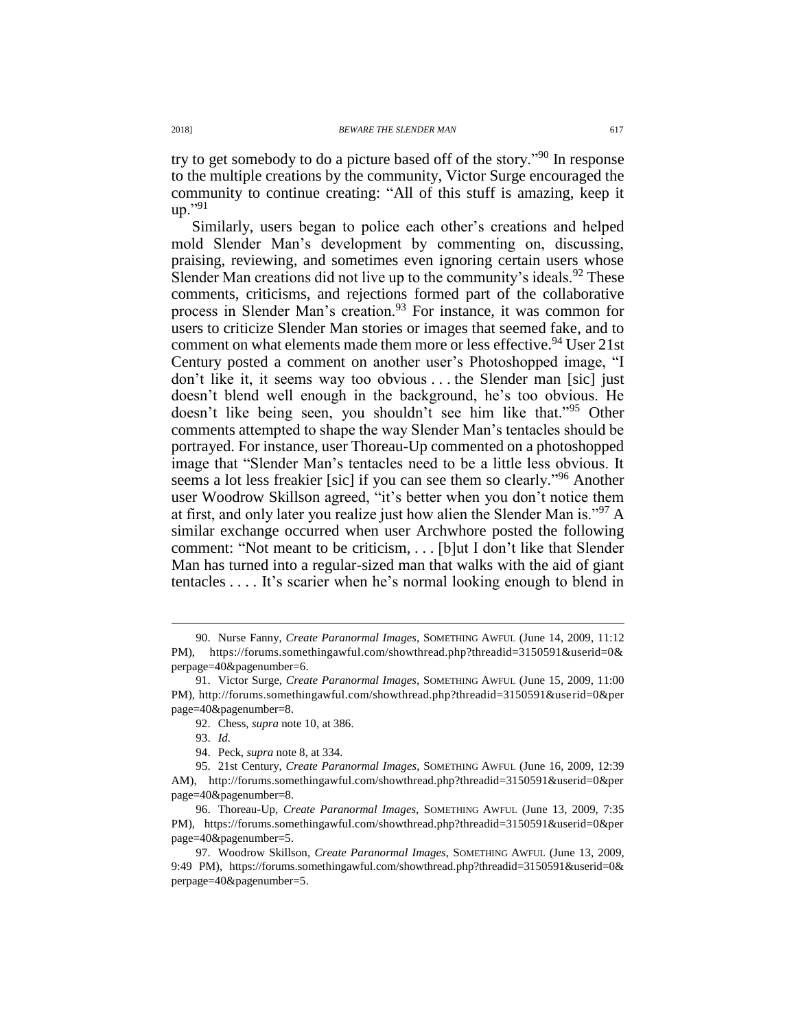try to get somebody to do a picture based off of the story."[90] In response to the multiple creations by the community, Victor Surge encouraged the community to continue creating: "All of this stuff is amazing, keep it up."[91]

Similarly, users began to police each other's creations and helped mold Slender Man's development by commenting on, discussing, praising, reviewing, and sometimes even ignoring certain users whose Slender Man creations did not live up to the community's ideals.[92] These comments, criticisms, and rejections formed part of the collaborative process in Slender Man's creation.[93] For instance, it was common for users to criticize Slender Man stories or images that seemed fake, and to comment on what elements made them more or less effective.[94] User 21st Century posted a comment on another user's Photoshopped image, "I don't like it, it seems way too obvious . . . the Slender man [sic] just doesn't blend well enough in the background, he's too obvious. He doesn't like being seen, you shouldn't see him like that."[95] Other comments attempted to shape the way Slender Man's tentacles should be portrayed. For instance, user Thoreau-Up commented on a photoshopped image that "Slender Man's tentacles need to be a little less obvious. It seems a lot less freakier [sic] if you can see them so clearly."[96] Another user Woodrow Skillson agreed, "it's better when you don't notice them at first, and only later you realize just how alien the Slender Man is."[97] A similar exchange occurred when user Archwhore posted the following comment: "Not meant to be criticism, . . . [b]ut I don't like that Slender Man has turned into a regular-sized man that walks with the aid of giant tentacles . . . . It's scarier when he's normal looking enough to blend in

---

90. Nurse Fanny, *Create Paranormal Images*, SOMETHING AWFUL (June 14, 2009, 11:12 PM), https://forums.somethingawful.com/showthread.php?threadid=3150591&userid=0&perpage=40&pagenumber=6.

91. Victor Surge, *Create Paranormal Images*, SOMETHING AWFUL (June 15, 2009, 11:00 PM), http://forums.somethingawful.com/showthread.php?threadid=3150591&userid=0&perpage=40&pagenumber=8.

92. Chess, *supra* note 10, at 386.

93. *Id.*

94. Peck, *supra* note 8, at 334.

95. 21st Century, *Create Paranormal Images*, SOMETHING AWFUL (June 16, 2009, 12:39 AM), http://forums.somethingawful.com/showthread.php?threadid=3150591&userid=0&perpage=40&pagenumber=8.

96. Thoreau-Up, *Create Paranormal Images*, SOMETHING AWFUL (June 13, 2009, 7:35 PM), https://forums.somethingawful.com/showthread.php?threadid=3150591&userid=0&perpage=40&pagenumber=5.

97. Woodrow Skillson, *Create Paranormal Images*, SOMETHING AWFUL (June 13, 2009, 9:49 PM), https://forums.somethingawful.com/showthread.php?threadid=3150591&userid=0&perpage=40&pagenumber=5.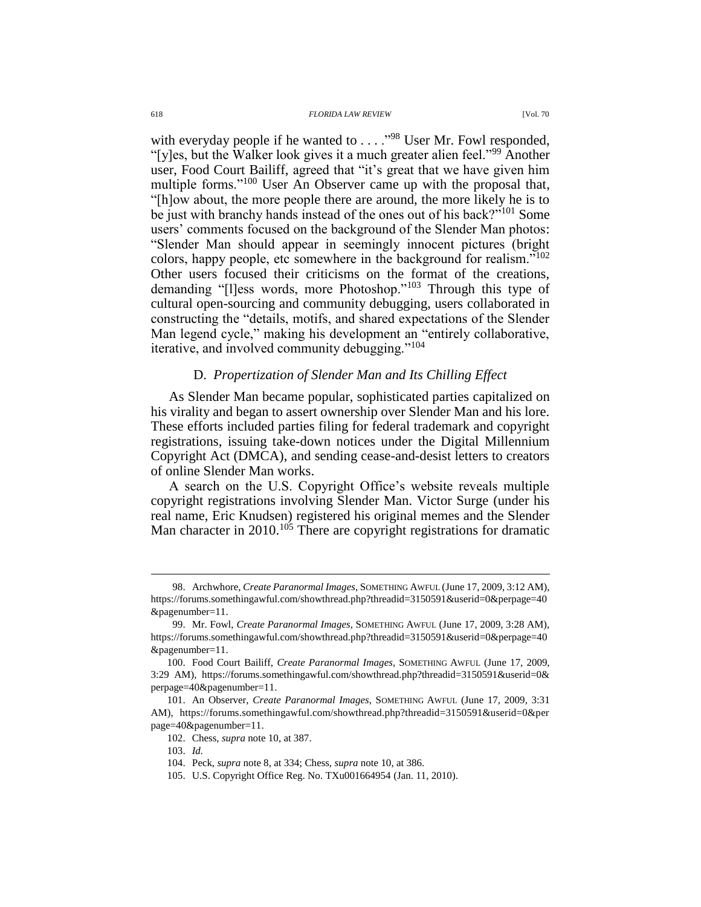with everyday people if he wanted to . . . ."[98] User Mr. Fowl responded, "[y]es, but the Walker look gives it a much greater alien feel."[99] Another user, Food Court Bailiff, agreed that "it's great that we have given him multiple forms."[100] User An Observer came up with the proposal that, "[h]ow about, the more people there are around, the more likely he is to be just with branchy hands instead of the ones out of his back?"[101] Some users' comments focused on the background of the Slender Man photos: "Slender Man should appear in seemingly innocent pictures (bright colors, happy people, etc somewhere in the background for realism."[102] Other users focused their criticisms on the format of the creations, demanding "[l]ess words, more Photoshop."[103] Through this type of cultural open-sourcing and community debugging, users collaborated in constructing the "details, motifs, and shared expectations of the Slender Man legend cycle," making his development an "entirely collaborative, iterative, and involved community debugging."[104]

### D. *Propertization of Slender Man and Its Chilling Effect*

As Slender Man became popular, sophisticated parties capitalized on his virality and began to assert ownership over Slender Man and his lore. These efforts included parties filing for federal trademark and copyright registrations, issuing take-down notices under the Digital Millennium Copyright Act (DMCA), and sending cease-and-desist letters to creators of online Slender Man works.

A search on the U.S. Copyright Office's website reveals multiple copyright registrations involving Slender Man. Victor Surge (under his real name, Eric Knudsen) registered his original memes and the Slender Man character in 2010.[105] There are copyright registrations for dramatic

---

98. Archwhore, *Create Paranormal Images*, SOMETHING AWFUL (June 17, 2009, 3:12 AM), https://forums.somethingawful.com/showthread.php?threadid=3150591&userid=0&perpage=40&pagenumber=11.

99. Mr. Fowl, *Create Paranormal Images*, SOMETHING AWFUL (June 17, 2009, 3:28 AM), https://forums.somethingawful.com/showthread.php?threadid=3150591&userid=0&perpage=40&pagenumber=11.

100. Food Court Bailiff, *Create Paranormal Images*, SOMETHING AWFUL (June 17, 2009, 3:29 AM), https://forums.somethingawful.com/showthread.php?threadid=3150591&userid=0&perpage=40&pagenumber=11.

101. An Observer, *Create Paranormal Images*, SOMETHING AWFUL (June 17, 2009, 3:31 AM), https://forums.somethingawful.com/showthread.php?threadid=3150591&userid=0&perpage=40&pagenumber=11.

102. Chess, *supra* note 10, at 387.

103. *Id.*

104. Peck, *supra* note 8, at 334; Chess, *supra* note 10, at 386.

105. U.S. Copyright Office Reg. No. TXu001664954 (Jan. 11, 2010).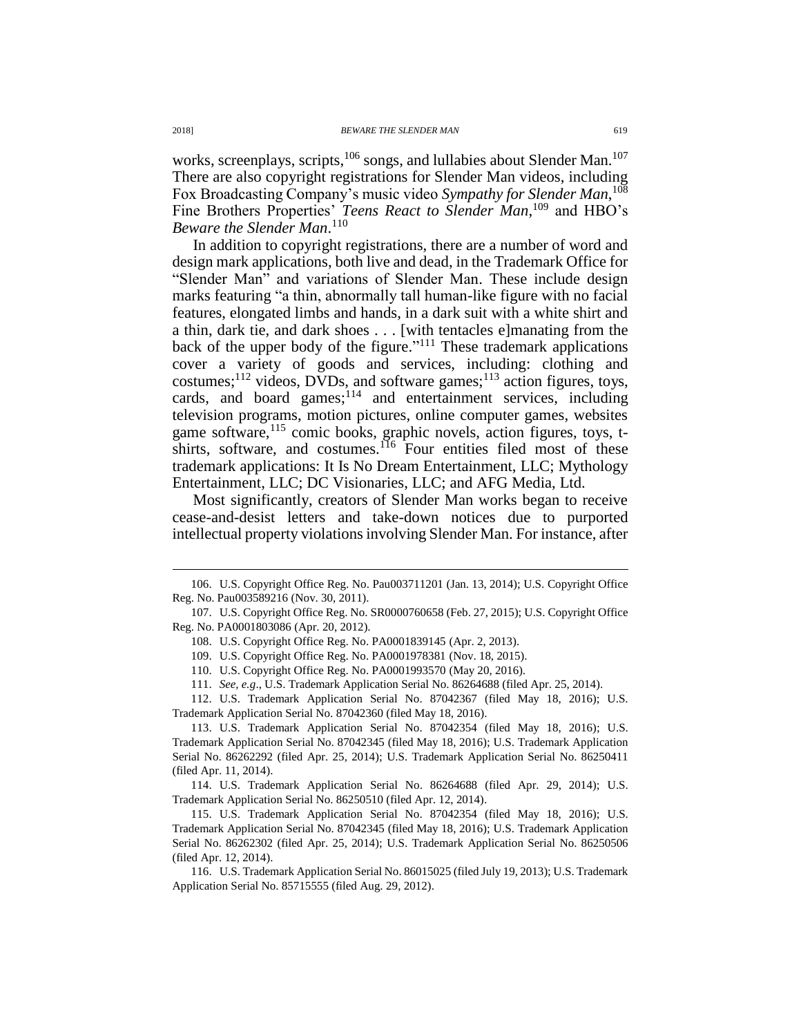works, screenplays, scripts,[106] songs, and lullabies about Slender Man.[107] There are also copyright registrations for Slender Man videos, including Fox Broadcasting Company's music video *Sympathy for Slender Man*,[108] Fine Brothers Properties' *Teens React to Slender Man*,[109] and HBO's *Beware the Slender Man*.[110]

In addition to copyright registrations, there are a number of word and design mark applications, both live and dead, in the Trademark Office for "Slender Man" and variations of Slender Man. These include design marks featuring "a thin, abnormally tall human-like figure with no facial features, elongated limbs and hands, in a dark suit with a white shirt and a thin, dark tie, and dark shoes . . . [with tentacles e]manating from the back of the upper body of the figure."[111] These trademark applications cover a variety of goods and services, including: clothing and costumes;[112] videos, DVDs, and software games;[113] action figures, toys, cards, and board games;[114] and entertainment services, including television programs, motion pictures, online computer games, websites game software,[115] comic books, graphic novels, action figures, toys, t-shirts, software, and costumes.[116] Four entities filed most of these trademark applications: It Is No Dream Entertainment, LLC; Mythology Entertainment, LLC; DC Visionaries, LLC; and AFG Media, Ltd.

Most significantly, creators of Slender Man works began to receive cease-and-desist letters and take-down notices due to purported intellectual property violations involving Slender Man. For instance, after

---

106. U.S. Copyright Office Reg. No. Pau003711201 (Jan. 13, 2014); U.S. Copyright Office Reg. No. Pau003589216 (Nov. 30, 2011).

107. U.S. Copyright Office Reg. No. SR0000760658 (Feb. 27, 2015); U.S. Copyright Office Reg. No. PA0001803086 (Apr. 20, 2012).

108. U.S. Copyright Office Reg. No. PA0001839145 (Apr. 2, 2013).

109. U.S. Copyright Office Reg. No. PA0001978381 (Nov. 18, 2015).

110. U.S. Copyright Office Reg. No. PA0001993570 (May 20, 2016).

111. *See, e.g*., U.S. Trademark Application Serial No. 86264688 (filed Apr. 25, 2014).

112. U.S. Trademark Application Serial No. 87042367 (filed May 18, 2016); U.S. Trademark Application Serial No. 87042360 (filed May 18, 2016).

113. U.S. Trademark Application Serial No. 87042354 (filed May 18, 2016); U.S. Trademark Application Serial No. 87042345 (filed May 18, 2016); U.S. Trademark Application Serial No. 86262292 (filed Apr. 25, 2014); U.S. Trademark Application Serial No. 86250411 (filed Apr. 11, 2014).

114. U.S. Trademark Application Serial No. 86264688 (filed Apr. 29, 2014); U.S. Trademark Application Serial No. 86250510 (filed Apr. 12, 2014).

115. U.S. Trademark Application Serial No. 87042354 (filed May 18, 2016); U.S. Trademark Application Serial No. 87042345 (filed May 18, 2016); U.S. Trademark Application Serial No. 86262302 (filed Apr. 25, 2014); U.S. Trademark Application Serial No. 86250506 (filed Apr. 12, 2014).

116. U.S. Trademark Application Serial No. 86015025 (filed July 19, 2013); U.S. Trademark Application Serial No. 85715555 (filed Aug. 29, 2012).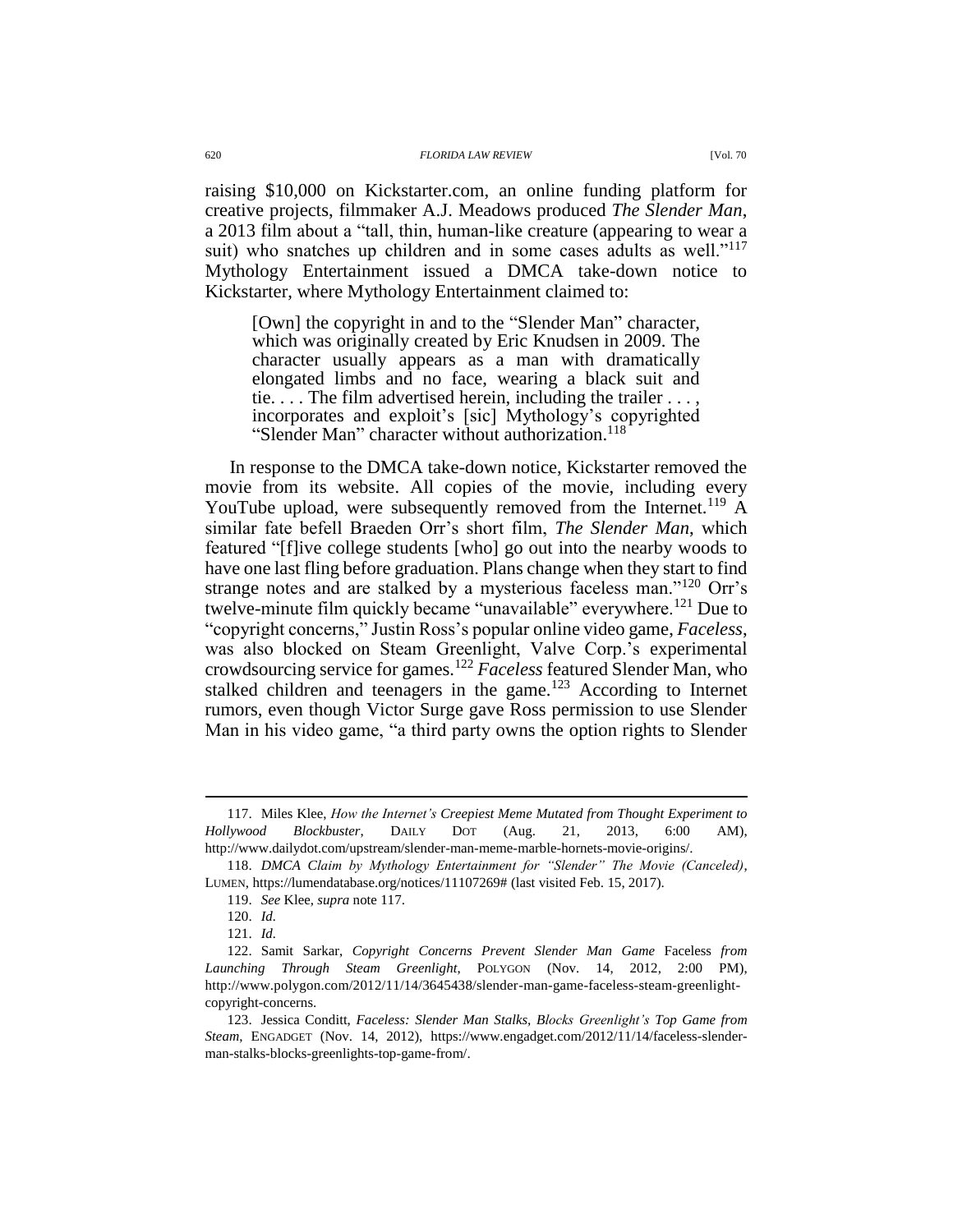raising $10,000 on Kickstarter.com, an online funding platform for creative projects, filmmaker A.J. Meadows produced *The Slender Man*, a 2013 film about a "tall, thin, human-like creature (appearing to wear a suit) who snatches up children and in some cases adults as well."[117] Mythology Entertainment issued a DMCA take-down notice to Kickstarter, where Mythology Entertainment claimed to:

> [Own] the copyright in and to the "Slender Man" character, which was originally created by Eric Knudsen in 2009. The character usually appears as a man with dramatically elongated limbs and no face, wearing a black suit and tie. . . . The film advertised herein, including the trailer . . . , incorporates and exploit's [sic] Mythology's copyrighted "Slender Man" character without authorization.[118]

In response to the DMCA take-down notice, Kickstarter removed the movie from its website. All copies of the movie, including every YouTube upload, were subsequently removed from the Internet.[119] A similar fate befell Braeden Orr's short film, *The Slender Man*, which featured "[f]ive college students [who] go out into the nearby woods to have one last fling before graduation. Plans change when they start to find strange notes and are stalked by a mysterious faceless man."[120] Orr's twelve-minute film quickly became "unavailable" everywhere.[121] Due to "copyright concerns," Justin Ross's popular online video game, *Faceless*, was also blocked on Steam Greenlight, Valve Corp.'s experimental crowdsourcing service for games.[122] *Faceless* featured Slender Man, who stalked children and teenagers in the game.[123] According to Internet rumors, even though Victor Surge gave Ross permission to use Slender Man in his video game, "a third party owns the option rights to Slender

---

117. Miles Klee, *How the Internet's Creepiest Meme Mutated from Thought Experiment to Hollywood Blockbuster*, DAILY DOT (Aug. 21, 2013, 6:00 AM), http://www.dailydot.com/upstream/slender-man-meme-marble-hornets-movie-origins/.

118. *DMCA Claim by Mythology Entertainment for "Slender" The Movie (Canceled)*, LUMEN, https://lumendatabase.org/notices/11107269# (last visited Feb. 15, 2017).

119. *See* Klee, *supra* note 117.

120. *Id.*

121. *Id.*

122. Samit Sarkar, *Copyright Concerns Prevent Slender Man Game* Faceless *from Launching Through Steam Greenlight*, POLYGON (Nov. 14, 2012, 2:00 PM), http://www.polygon.com/2012/11/14/3645438/slender-man-game-faceless-steam-greenlight-copyright-concerns.

123. Jessica Conditt, *Faceless: Slender Man Stalks, Blocks Greenlight's Top Game from Steam*, ENGADGET (Nov. 14, 2012), https://www.engadget.com/2012/11/14/faceless-slender-man-stalks-blocks-greenlights-top-game-from/.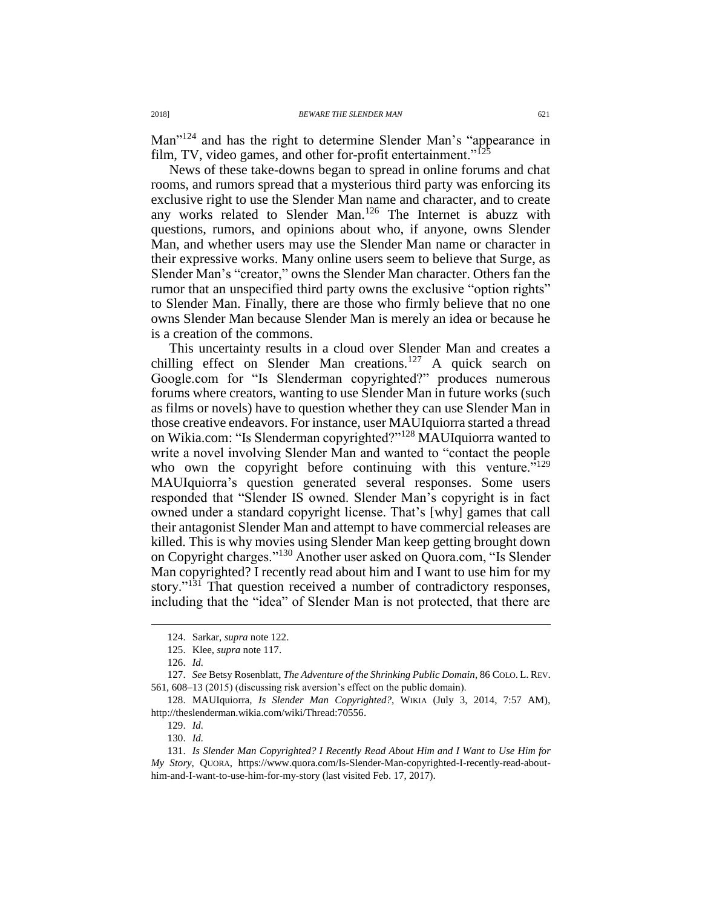Man"[124] and has the right to determine Slender Man's "appearance in film, TV, video games, and other for-profit entertainment."[125]

News of these take-downs began to spread in online forums and chat rooms, and rumors spread that a mysterious third party was enforcing its exclusive right to use the Slender Man name and character, and to create any works related to Slender Man.[126] The Internet is abuzz with questions, rumors, and opinions about who, if anyone, owns Slender Man, and whether users may use the Slender Man name or character in their expressive works. Many online users seem to believe that Surge, as Slender Man's "creator," owns the Slender Man character. Others fan the rumor that an unspecified third party owns the exclusive "option rights" to Slender Man. Finally, there are those who firmly believe that no one owns Slender Man because Slender Man is merely an idea or because he is a creation of the commons.

This uncertainty results in a cloud over Slender Man and creates a chilling effect on Slender Man creations.[127] A quick search on Google.com for "Is Slenderman copyrighted?" produces numerous forums where creators, wanting to use Slender Man in future works (such as films or novels) have to question whether they can use Slender Man in those creative endeavors. For instance, user MAUIquiorra started a thread on Wikia.com: "Is Slenderman copyrighted?"[128] MAUIquiorra wanted to write a novel involving Slender Man and wanted to "contact the people who own the copyright before continuing with this venture."[129] MAUIquiorra's question generated several responses. Some users responded that "Slender IS owned. Slender Man's copyright is in fact owned under a standard copyright license. That's [why] games that call their antagonist Slender Man and attempt to have commercial releases are killed. This is why movies using Slender Man keep getting brought down on Copyright charges."[130] Another user asked on Quora.com, "Is Slender Man copyrighted? I recently read about him and I want to use him for my story."[131] That question received a number of contradictory responses, including that the "idea" of Slender Man is not protected, that there are

---

124. Sarkar, *supra* note 122.

125. Klee, *supra* note 117.

126. *Id.*

127. *See* Betsy Rosenblatt, *The Adventure of the Shrinking Public Domain*, 86 COLO. L. REV. 561, 608–13 (2015) (discussing risk aversion's effect on the public domain).

128. MAUIquiorra, *Is Slender Man Copyrighted?*, WIKIA (July 3, 2014, 7:57 AM), http://theslenderman.wikia.com/wiki/Thread:70556.

129. *Id.*

130. *Id.*

131. *Is Slender Man Copyrighted? I Recently Read About Him and I Want to Use Him for My Story*, QUORA, https://www.quora.com/Is-Slender-Man-copyrighted-I-recently-read-about-him-and-I-want-to-use-him-for-my-story (last visited Feb. 17, 2017).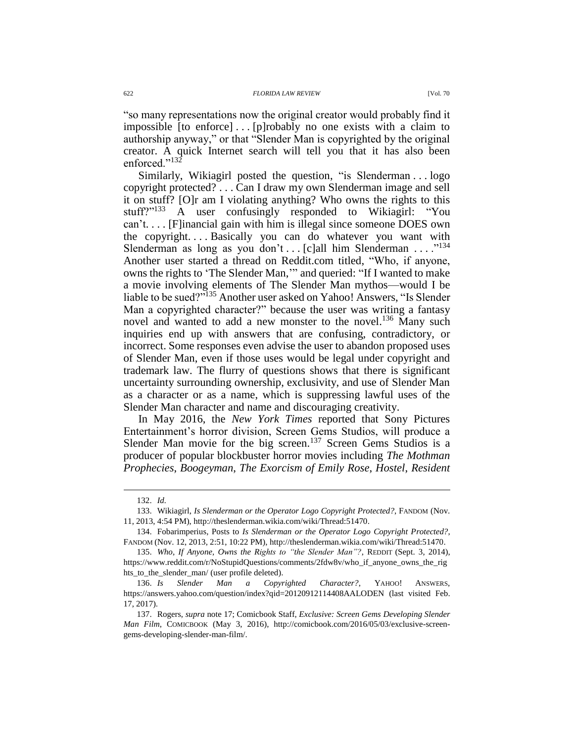"so many representations now the original creator would probably find it impossible [to enforce] . . . [p]robably no one exists with a claim to authorship anyway," or that "Slender Man is copyrighted by the original creator. A quick Internet search will tell you that it has also been enforced."[132]

Similarly, Wikiagirl posted the question, "is Slenderman . . . logo copyright protected? . . . Can I draw my own Slenderman image and sell it on stuff? [O]r am I violating anything? Who owns the rights to this stuff?"[133] A user confusingly responded to Wikiagirl: "You can't. . . . [F]inancial gain with him is illegal since someone DOES own the copyright. . . . Basically you can do whatever you want with Slenderman as long as you don't . . . [c]all him Slenderman . . . ."[134] Another user started a thread on Reddit.com titled, "Who, if anyone, owns the rights to 'The Slender Man,'" and queried: "If I wanted to make a movie involving elements of The Slender Man mythos—would I be liable to be sued?"[135] Another user asked on Yahoo! Answers, "Is Slender Man a copyrighted character?" because the user was writing a fantasy novel and wanted to add a new monster to the novel.[136] Many such inquiries end up with answers that are confusing, contradictory, or incorrect. Some responses even advise the user to abandon proposed uses of Slender Man, even if those uses would be legal under copyright and trademark law. The flurry of questions shows that there is significant uncertainty surrounding ownership, exclusivity, and use of Slender Man as a character or as a name, which is suppressing lawful uses of the Slender Man character and name and discouraging creativity.

In May 2016, the *New York Times* reported that Sony Pictures Entertainment's horror division, Screen Gems Studios, will produce a Slender Man movie for the big screen.[137] Screen Gems Studios is a producer of popular blockbuster horror movies including *The Mothman Prophecies*, *Boogeyman*, *The Exorcism of Emily Rose*, *Hostel*, *Resident*

---

132. *Id.*

133. Wikiagirl, *Is Slenderman or the Operator Logo Copyright Protected?*, FANDOM (Nov. 11, 2013, 4:54 PM), http://theslenderman.wikia.com/wiki/Thread:51470.

134. Fobarimperius, Posts to *Is Slenderman or the Operator Logo Copyright Protected?*, FANDOM (Nov. 12, 2013, 2:51, 10:22 PM), http://theslenderman.wikia.com/wiki/Thread:51470.

135. *Who, If Anyone, Owns the Rights to "the Slender Man"?*, REDDIT (Sept. 3, 2014), https://www.reddit.com/r/NoStupidQuestions/comments/2fdw8v/who_if_anyone_owns_the_rights_to_the_slender_man/ (user profile deleted).

136. *Is Slender Man a Copyrighted Character?*, YAHOO! ANSWERS, https://answers.yahoo.com/question/index?qid=20120912114408AALODEN (last visited Feb. 17, 2017).

137. Rogers, *supra* note 17; Comicbook Staff, *Exclusive: Screen Gems Developing Slender Man Film*, COMICBOOK (May 3, 2016), http://comicbook.com/2016/05/03/exclusive-screen-gems-developing-slender-man-film/.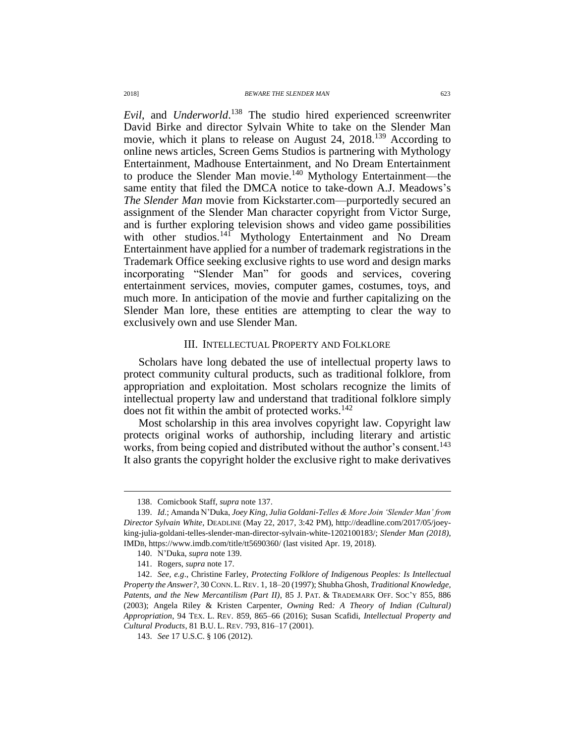*Evil*, and *Underworld*.[138] The studio hired experienced screenwriter David Birke and director Sylvain White to take on the Slender Man movie, which it plans to release on August 24, 2018.[139] According to online news articles, Screen Gems Studios is partnering with Mythology Entertainment, Madhouse Entertainment, and No Dream Entertainment to produce the Slender Man movie.[140] Mythology Entertainment—the same entity that filed the DMCA notice to take-down A.J. Meadows's *The Slender Man* movie from Kickstarter.com—purportedly secured an assignment of the Slender Man character copyright from Victor Surge, and is further exploring television shows and video game possibilities with other studios.[141] Mythology Entertainment and No Dream Entertainment have applied for a number of trademark registrations in the Trademark Office seeking exclusive rights to use word and design marks incorporating "Slender Man" for goods and services, covering entertainment services, movies, computer games, costumes, toys, and much more. In anticipation of the movie and further capitalizing on the Slender Man lore, these entities are attempting to clear the way to exclusively own and use Slender Man.

## III. INTELLECTUAL PROPERTY AND FOLKLORE

Scholars have long debated the use of intellectual property laws to protect community cultural products, such as traditional folklore, from appropriation and exploitation. Most scholars recognize the limits of intellectual property law and understand that traditional folklore simply does not fit within the ambit of protected works.[142]

Most scholarship in this area involves copyright law. Copyright law protects original works of authorship, including literary and artistic works, from being copied and distributed without the author's consent.[143] It also grants the copyright holder the exclusive right to make derivatives

---

138. Comicbook Staff, *supra* note 137.

139. *Id.*; Amanda N'Duka, *Joey King, Julia Goldani-Telles & More Join 'Slender Man' from Director Sylvain White*, DEADLINE (May 22, 2017, 3:42 PM), http://deadline.com/2017/05/joey-king-julia-goldani-telles-slender-man-director-sylvain-white-1202100183/; *Slender Man (2018)*, IMDB, https://www.imdb.com/title/tt5690360/ (last visited Apr. 19, 2018).

140. N'Duka, *supra* note 139.

141. Rogers, *supra* note 17.

142. *See, e.g*., Christine Farley, *Protecting Folklore of Indigenous Peoples: Is Intellectual Property the Answer?*, 30 CONN. L. REV. 1, 18–20 (1997); Shubha Ghosh, *Traditional Knowledge, Patents, and the New Mercantilism (Part II)*, 85 J. PAT. & TRADEMARK OFF. SOC'Y 855, 886 (2003); Angela Riley & Kristen Carpenter, *Owning* Red*: A Theory of Indian (Cultural) Appropriation*, 94 TEX. L. REV. 859, 865–66 (2016); Susan Scafidi, *Intellectual Property and Cultural Products*, 81 B.U. L. REV. 793, 816–17 (2001).

143. *See* 17 U.S.C. § 106 (2012).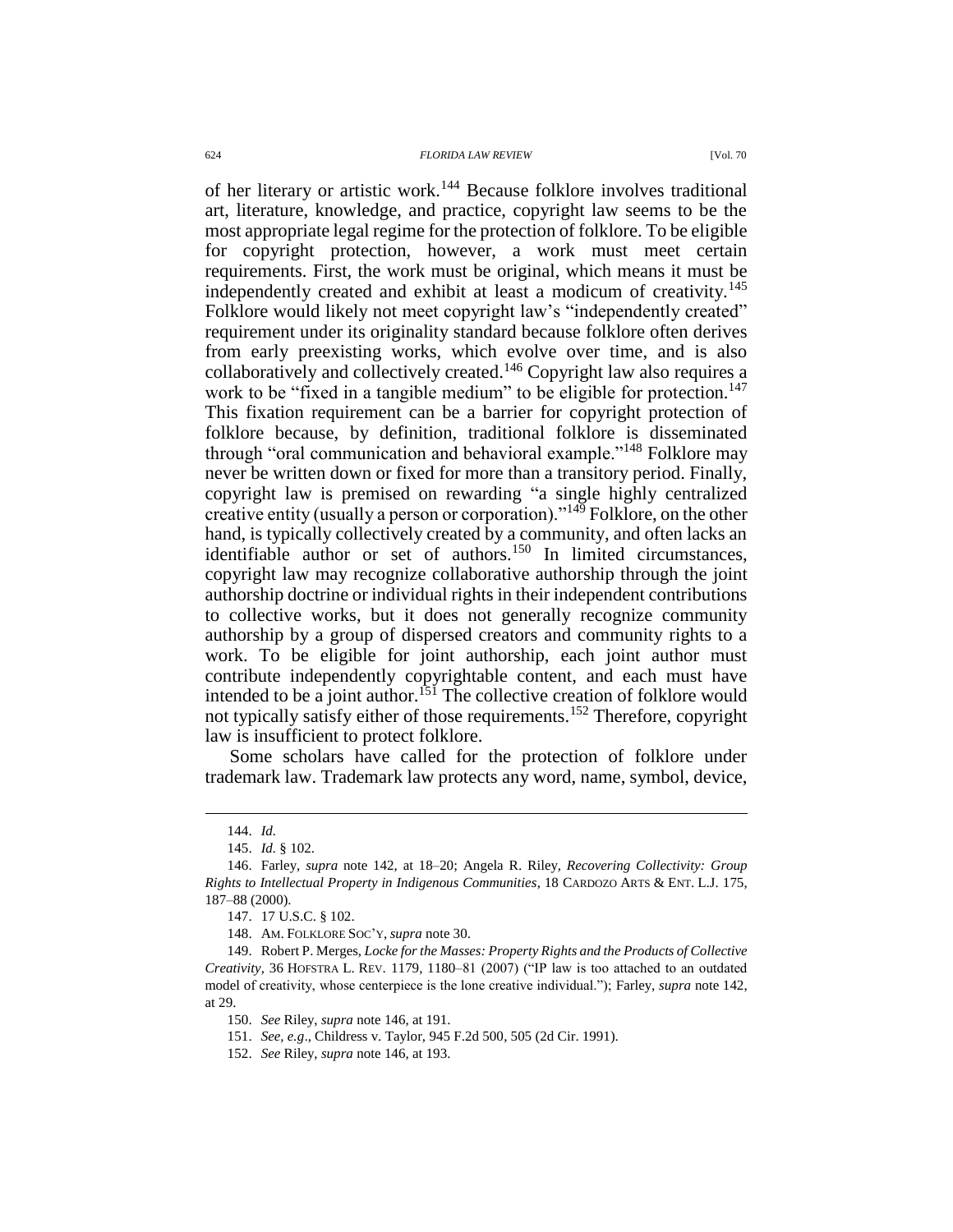of her literary or artistic work.[144] Because folklore involves traditional art, literature, knowledge, and practice, copyright law seems to be the most appropriate legal regime for the protection of folklore. To be eligible for copyright protection, however, a work must meet certain requirements. First, the work must be original, which means it must be independently created and exhibit at least a modicum of creativity.[145] Folklore would likely not meet copyright law's "independently created" requirement under its originality standard because folklore often derives from early preexisting works, which evolve over time, and is also collaboratively and collectively created.[146] Copyright law also requires a work to be "fixed in a tangible medium" to be eligible for protection.[147] This fixation requirement can be a barrier for copyright protection of folklore because, by definition, traditional folklore is disseminated through "oral communication and behavioral example."[148] Folklore may never be written down or fixed for more than a transitory period. Finally, copyright law is premised on rewarding "a single highly centralized creative entity (usually a person or corporation)."[149] Folklore, on the other hand, is typically collectively created by a community, and often lacks an identifiable author or set of authors.[150] In limited circumstances, copyright law may recognize collaborative authorship through the joint authorship doctrine or individual rights in their independent contributions to collective works, but it does not generally recognize community authorship by a group of dispersed creators and community rights to a work. To be eligible for joint authorship, each joint author must contribute independently copyrightable content, and each must have intended to be a joint author.[151] The collective creation of folklore would not typically satisfy either of those requirements.[152] Therefore, copyright law is insufficient to protect folklore.

Some scholars have called for the protection of folklore under trademark law. Trademark law protects any word, name, symbol, device,

---

144. *Id.*

145. *Id.* § 102.

146. Farley, *supra* note 142, at 18–20; Angela R. Riley, *Recovering Collectivity: Group Rights to Intellectual Property in Indigenous Communities*, 18 CARDOZO ARTS & ENT. L.J. 175, 187–88 (2000).

147. 17 U.S.C. § 102.

148. AM. FOLKLORE SOC'Y, *supra* note 30.

149. Robert P. Merges, *Locke for the Masses: Property Rights and the Products of Collective Creativity*, 36 HOFSTRA L. REV. 1179, 1180–81 (2007) ("IP law is too attached to an outdated model of creativity, whose centerpiece is the lone creative individual."); Farley, *supra* note 142, at 29.

150. *See* Riley, *supra* note 146, at 191.

151. *See, e.g.*, Childress v. Taylor, 945 F.2d 500, 505 (2d Cir. 1991).

152. *See* Riley, *supra* note 146, at 193.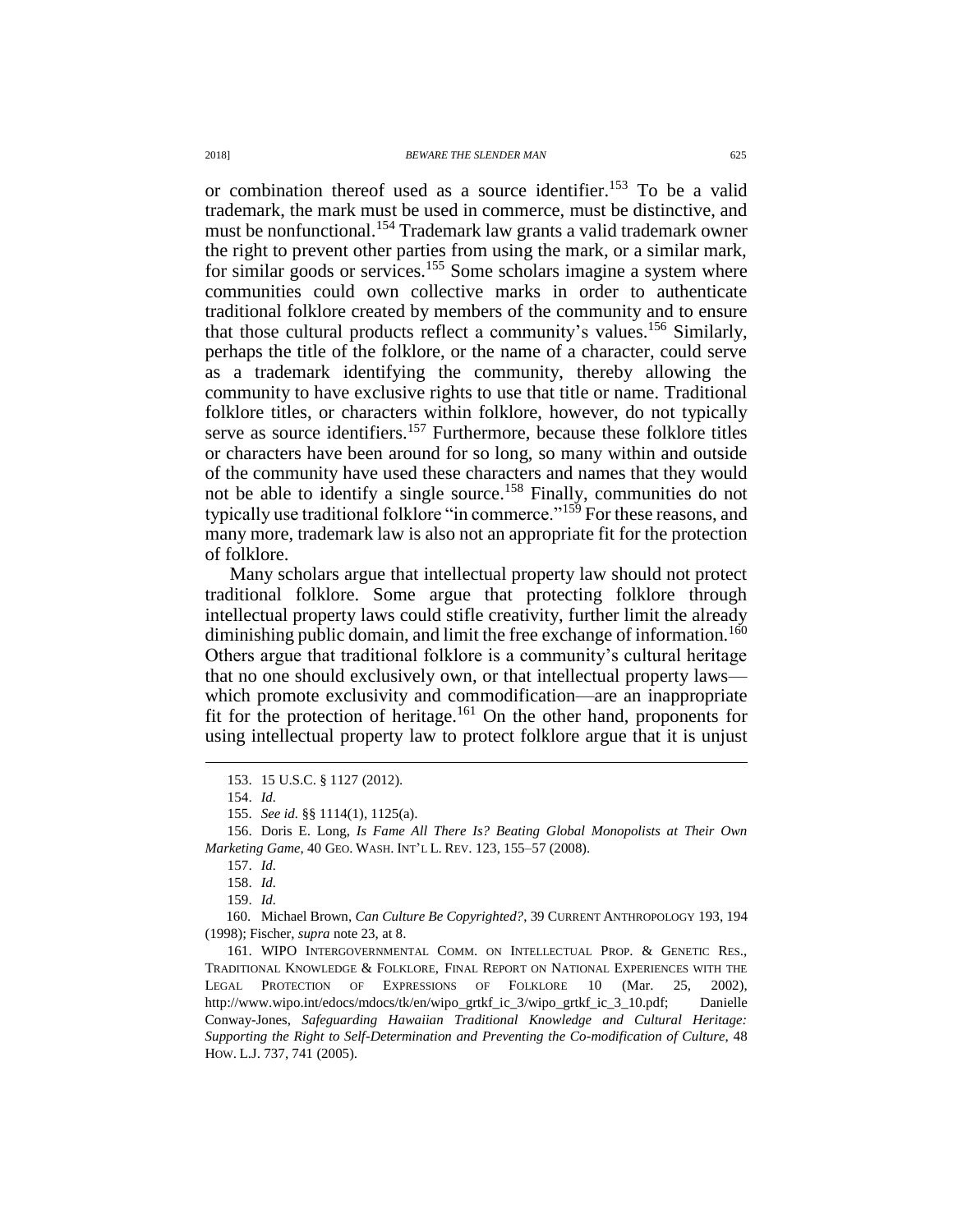or combination thereof used as a source identifier.[153] To be a valid trademark, the mark must be used in commerce, must be distinctive, and must be nonfunctional.[154] Trademark law grants a valid trademark owner the right to prevent other parties from using the mark, or a similar mark, for similar goods or services.[155] Some scholars imagine a system where communities could own collective marks in order to authenticate traditional folklore created by members of the community and to ensure that those cultural products reflect a community's values.[156] Similarly, perhaps the title of the folklore, or the name of a character, could serve as a trademark identifying the community, thereby allowing the community to have exclusive rights to use that title or name. Traditional folklore titles, or characters within folklore, however, do not typically serve as source identifiers.[157] Furthermore, because these folklore titles or characters have been around for so long, so many within and outside of the community have used these characters and names that they would not be able to identify a single source.[158] Finally, communities do not typically use traditional folklore "in commerce."[159] For these reasons, and many more, trademark law is also not an appropriate fit for the protection of folklore.

Many scholars argue that intellectual property law should not protect traditional folklore. Some argue that protecting folklore through intellectual property laws could stifle creativity, further limit the already diminishing public domain, and limit the free exchange of information.[160] Others argue that traditional folklore is a community's cultural heritage that no one should exclusively own, or that intellectual property laws—which promote exclusivity and commodification—are an inappropriate fit for the protection of heritage.[161] On the other hand, proponents for using intellectual property law to protect folklore argue that it is unjust

---

153. 15 U.S.C. § 1127 (2012).

154. *Id.*

155. *See id.* §§ 1114(1), 1125(a).

156. Doris E. Long, *Is Fame All There Is? Beating Global Monopolists at Their Own Marketing Game*, 40 GEO. WASH. INT'L L. REV. 123, 155–57 (2008).

157. *Id.*

158. *Id.*

159. *Id.*

160. Michael Brown, *Can Culture Be Copyrighted?*, 39 CURRENT ANTHROPOLOGY 193, 194 (1998); Fischer, *supra* note 23, at 8.

161. WIPO INTERGOVERNMENTAL COMM. ON INTELLECTUAL PROP. & GENETIC RES., TRADITIONAL KNOWLEDGE & FOLKLORE, FINAL REPORT ON NATIONAL EXPERIENCES WITH THE LEGAL PROTECTION OF EXPRESSIONS OF FOLKLORE 10 (Mar. 25, 2002), http://www.wipo.int/edocs/mdocs/tk/en/wipo_grtkf_ic_3/wipo_grtkf_ic_3_10.pdf; Danielle Conway-Jones, *Safeguarding Hawaiian Traditional Knowledge and Cultural Heritage: Supporting the Right to Self-Determination and Preventing the Co-modification of Culture*, 48 HOW. L.J. 737, 741 (2005).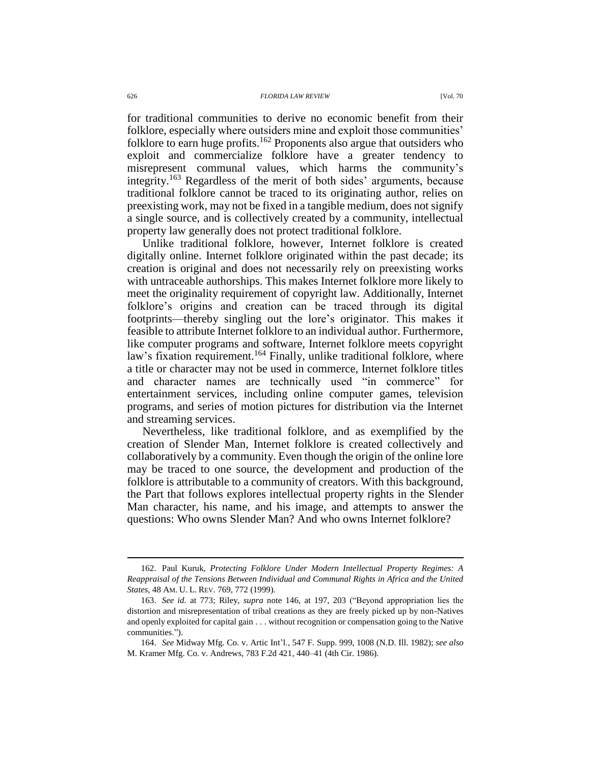for traditional communities to derive no economic benefit from their folklore, especially where outsiders mine and exploit those communities' folklore to earn huge profits.[162] Proponents also argue that outsiders who exploit and commercialize folklore have a greater tendency to misrepresent communal values, which harms the community's integrity.[163] Regardless of the merit of both sides' arguments, because traditional folklore cannot be traced to its originating author, relies on preexisting work, may not be fixed in a tangible medium, does not signify a single source, and is collectively created by a community, intellectual property law generally does not protect traditional folklore.

Unlike traditional folklore, however, Internet folklore is created digitally online. Internet folklore originated within the past decade; its creation is original and does not necessarily rely on preexisting works with untraceable authorships. This makes Internet folklore more likely to meet the originality requirement of copyright law. Additionally, Internet folklore's origins and creation can be traced through its digital footprints—thereby singling out the lore's originator. This makes it feasible to attribute Internet folklore to an individual author. Furthermore, like computer programs and software, Internet folklore meets copyright law's fixation requirement.[164] Finally, unlike traditional folklore, where a title or character may not be used in commerce, Internet folklore titles and character names are technically used "in commerce" for entertainment services, including online computer games, television programs, and series of motion pictures for distribution via the Internet and streaming services.

Nevertheless, like traditional folklore, and as exemplified by the creation of Slender Man, Internet folklore is created collectively and collaboratively by a community. Even though the origin of the online lore may be traced to one source, the development and production of the folklore is attributable to a community of creators. With this background, the Part that follows explores intellectual property rights in the Slender Man character, his name, and his image, and attempts to answer the questions: Who owns Slender Man? And who owns Internet folklore?

---

162. Paul Kuruk, *Protecting Folklore Under Modern Intellectual Property Regimes: A Reappraisal of the Tensions Between Individual and Communal Rights in Africa and the United States*, 48 AM. U. L. REV. 769, 772 (1999).

163. *See id.* at 773; Riley, *supra* note 146, at 197, 203 ("Beyond appropriation lies the distortion and misrepresentation of tribal creations as they are freely picked up by non-Natives and openly exploited for capital gain . . . without recognition or compensation going to the Native communities.").

164. *See* Midway Mfg. Co. v. Artic Int'l., 547 F. Supp. 999, 1008 (N.D. Ill. 1982); *see also* M. Kramer Mfg. Co. v. Andrews, 783 F.2d 421, 440–41 (4th Cir. 1986).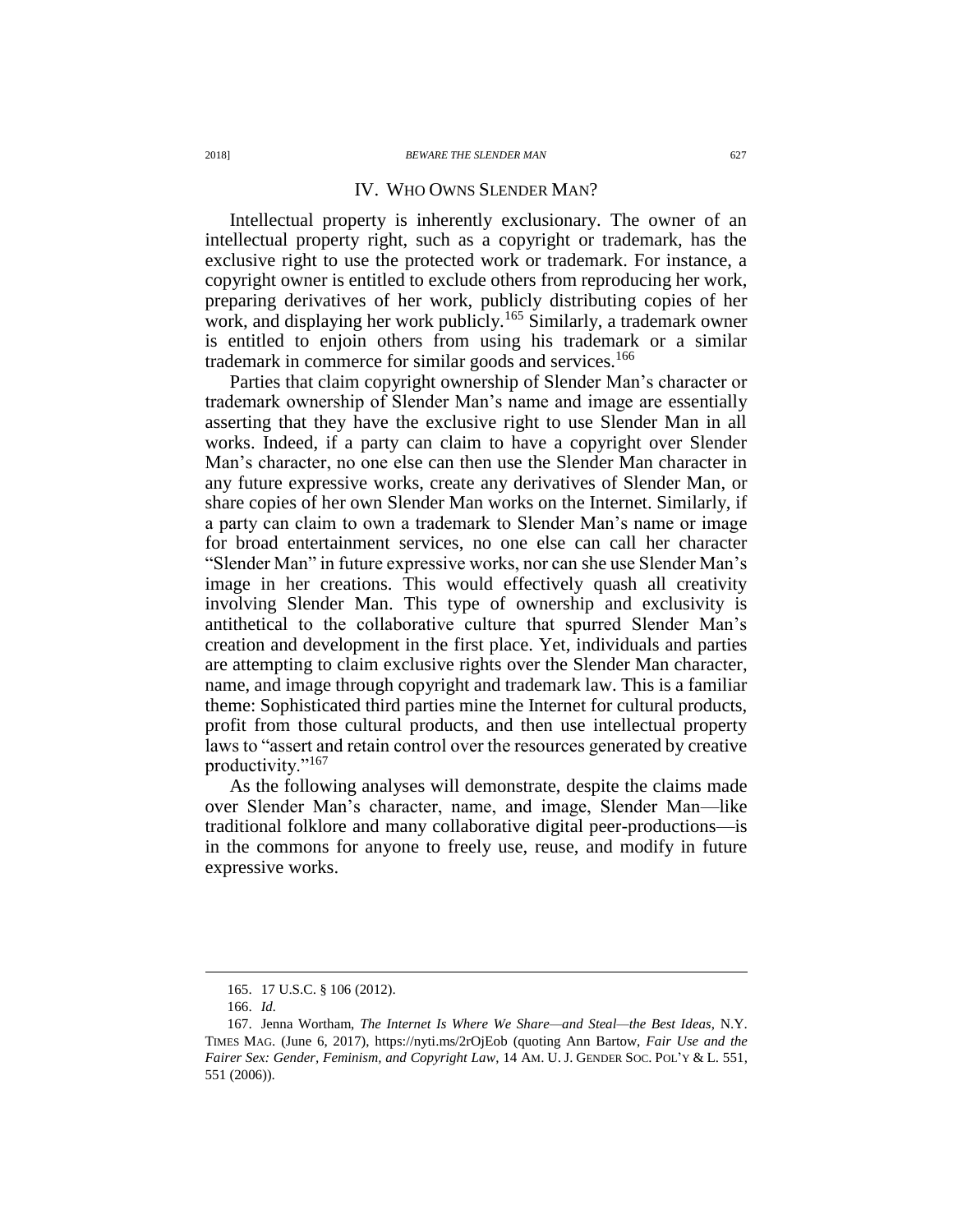## IV. WHO OWNS SLENDER MAN?

Intellectual property is inherently exclusionary. The owner of an intellectual property right, such as a copyright or trademark, has the exclusive right to use the protected work or trademark. For instance, a copyright owner is entitled to exclude others from reproducing her work, preparing derivatives of her work, publicly distributing copies of her work, and displaying her work publicly.[165] Similarly, a trademark owner is entitled to enjoin others from using his trademark or a similar trademark in commerce for similar goods and services.[166]

Parties that claim copyright ownership of Slender Man's character or trademark ownership of Slender Man's name and image are essentially asserting that they have the exclusive right to use Slender Man in all works. Indeed, if a party can claim to have a copyright over Slender Man's character, no one else can then use the Slender Man character in any future expressive works, create any derivatives of Slender Man, or share copies of her own Slender Man works on the Internet. Similarly, if a party can claim to own a trademark to Slender Man's name or image for broad entertainment services, no one else can call her character "Slender Man" in future expressive works, nor can she use Slender Man's image in her creations. This would effectively quash all creativity involving Slender Man. This type of ownership and exclusivity is antithetical to the collaborative culture that spurred Slender Man's creation and development in the first place. Yet, individuals and parties are attempting to claim exclusive rights over the Slender Man character, name, and image through copyright and trademark law. This is a familiar theme: Sophisticated third parties mine the Internet for cultural products, profit from those cultural products, and then use intellectual property laws to "assert and retain control over the resources generated by creative productivity."[167]

As the following analyses will demonstrate, despite the claims made over Slender Man's character, name, and image, Slender Man—like traditional folklore and many collaborative digital peer-productions—is in the commons for anyone to freely use, reuse, and modify in future expressive works.

---

165. 17 U.S.C. § 106 (2012).

166. *Id.*

167. Jenna Wortham, *The Internet Is Where We Share—and Steal—the Best Ideas*, N.Y. TIMES MAG. (June 6, 2017), https://nyti.ms/2rOjEob (quoting Ann Bartow, *Fair Use and the Fairer Sex: Gender, Feminism, and Copyright Law*, 14 AM. U. J. GENDER SOC. POL'Y & L. 551, 551 (2006)).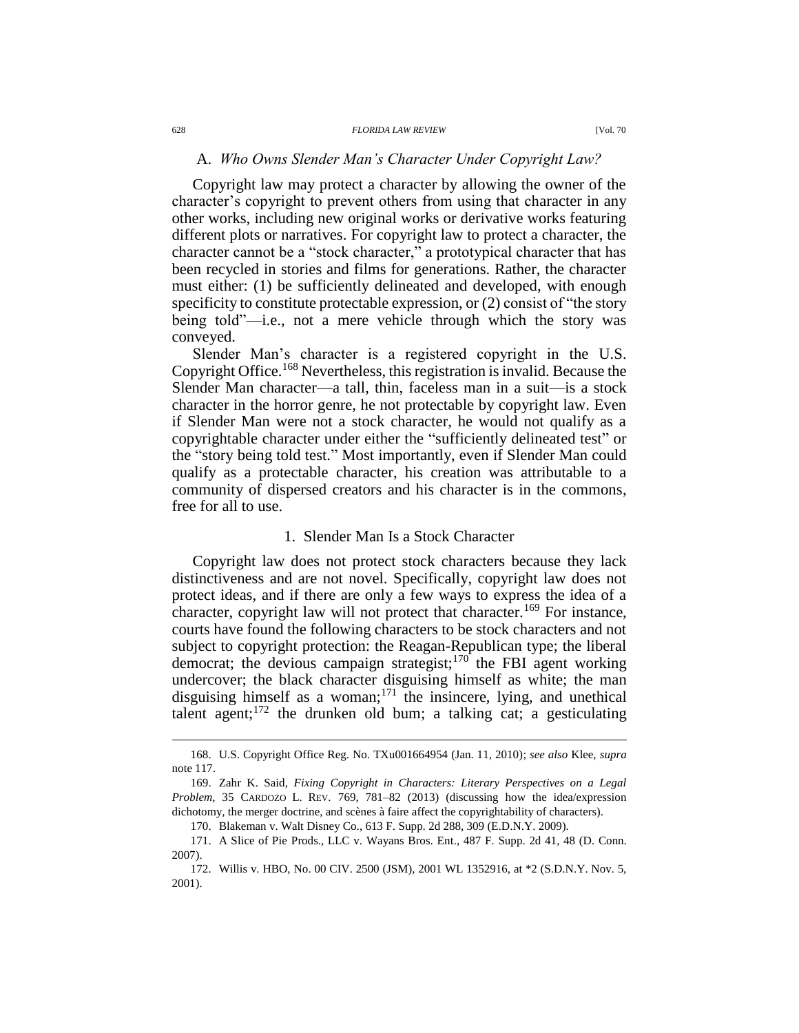### A. *Who Owns Slender Man's Character Under Copyright Law?*

Copyright law may protect a character by allowing the owner of the character's copyright to prevent others from using that character in any other works, including new original works or derivative works featuring different plots or narratives. For copyright law to protect a character, the character cannot be a "stock character," a prototypical character that has been recycled in stories and films for generations. Rather, the character must either: (1) be sufficiently delineated and developed, with enough specificity to constitute protectable expression, or (2) consist of "the story being told"—i.e., not a mere vehicle through which the story was conveyed.

Slender Man's character is a registered copyright in the U.S. Copyright Office.[168] Nevertheless, this registration is invalid. Because the Slender Man character—a tall, thin, faceless man in a suit—is a stock character in the horror genre, he not protectable by copyright law. Even if Slender Man were not a stock character, he would not qualify as a copyrightable character under either the "sufficiently delineated test" or the "story being told test." Most importantly, even if Slender Man could qualify as a protectable character, his creation was attributable to a community of dispersed creators and his character is in the commons, free for all to use.

#### 1. Slender Man Is a Stock Character

Copyright law does not protect stock characters because they lack distinctiveness and are not novel. Specifically, copyright law does not protect ideas, and if there are only a few ways to express the idea of a character, copyright law will not protect that character.[169] For instance, courts have found the following characters to be stock characters and not subject to copyright protection: the Reagan-Republican type; the liberal democrat; the devious campaign strategist;[170] the FBI agent working undercover; the black character disguising himself as white; the man disguising himself as a woman;[171] the insincere, lying, and unethical talent agent;[172] the drunken old bum; a talking cat; a gesticulating

---

168. U.S. Copyright Office Reg. No. TXu001664954 (Jan. 11, 2010); *see also* Klee, *supra* note 117.

169. Zahr K. Said, *Fixing Copyright in Characters: Literary Perspectives on a Legal Problem*, 35 CARDOZO L. REV. 769, 781–82 (2013) (discussing how the idea/expression dichotomy, the merger doctrine, and scènes à faire affect the copyrightability of characters).

170. Blakeman v. Walt Disney Co., 613 F. Supp. 2d 288, 309 (E.D.N.Y. 2009).

171. A Slice of Pie Prods., LLC v. Wayans Bros. Ent., 487 F. Supp. 2d 41, 48 (D. Conn. 2007).

172. Willis v. HBO, No. 00 CIV. 2500 (JSM), 2001 WL 1352916, at *2 (S.D.N.Y. Nov. 5, 2001).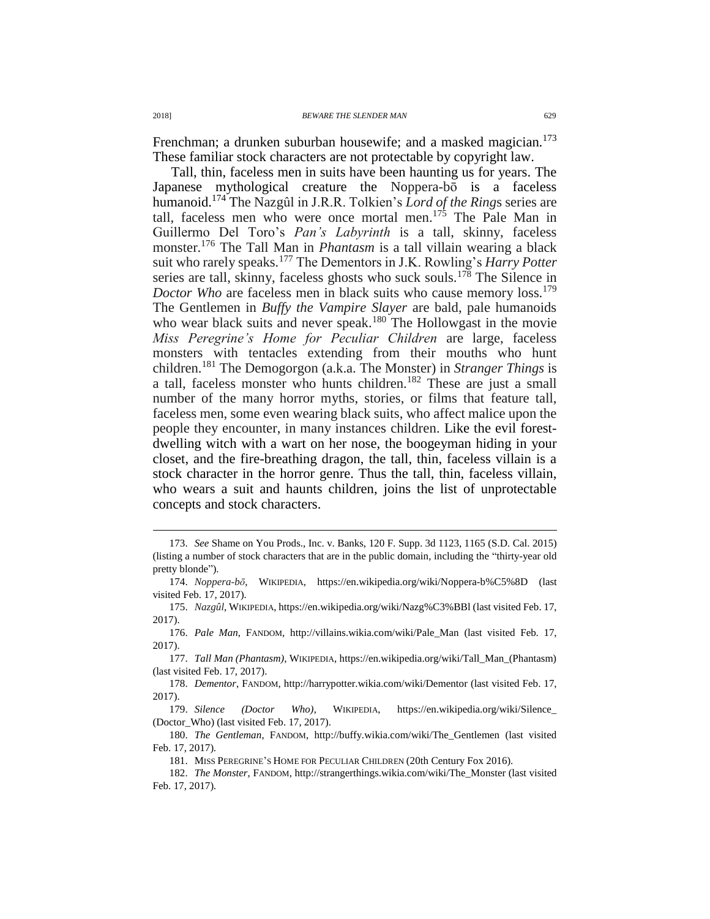Frenchman; a drunken suburban housewife; and a masked magician.[173] These familiar stock characters are not protectable by copyright law.

Tall, thin, faceless men in suits have been haunting us for years. The Japanese mythological creature the Noppera-bō is a faceless humanoid.[174] The Nazgûl in J.R.R. Tolkien's *Lord of the Ring*s series are tall, faceless men who were once mortal men.[175] The Pale Man in Guillermo Del Toro's *Pan's Labyrinth* is a tall, skinny, faceless monster.[176] The Tall Man in *Phantasm* is a tall villain wearing a black suit who rarely speaks.[177] The Dementors in J.K. Rowling's *Harry Potter* series are tall, skinny, faceless ghosts who suck souls.[178] The Silence in *Doctor Who* are faceless men in black suits who cause memory loss.[179] The Gentlemen in *Buffy the Vampire Slayer* are bald, pale humanoids who wear black suits and never speak.[180] The Hollowgast in the movie *Miss Peregrine's Home for Peculiar Children* are large, faceless monsters with tentacles extending from their mouths who hunt children.[181] The Demogorgon (a.k.a. The Monster) in *Stranger Things* is a tall, faceless monster who hunts children.[182] These are just a small number of the many horror myths, stories, or films that feature tall, faceless men, some even wearing black suits, who affect malice upon the people they encounter, in many instances children. Like the evil forest-dwelling witch with a wart on her nose, the boogeyman hiding in your closet, and the fire-breathing dragon, the tall, thin, faceless villain is a stock character in the horror genre. Thus the tall, thin, faceless villain, who wears a suit and haunts children, joins the list of unprotectable concepts and stock characters.

---

173. *See* Shame on You Prods., Inc. v. Banks, 120 F. Supp. 3d 1123, 1165 (S.D. Cal. 2015) (listing a number of stock characters that are in the public domain, including the "thirty-year old pretty blonde").

174. *Noppera-bō*, WIKIPEDIA, https://en.wikipedia.org/wiki/Noppera-b%C5%8D (last visited Feb. 17, 2017).

175. *Nazgûl*, WIKIPEDIA, https://en.wikipedia.org/wiki/Nazg%C3%BBl (last visited Feb. 17, 2017).

176. *Pale Man*, FANDOM, http://villains.wikia.com/wiki/Pale_Man (last visited Feb. 17, 2017).

177. *Tall Man (Phantasm)*, WIKIPEDIA, https://en.wikipedia.org/wiki/Tall_Man_(Phantasm) (last visited Feb. 17, 2017).

178. *Dementor*, FANDOM, http://harrypotter.wikia.com/wiki/Dementor (last visited Feb. 17, 2017).

179. *Silence (Doctor Who)*, WIKIPEDIA, https://en.wikipedia.org/wiki/Silence_(Doctor_Who) (last visited Feb. 17, 2017).

180. *The Gentleman*, FANDOM, http://buffy.wikia.com/wiki/The_Gentlemen (last visited Feb. 17, 2017).

181. MISS PEREGRINE'S HOME FOR PECULIAR CHILDREN (20th Century Fox 2016).

182. *The Monster*, FANDOM, http://strangerthings.wikia.com/wiki/The_Monster (last visited Feb. 17, 2017).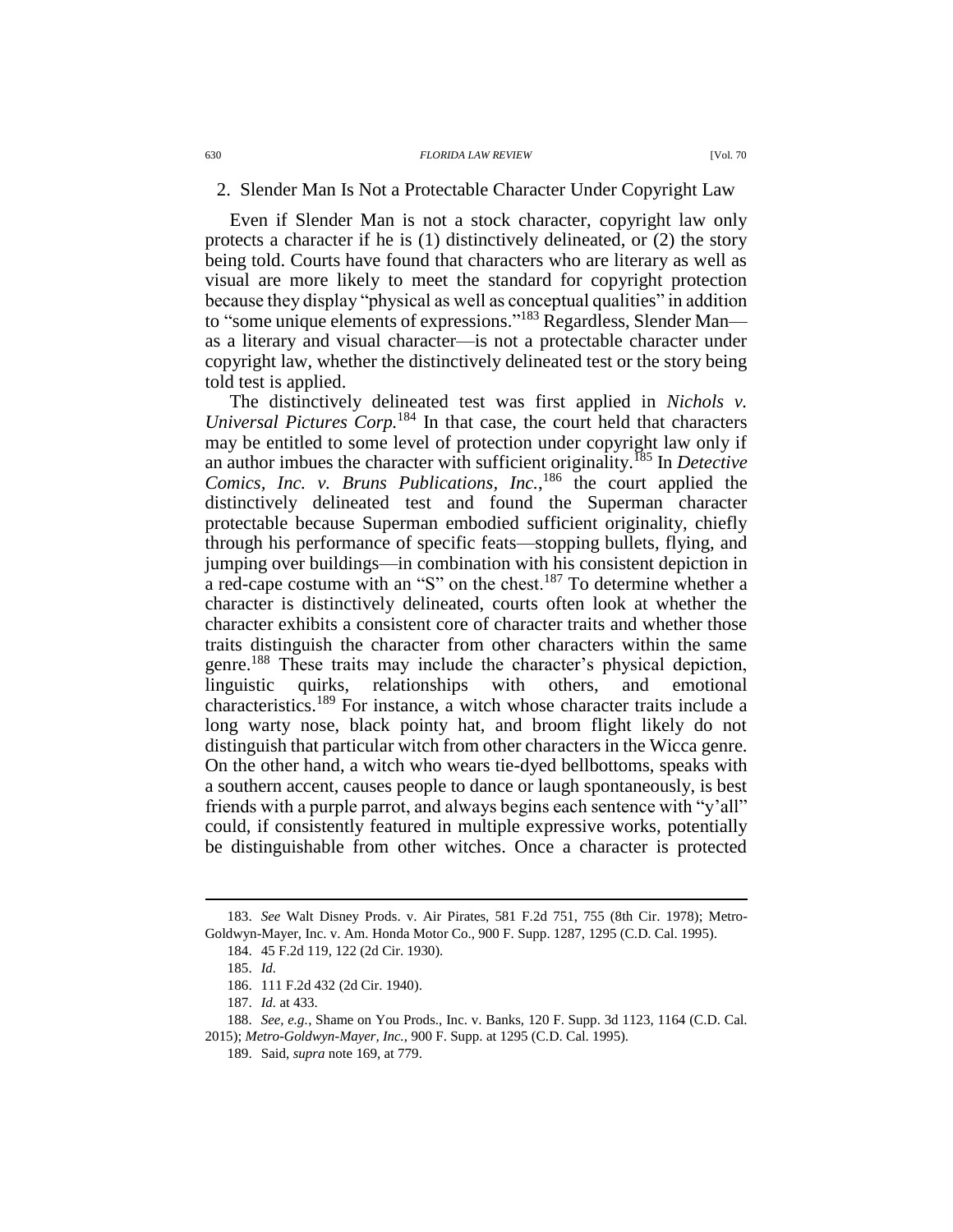### 2. Slender Man Is Not a Protectable Character Under Copyright Law

Even if Slender Man is not a stock character, copyright law only protects a character if he is (1) distinctively delineated, or (2) the story being told. Courts have found that characters who are literary as well as visual are more likely to meet the standard for copyright protection because they display "physical as well as conceptual qualities" in addition to "some unique elements of expressions."[183] Regardless, Slender Man—as a literary and visual character—is not a protectable character under copyright law, whether the distinctively delineated test or the story being told test is applied.

The distinctively delineated test was first applied in *Nichols v. Universal Pictures Corp.*[184] In that case, the court held that characters may be entitled to some level of protection under copyright law only if an author imbues the character with sufficient originality.[185] In *Detective Comics, Inc. v. Bruns Publications, Inc.*,[186] the court applied the distinctively delineated test and found the Superman character protectable because Superman embodied sufficient originality, chiefly through his performance of specific feats—stopping bullets, flying, and jumping over buildings—in combination with his consistent depiction in a red-cape costume with an "S" on the chest.[187] To determine whether a character is distinctively delineated, courts often look at whether the character exhibits a consistent core of character traits and whether those traits distinguish the character from other characters within the same genre.[188] These traits may include the character's physical depiction, linguistic quirks, relationships with others, and emotional characteristics.[189] For instance, a witch whose character traits include a long warty nose, black pointy hat, and broom flight likely do not distinguish that particular witch from other characters in the Wicca genre. On the other hand, a witch who wears tie-dyed bellbottoms, speaks with a southern accent, causes people to dance or laugh spontaneously, is best friends with a purple parrot, and always begins each sentence with "y'all" could, if consistently featured in multiple expressive works, potentially be distinguishable from other witches. Once a character is protected

---

183. *See* Walt Disney Prods. v. Air Pirates, 581 F.2d 751, 755 (8th Cir. 1978); Metro-Goldwyn-Mayer, Inc. v. Am. Honda Motor Co., 900 F. Supp. 1287, 1295 (C.D. Cal. 1995).

184. 45 F.2d 119, 122 (2d Cir. 1930).

185. *Id.*

186. 111 F.2d 432 (2d Cir. 1940).

187. *Id.* at 433.

188. *See, e.g.*, Shame on You Prods., Inc. v. Banks, 120 F. Supp. 3d 1123, 1164 (C.D. Cal. 2015); *Metro-Goldwyn-Mayer, Inc.*, 900 F. Supp. at 1295 (C.D. Cal. 1995).

189. Said, *supra* note 169, at 779.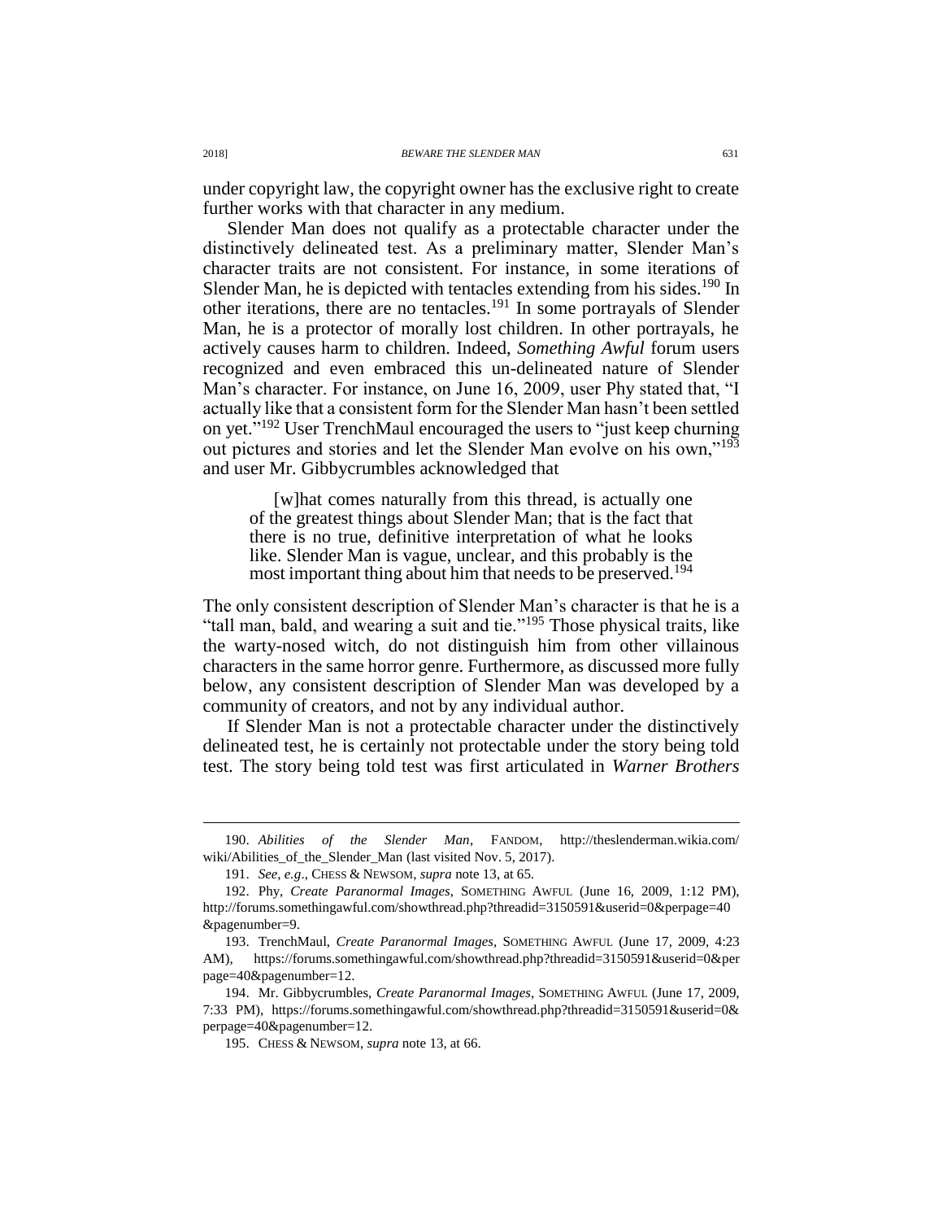under copyright law, the copyright owner has the exclusive right to create further works with that character in any medium.

Slender Man does not qualify as a protectable character under the distinctively delineated test. As a preliminary matter, Slender Man's character traits are not consistent. For instance, in some iterations of Slender Man, he is depicted with tentacles extending from his sides.[190] In other iterations, there are no tentacles.[191] In some portrayals of Slender Man, he is a protector of morally lost children. In other portrayals, he actively causes harm to children. Indeed, *Something Awful* forum users recognized and even embraced this un-delineated nature of Slender Man's character. For instance, on June 16, 2009, user Phy stated that, "I actually like that a consistent form for the Slender Man hasn't been settled on yet."[192] User TrenchMaul encouraged the users to "just keep churning out pictures and stories and let the Slender Man evolve on his own,"[193] and user Mr. Gibbycrumbles acknowledged that

> [w]hat comes naturally from this thread, is actually one of the greatest things about Slender Man; that is the fact that there is no true, definitive interpretation of what he looks like. Slender Man is vague, unclear, and this probably is the most important thing about him that needs to be preserved.[194]

The only consistent description of Slender Man's character is that he is a "tall man, bald, and wearing a suit and tie."[195] Those physical traits, like the warty-nosed witch, do not distinguish him from other villainous characters in the same horror genre. Furthermore, as discussed more fully below, any consistent description of Slender Man was developed by a community of creators, and not by any individual author.

If Slender Man is not a protectable character under the distinctively delineated test, he is certainly not protectable under the story being told test. The story being told test was first articulated in *Warner Brothers*

---

190. *Abilities of the Slender Man*, FANDOM, http://theslenderman.wikia.com/wiki/Abilities_of_the_Slender_Man (last visited Nov. 5, 2017).

191. *See, e.g.*, CHESS & NEWSOM, *supra* note 13, at 65.

192. Phy, *Create Paranormal Images*, SOMETHING AWFUL (June 16, 2009, 1:12 PM), http://forums.somethingawful.com/showthread.php?threadid=3150591&userid=0&perpage=40&pagenumber=9.

193. TrenchMaul, *Create Paranormal Images*, SOMETHING AWFUL (June 17, 2009, 4:23 AM), https://forums.somethingawful.com/showthread.php?threadid=3150591&userid=0&perpage=40&pagenumber=12.

194. Mr. Gibbycrumbles, *Create Paranormal Images*, SOMETHING AWFUL (June 17, 2009, 7:33 PM), https://forums.somethingawful.com/showthread.php?threadid=3150591&userid=0&perpage=40&pagenumber=12.

195. CHESS & NEWSOM, *supra* note 13, at 66.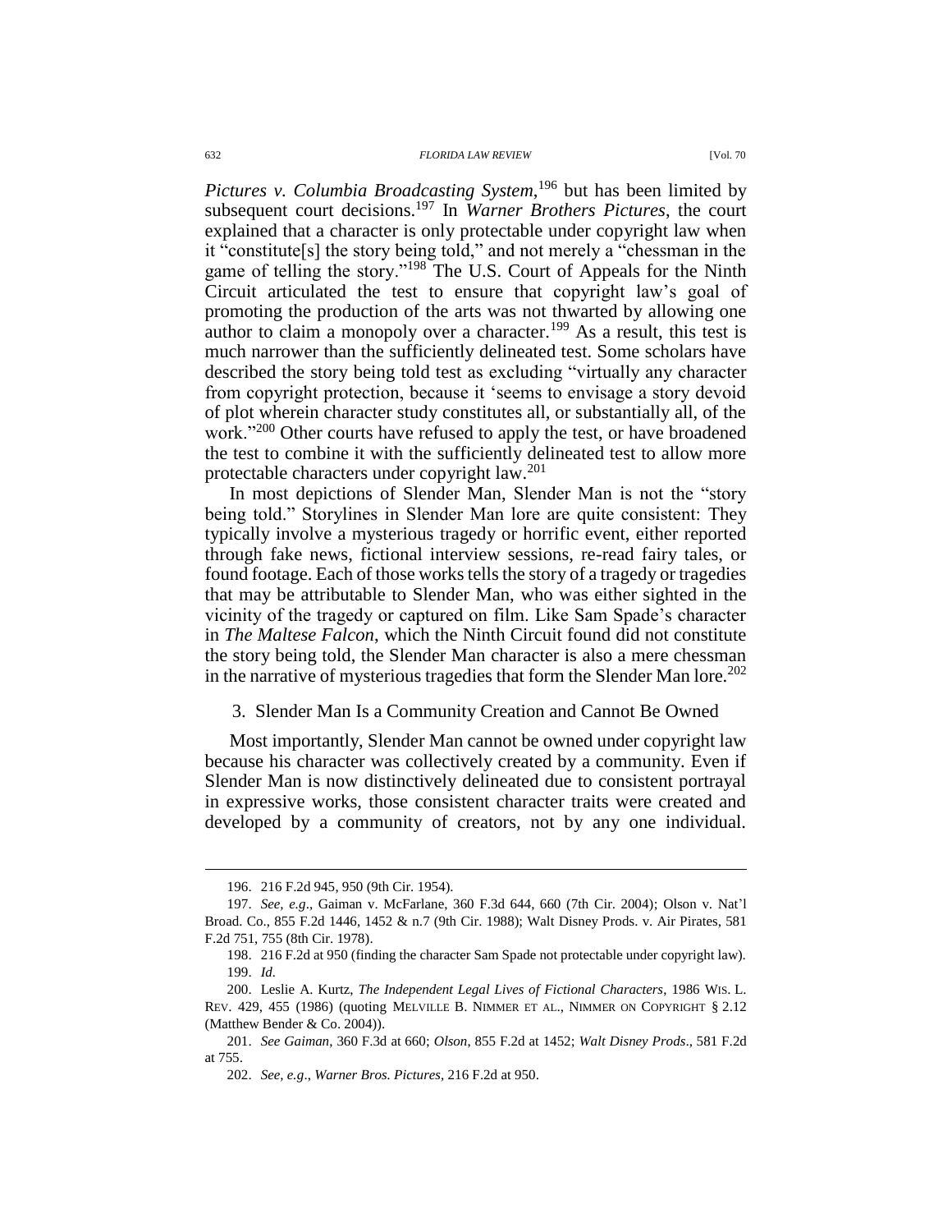*Pictures v. Columbia Broadcasting System*,[196] but has been limited by subsequent court decisions.[197] In *Warner Brothers Pictures*, the court explained that a character is only protectable under copyright law when it "constitute[s] the story being told," and not merely a "chessman in the game of telling the story."[198] The U.S. Court of Appeals for the Ninth Circuit articulated the test to ensure that copyright law's goal of promoting the production of the arts was not thwarted by allowing one author to claim a monopoly over a character.[199] As a result, this test is much narrower than the sufficiently delineated test. Some scholars have described the story being told test as excluding "virtually any character from copyright protection, because it 'seems to envisage a story devoid of plot wherein character study constitutes all, or substantially all, of the work.'"[200] Other courts have refused to apply the test, or have broadened the test to combine it with the sufficiently delineated test to allow more protectable characters under copyright law.[201]

In most depictions of Slender Man, Slender Man is not the "story being told." Storylines in Slender Man lore are quite consistent: They typically involve a mysterious tragedy or horrific event, either reported through fake news, fictional interview sessions, re-read fairy tales, or found footage. Each of those works tells the story of a tragedy or tragedies that may be attributable to Slender Man, who was either sighted in the vicinity of the tragedy or captured on film. Like Sam Spade's character in *The Maltese Falcon*, which the Ninth Circuit found did not constitute the story being told, the Slender Man character is also a mere chessman in the narrative of mysterious tragedies that form the Slender Man lore.[202]

### 3. Slender Man Is a Community Creation and Cannot Be Owned

Most importantly, Slender Man cannot be owned under copyright law because his character was collectively created by a community. Even if Slender Man is now distinctively delineated due to consistent portrayal in expressive works, those consistent character traits were created and developed by a community of creators, not by any one individual.

---

196. 216 F.2d 945, 950 (9th Cir. 1954).

197. *See, e.g.*, Gaiman v. McFarlane, 360 F.3d 644, 660 (7th Cir. 2004); Olson v. Nat'l Broad. Co., 855 F.2d 1446, 1452 & n.7 (9th Cir. 1988); Walt Disney Prods. v. Air Pirates, 581 F.2d 751, 755 (8th Cir. 1978).

198. 216 F.2d at 950 (finding the character Sam Spade not protectable under copyright law).

199. *Id.*

200. Leslie A. Kurtz, *The Independent Legal Lives of Fictional Characters*, 1986 WIS. L. REV. 429, 455 (1986) (quoting MELVILLE B. NIMMER ET AL., NIMMER ON COPYRIGHT § 2.12 (Matthew Bender & Co. 2004)).

201. *See Gaiman*, 360 F.3d at 660; *Olson*, 855 F.2d at 1452; *Walt Disney Prods*., 581 F.2d at 755.

202. *See, e.g.*, *Warner Bros. Pictures*, 216 F.2d at 950.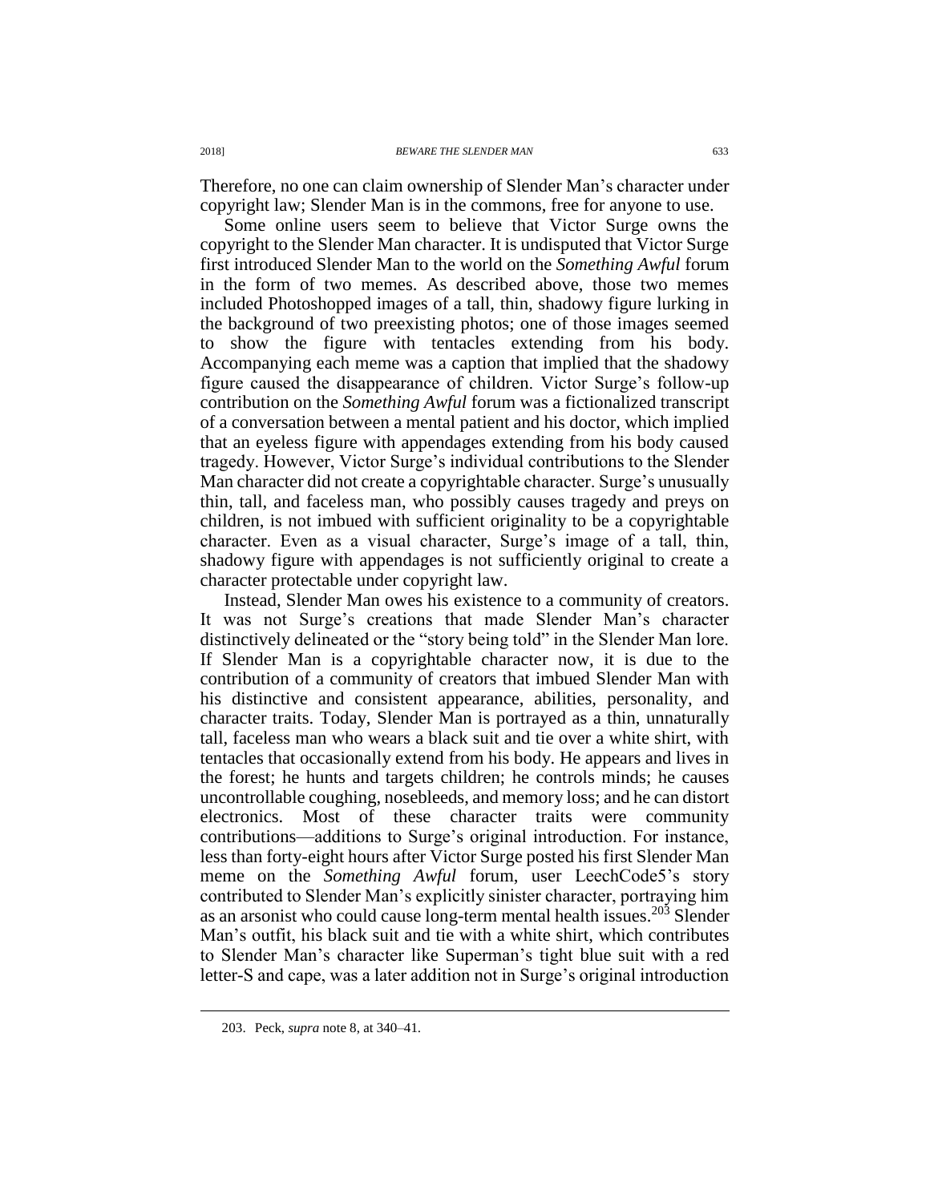Therefore, no one can claim ownership of Slender Man's character under copyright law; Slender Man is in the commons, free for anyone to use.

Some online users seem to believe that Victor Surge owns the copyright to the Slender Man character. It is undisputed that Victor Surge first introduced Slender Man to the world on the *Something Awful* forum in the form of two memes. As described above, those two memes included Photoshopped images of a tall, thin, shadowy figure lurking in the background of two preexisting photos; one of those images seemed to show the figure with tentacles extending from his body. Accompanying each meme was a caption that implied that the shadowy figure caused the disappearance of children. Victor Surge's follow-up contribution on the *Something Awful* forum was a fictionalized transcript of a conversation between a mental patient and his doctor, which implied that an eyeless figure with appendages extending from his body caused tragedy. However, Victor Surge's individual contributions to the Slender Man character did not create a copyrightable character. Surge's unusually thin, tall, and faceless man, who possibly causes tragedy and preys on children, is not imbued with sufficient originality to be a copyrightable character. Even as a visual character, Surge's image of a tall, thin, shadowy figure with appendages is not sufficiently original to create a character protectable under copyright law.

Instead, Slender Man owes his existence to a community of creators. It was not Surge's creations that made Slender Man's character distinctively delineated or the "story being told" in the Slender Man lore. If Slender Man is a copyrightable character now, it is due to the contribution of a community of creators that imbued Slender Man with his distinctive and consistent appearance, abilities, personality, and character traits. Today, Slender Man is portrayed as a thin, unnaturally tall, faceless man who wears a black suit and tie over a white shirt, with tentacles that occasionally extend from his body. He appears and lives in the forest; he hunts and targets children; he controls minds; he causes uncontrollable coughing, nosebleeds, and memory loss; and he can distort electronics. Most of these character traits were community contributions—additions to Surge's original introduction. For instance, less than forty-eight hours after Victor Surge posted his first Slender Man meme on the *Something Awful* forum, user LeechCode5's story contributed to Slender Man's explicitly sinister character, portraying him as an arsonist who could cause long-term mental health issues.[203] Slender Man's outfit, his black suit and tie with a white shirt, which contributes to Slender Man's character like Superman's tight blue suit with a red letter-S and cape, was a later addition not in Surge's original introduction

---

203. Peck, *supra* note 8, at 340–41.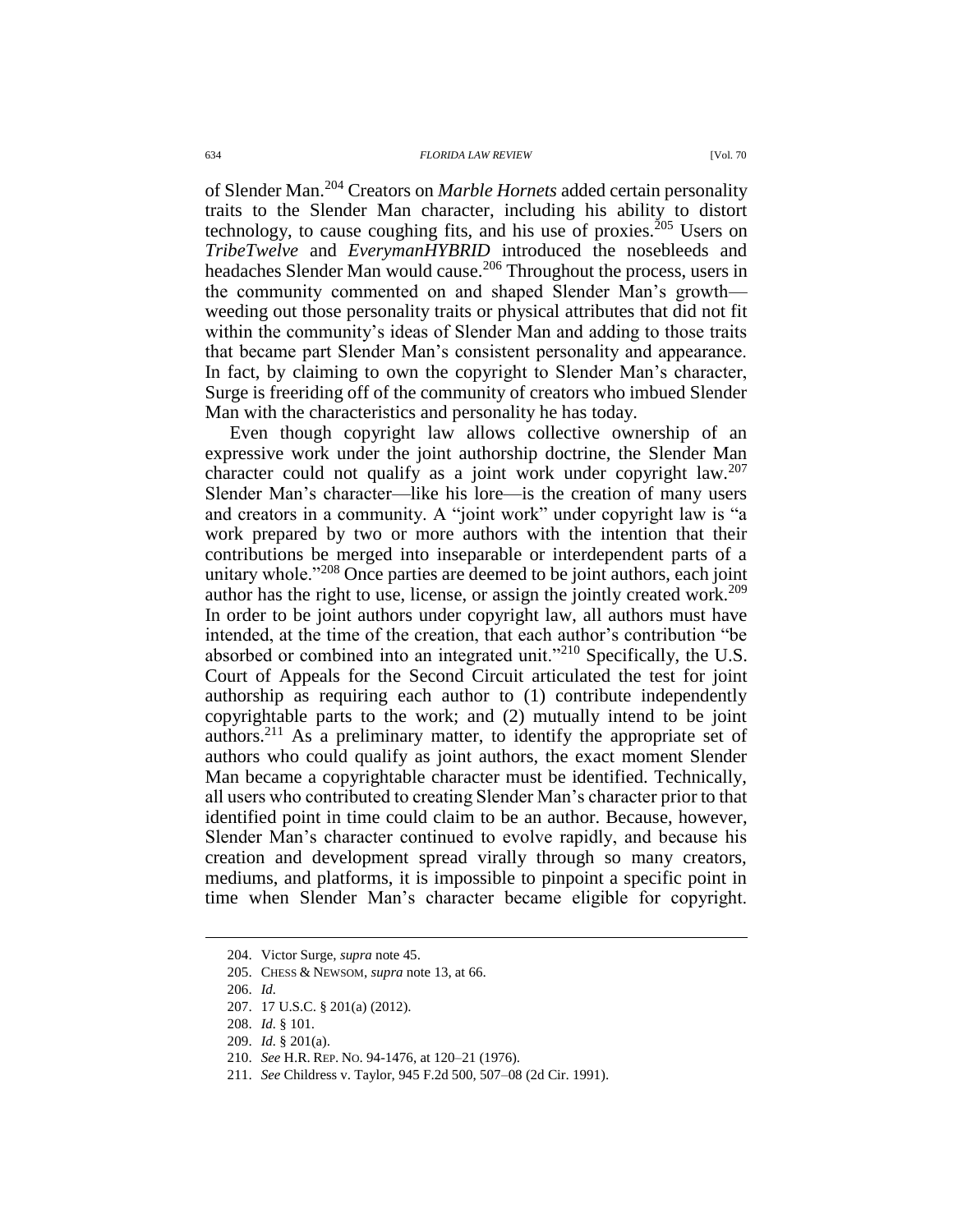of Slender Man.[204] Creators on *Marble Hornets* added certain personality traits to the Slender Man character, including his ability to distort technology, to cause coughing fits, and his use of proxies.[205] Users on *TribeTwelve* and *EverymanHYBRID* introduced the nosebleeds and headaches Slender Man would cause.[206] Throughout the process, users in the community commented on and shaped Slender Man's growth—weeding out those personality traits or physical attributes that did not fit within the community's ideas of Slender Man and adding to those traits that became part Slender Man's consistent personality and appearance. In fact, by claiming to own the copyright to Slender Man's character, Surge is freeriding off of the community of creators who imbued Slender Man with the characteristics and personality he has today.

Even though copyright law allows collective ownership of an expressive work under the joint authorship doctrine, the Slender Man character could not qualify as a joint work under copyright law.[207] Slender Man's character—like his lore—is the creation of many users and creators in a community. A "joint work" under copyright law is "a work prepared by two or more authors with the intention that their contributions be merged into inseparable or interdependent parts of a unitary whole."[208] Once parties are deemed to be joint authors, each joint author has the right to use, license, or assign the jointly created work.[209] In order to be joint authors under copyright law, all authors must have intended, at the time of the creation, that each author's contribution "be absorbed or combined into an integrated unit."[210] Specifically, the U.S. Court of Appeals for the Second Circuit articulated the test for joint authorship as requiring each author to (1) contribute independently copyrightable parts to the work; and (2) mutually intend to be joint authors.[211] As a preliminary matter, to identify the appropriate set of authors who could qualify as joint authors, the exact moment Slender Man became a copyrightable character must be identified. Technically, all users who contributed to creating Slender Man's character prior to that identified point in time could claim to be an author. Because, however, Slender Man's character continued to evolve rapidly, and because his creation and development spread virally through so many creators, mediums, and platforms, it is impossible to pinpoint a specific point in time when Slender Man's character became eligible for copyright.

---

204. Victor Surge, *supra* note 45.

205. CHESS & NEWSOM, *supra* note 13, at 66.

206. *Id.*

207. 17 U.S.C. § 201(a) (2012).

208. *Id.* § 101.

209. *Id.* § 201(a).

210. *See* H.R. REP. NO. 94-1476, at 120–21 (1976).

211. *See* Childress v. Taylor, 945 F.2d 500, 507–08 (2d Cir. 1991).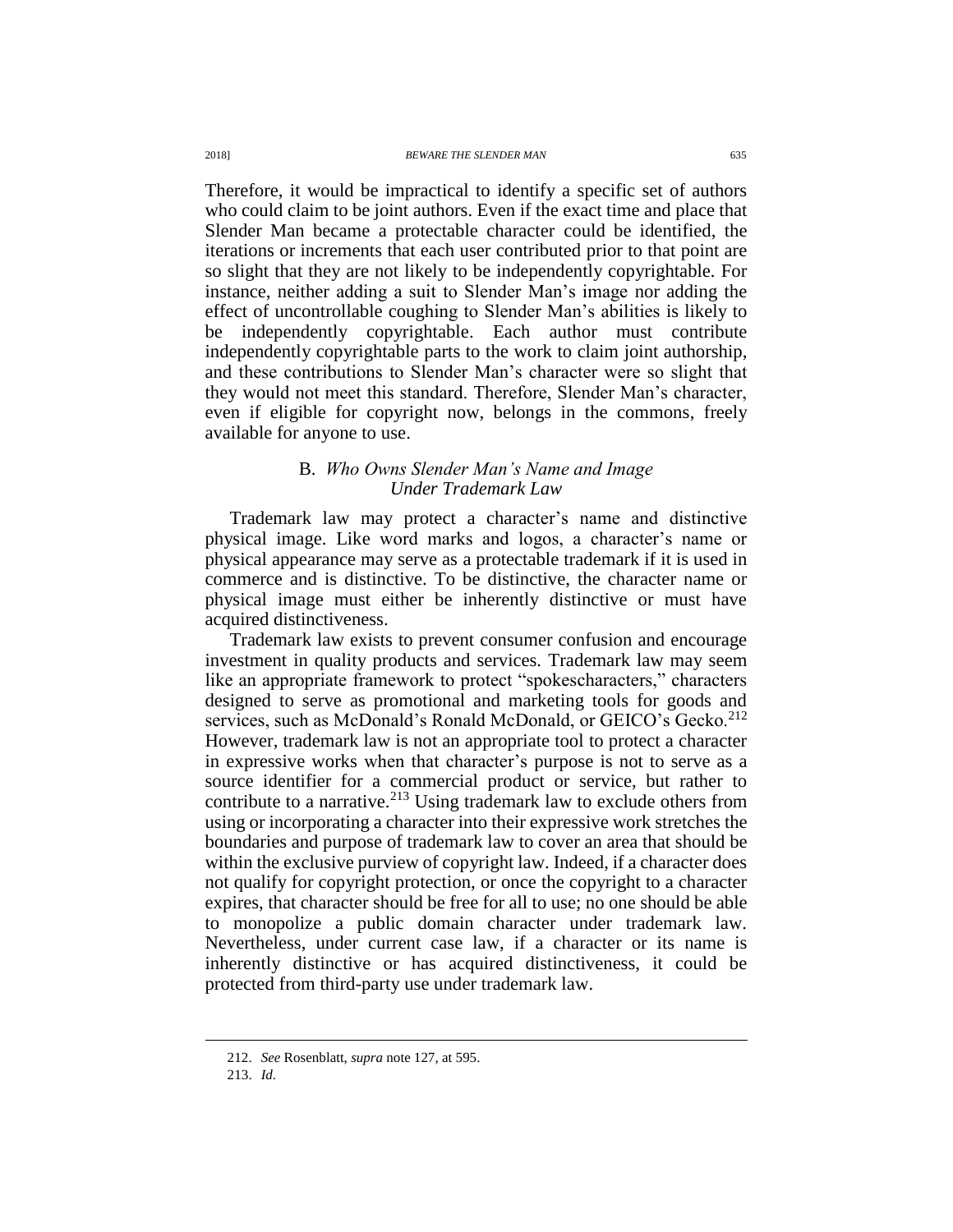Therefore, it would be impractical to identify a specific set of authors who could claim to be joint authors. Even if the exact time and place that Slender Man became a protectable character could be identified, the iterations or increments that each user contributed prior to that point are so slight that they are not likely to be independently copyrightable. For instance, neither adding a suit to Slender Man's image nor adding the effect of uncontrollable coughing to Slender Man's abilities is likely to be independently copyrightable. Each author must contribute independently copyrightable parts to the work to claim joint authorship, and these contributions to Slender Man's character were so slight that they would not meet this standard. Therefore, Slender Man's character, even if eligible for copyright now, belongs in the commons, freely available for anyone to use.

### B. *Who Owns Slender Man's Name and Image Under Trademark Law*

Trademark law may protect a character's name and distinctive physical image. Like word marks and logos, a character's name or physical appearance may serve as a protectable trademark if it is used in commerce and is distinctive. To be distinctive, the character name or physical image must either be inherently distinctive or must have acquired distinctiveness.

Trademark law exists to prevent consumer confusion and encourage investment in quality products and services. Trademark law may seem like an appropriate framework to protect "spokescharacters," characters designed to serve as promotional and marketing tools for goods and services, such as McDonald's Ronald McDonald, or GEICO's Gecko.[212] However, trademark law is not an appropriate tool to protect a character in expressive works when that character's purpose is not to serve as a source identifier for a commercial product or service, but rather to contribute to a narrative.[213] Using trademark law to exclude others from using or incorporating a character into their expressive work stretches the boundaries and purpose of trademark law to cover an area that should be within the exclusive purview of copyright law. Indeed, if a character does not qualify for copyright protection, or once the copyright to a character expires, that character should be free for all to use; no one should be able to monopolize a public domain character under trademark law. Nevertheless, under current case law, if a character or its name is inherently distinctive or has acquired distinctiveness, it could be protected from third-party use under trademark law.

---

212. *See* Rosenblatt, *supra* note 127, at 595.

213. *Id.*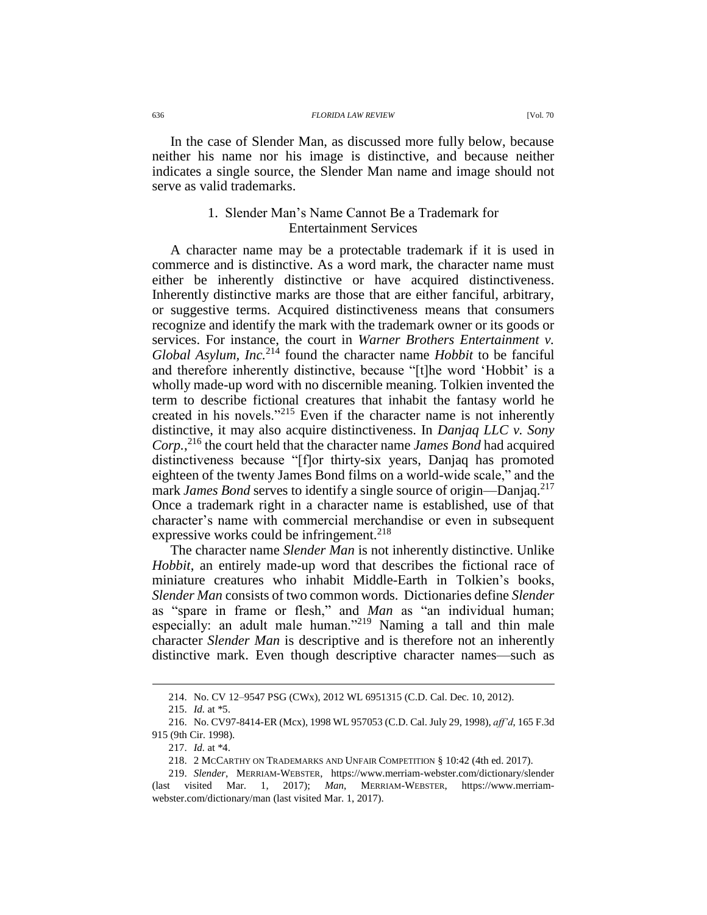In the case of Slender Man, as discussed more fully below, because neither his name nor his image is distinctive, and because neither indicates a single source, the Slender Man name and image should not serve as valid trademarks.

### 1. Slender Man's Name Cannot Be a Trademark for Entertainment Services

A character name may be a protectable trademark if it is used in commerce and is distinctive. As a word mark, the character name must either be inherently distinctive or have acquired distinctiveness. Inherently distinctive marks are those that are either fanciful, arbitrary, or suggestive terms. Acquired distinctiveness means that consumers recognize and identify the mark with the trademark owner or its goods or services. For instance, the court in *Warner Brothers Entertainment v. Global Asylum, Inc.*[214] found the character name *Hobbit* to be fanciful and therefore inherently distinctive, because "[t]he word 'Hobbit' is a wholly made-up word with no discernible meaning. Tolkien invented the term to describe fictional creatures that inhabit the fantasy world he created in his novels."[215] Even if the character name is not inherently distinctive, it may also acquire distinctiveness. In *Danjaq LLC v. Sony Corp.*,[216] the court held that the character name *James Bond* had acquired distinctiveness because "[f]or thirty-six years, Danjaq has promoted eighteen of the twenty James Bond films on a world-wide scale," and the mark *James Bond* serves to identify a single source of origin—Danjaq.[217] Once a trademark right in a character name is established, use of that character's name with commercial merchandise or even in subsequent expressive works could be infringement.[218]

The character name *Slender Man* is not inherently distinctive. Unlike *Hobbit*, an entirely made-up word that describes the fictional race of miniature creatures who inhabit Middle-Earth in Tolkien's books, *Slender Man* consists of two common words. Dictionaries define *Slender* as "spare in frame or flesh," and *Man* as "an individual human; especially: an adult male human."[219] Naming a tall and thin male character *Slender Man* is descriptive and is therefore not an inherently distinctive mark. Even though descriptive character names—such as

---

214. No. CV 12–9547 PSG (CWx), 2012 WL 6951315 (C.D. Cal. Dec. 10, 2012).

215. *Id.* at *5.

216. No. CV97-8414-ER (Mcx), 1998 WL 957053 (C.D. Cal. July 29, 1998), *aff'd*, 165 F.3d 915 (9th Cir. 1998).

217. *Id.* at *4.

218. 2 MCCARTHY ON TRADEMARKS AND UNFAIR COMPETITION § 10:42 (4th ed. 2017).

219. *Slender*, MERRIAM-WEBSTER, https://www.merriam-webster.com/dictionary/slender (last visited Mar. 1, 2017); *Man*, MERRIAM-WEBSTER, https://www.merriam-webster.com/dictionary/man (last visited Mar. 1, 2017).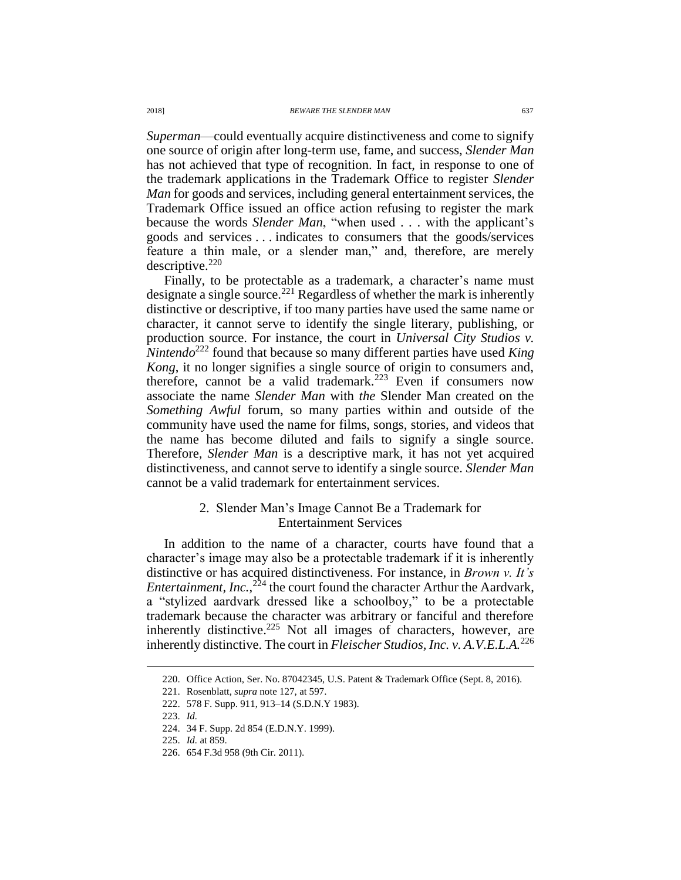*Superman*—could eventually acquire distinctiveness and come to signify one source of origin after long-term use, fame, and success, *Slender Man* has not achieved that type of recognition. In fact, in response to one of the trademark applications in the Trademark Office to register *Slender Man* for goods and services, including general entertainment services, the Trademark Office issued an office action refusing to register the mark because the words *Slender Man*, "when used . . . with the applicant's goods and services . . . indicates to consumers that the goods/services feature a thin male, or a slender man," and, therefore, are merely descriptive.[220]

Finally, to be protectable as a trademark, a character's name must designate a single source.[221] Regardless of whether the mark is inherently distinctive or descriptive, if too many parties have used the same name or character, it cannot serve to identify the single literary, publishing, or production source. For instance, the court in *Universal City Studios v. Nintendo*[222] found that because so many different parties have used *King Kong*, it no longer signifies a single source of origin to consumers and, therefore, cannot be a valid trademark.[223] Even if consumers now associate the name *Slender Man* with *the* Slender Man created on the *Something Awful* forum, so many parties within and outside of the community have used the name for films, songs, stories, and videos that the name has become diluted and fails to signify a single source. Therefore, *Slender Man* is a descriptive mark, it has not yet acquired distinctiveness, and cannot serve to identify a single source. *Slender Man* cannot be a valid trademark for entertainment services.

### 2. Slender Man's Image Cannot Be a Trademark for Entertainment Services

In addition to the name of a character, courts have found that a character's image may also be a protectable trademark if it is inherently distinctive or has acquired distinctiveness. For instance, in *Brown v. It's Entertainment, Inc.*,[224] the court found the character Arthur the Aardvark, a "stylized aardvark dressed like a schoolboy," to be a protectable trademark because the character was arbitrary or fanciful and therefore inherently distinctive.[225] Not all images of characters, however, are inherently distinctive. The court in *Fleischer Studios, Inc. v. A.V.E.L.A.*[226]

---

220. Office Action, Ser. No. 87042345, U.S. Patent & Trademark Office (Sept. 8, 2016).

221. Rosenblatt, *supra* note 127, at 597.

222. 578 F. Supp. 911, 913–14 (S.D.N.Y 1983).

223. *Id.*

224. 34 F. Supp. 2d 854 (E.D.N.Y. 1999).

225. *Id.* at 859.

226. 654 F.3d 958 (9th Cir. 2011).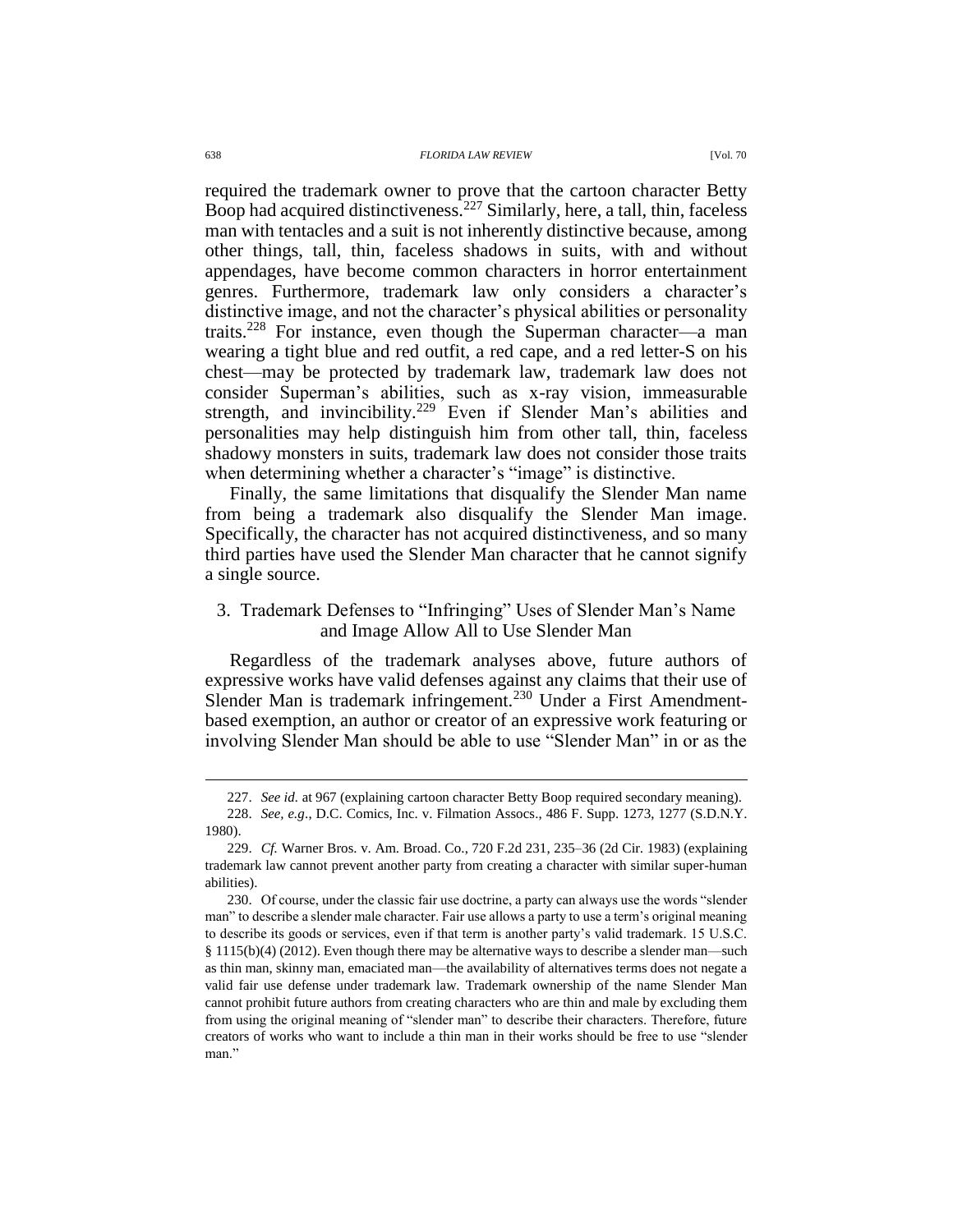required the trademark owner to prove that the cartoon character Betty Boop had acquired distinctiveness.[227] Similarly, here, a tall, thin, faceless man with tentacles and a suit is not inherently distinctive because, among other things, tall, thin, faceless shadows in suits, with and without appendages, have become common characters in horror entertainment genres. Furthermore, trademark law only considers a character's distinctive image, and not the character's physical abilities or personality traits.[228] For instance, even though the Superman character—a man wearing a tight blue and red outfit, a red cape, and a red letter-S on his chest—may be protected by trademark law, trademark law does not consider Superman's abilities, such as x-ray vision, immeasurable strength, and invincibility.[229] Even if Slender Man's abilities and personalities may help distinguish him from other tall, thin, faceless shadowy monsters in suits, trademark law does not consider those traits when determining whether a character's "image" is distinctive.

Finally, the same limitations that disqualify the Slender Man name from being a trademark also disqualify the Slender Man image. Specifically, the character has not acquired distinctiveness, and so many third parties have used the Slender Man character that he cannot signify a single source.

### 3. Trademark Defenses to "Infringing" Uses of Slender Man's Name and Image Allow All to Use Slender Man

Regardless of the trademark analyses above, future authors of expressive works have valid defenses against any claims that their use of Slender Man is trademark infringement.[230] Under a First Amendment-based exemption, an author or creator of an expressive work featuring or involving Slender Man should be able to use "Slender Man" in or as the

---

227. *See id.* at 967 (explaining cartoon character Betty Boop required secondary meaning).

228. *See, e.g.*, D.C. Comics, Inc. v. Filmation Assocs., 486 F. Supp. 1273, 1277 (S.D.N.Y. 1980).

229. *Cf.* Warner Bros. v. Am. Broad. Co., 720 F.2d 231, 235–36 (2d Cir. 1983) (explaining trademark law cannot prevent another party from creating a character with similar super-human abilities).

230. Of course, under the classic fair use doctrine, a party can always use the words "slender man" to describe a slender male character. Fair use allows a party to use a term's original meaning to describe its goods or services, even if that term is another party's valid trademark. 15 U.S.C. § 1115(b)(4) (2012). Even though there may be alternative ways to describe a slender man—such as thin man, skinny man, emaciated man—the availability of alternatives terms does not negate a valid fair use defense under trademark law. Trademark ownership of the name Slender Man cannot prohibit future authors from creating characters who are thin and male by excluding them from using the original meaning of "slender man" to describe their characters. Therefore, future creators of works who want to include a thin man in their works should be free to use "slender man."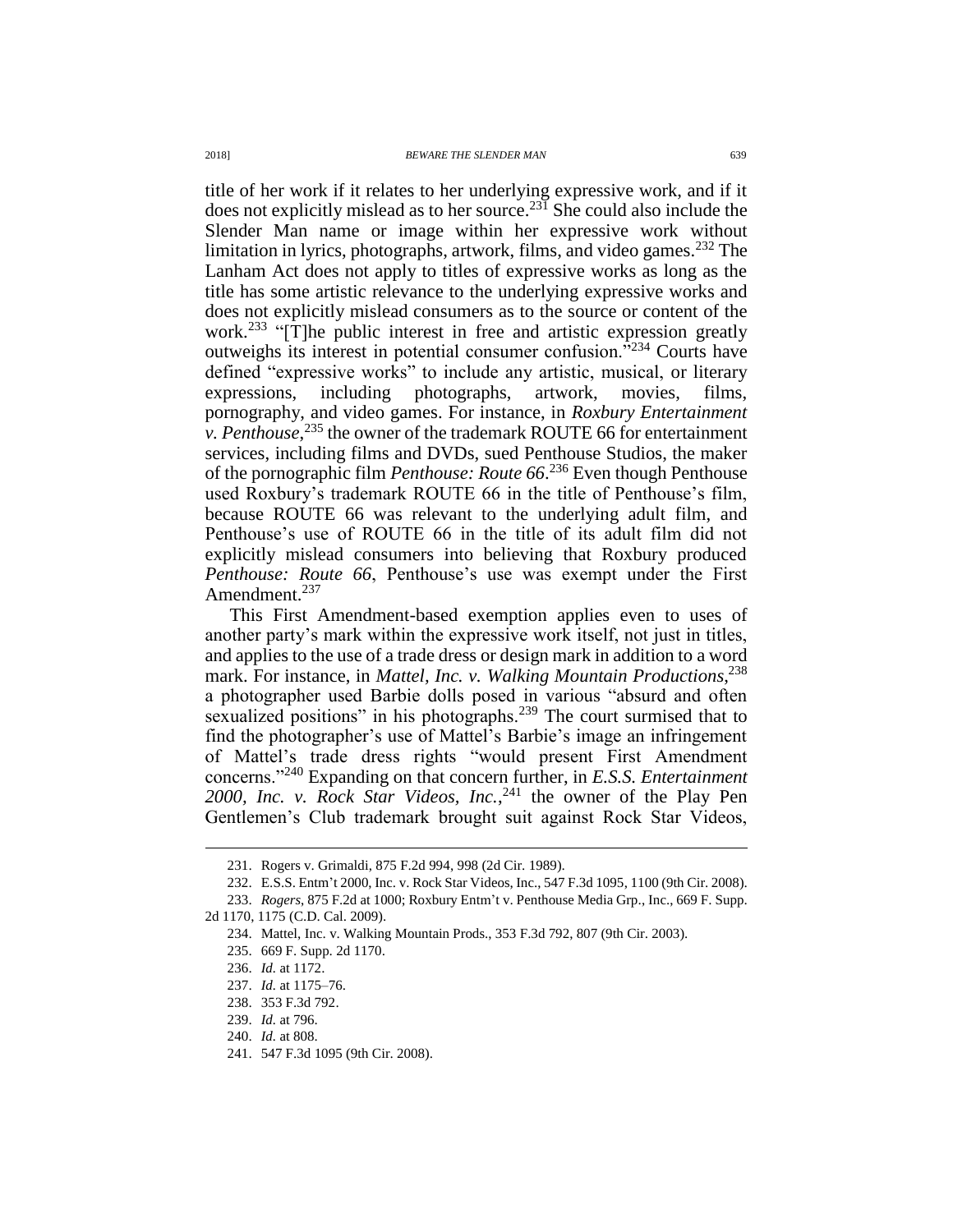title of her work if it relates to her underlying expressive work, and if it does not explicitly mislead as to her source.[231] She could also include the Slender Man name or image within her expressive work without limitation in lyrics, photographs, artwork, films, and video games.[232] The Lanham Act does not apply to titles of expressive works as long as the title has some artistic relevance to the underlying expressive works and does not explicitly mislead consumers as to the source or content of the work.[233] "[T]he public interest in free and artistic expression greatly outweighs its interest in potential consumer confusion."[234] Courts have defined "expressive works" to include any artistic, musical, or literary expressions, including photographs, artwork, movies, films, pornography, and video games. For instance, in *Roxbury Entertainment v. Penthouse*,[235] the owner of the trademark ROUTE 66 for entertainment services, including films and DVDs, sued Penthouse Studios, the maker of the pornographic film *Penthouse: Route 66*.[236] Even though Penthouse used Roxbury's trademark ROUTE 66 in the title of Penthouse's film, because ROUTE 66 was relevant to the underlying adult film, and Penthouse's use of ROUTE 66 in the title of its adult film did not explicitly mislead consumers into believing that Roxbury produced *Penthouse: Route 66*, Penthouse's use was exempt under the First Amendment.[237]

This First Amendment-based exemption applies even to uses of another party's mark within the expressive work itself, not just in titles, and applies to the use of a trade dress or design mark in addition to a word mark. For instance, in *Mattel, Inc. v. Walking Mountain Productions*,[238] a photographer used Barbie dolls posed in various "absurd and often sexualized positions" in his photographs.[239] The court surmised that to find the photographer's use of Mattel's Barbie's image an infringement of Mattel's trade dress rights "would present First Amendment concerns."[240] Expanding on that concern further, in *E.S.S. Entertainment 2000, Inc. v. Rock Star Videos, Inc.*,[241] the owner of the Play Pen Gentlemen's Club trademark brought suit against Rock Star Videos,

---

231. Rogers v. Grimaldi, 875 F.2d 994, 998 (2d Cir. 1989).

232. E.S.S. Entm't 2000, Inc. v. Rock Star Videos, Inc., 547 F.3d 1095, 1100 (9th Cir. 2008).

233. *Rogers*, 875 F.2d at 1000; Roxbury Entm't v. Penthouse Media Grp., Inc., 669 F. Supp. 2d 1170, 1175 (C.D. Cal. 2009).

234. Mattel, Inc. v. Walking Mountain Prods., 353 F.3d 792, 807 (9th Cir. 2003).

235. 669 F. Supp. 2d 1170.

236. *Id.* at 1172.

237. *Id.* at 1175–76.

238. 353 F.3d 792.

239. *Id.* at 796.

240. *Id.* at 808.

241. 547 F.3d 1095 (9th Cir. 2008).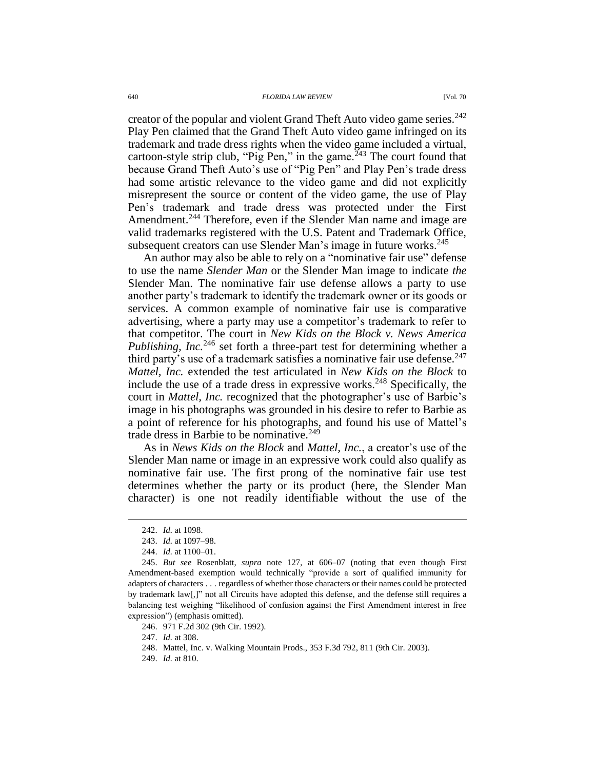creator of the popular and violent Grand Theft Auto video game series.[242] Play Pen claimed that the Grand Theft Auto video game infringed on its trademark and trade dress rights when the video game included a virtual, cartoon-style strip club, "Pig Pen," in the game.[243] The court found that because Grand Theft Auto's use of "Pig Pen" and Play Pen's trade dress had some artistic relevance to the video game and did not explicitly misrepresent the source or content of the video game, the use of Play Pen's trademark and trade dress was protected under the First Amendment.[244] Therefore, even if the Slender Man name and image are valid trademarks registered with the U.S. Patent and Trademark Office, subsequent creators can use Slender Man's image in future works.[245]

An author may also be able to rely on a "nominative fair use" defense to use the name *Slender Man* or the Slender Man image to indicate *the* Slender Man. The nominative fair use defense allows a party to use another party's trademark to identify the trademark owner or its goods or services. A common example of nominative fair use is comparative advertising, where a party may use a competitor's trademark to refer to that competitor. The court in *New Kids on the Block v. News America Publishing, Inc.*[246] set forth a three-part test for determining whether a third party's use of a trademark satisfies a nominative fair use defense.[247] *Mattel, Inc.* extended the test articulated in *New Kids on the Block* to include the use of a trade dress in expressive works.[248] Specifically, the court in *Mattel, Inc.* recognized that the photographer's use of Barbie's image in his photographs was grounded in his desire to refer to Barbie as a point of reference for his photographs, and found his use of Mattel's trade dress in Barbie to be nominative.[249]

As in *News Kids on the Block* and *Mattel, Inc.*, a creator's use of the Slender Man name or image in an expressive work could also qualify as nominative fair use. The first prong of the nominative fair use test determines whether the party or its product (here, the Slender Man character) is one not readily identifiable without the use of the

---

242. *Id.* at 1098.

243. *Id.* at 1097–98.

244. *Id.* at 1100–01.

245. *But see* Rosenblatt, *supra* note 127, at 606–07 (noting that even though First Amendment-based exemption would technically "provide a sort of qualified immunity for adapters of characters . . . regardless of whether those characters or their names could be protected by trademark law[,]" not all Circuits have adopted this defense, and the defense still requires a balancing test weighing "likelihood of confusion against the First Amendment interest in free expression") (emphasis omitted).

246. 971 F.2d 302 (9th Cir. 1992).

247. *Id.* at 308.

248. Mattel, Inc. v. Walking Mountain Prods., 353 F.3d 792, 811 (9th Cir. 2003).

249. *Id.* at 810.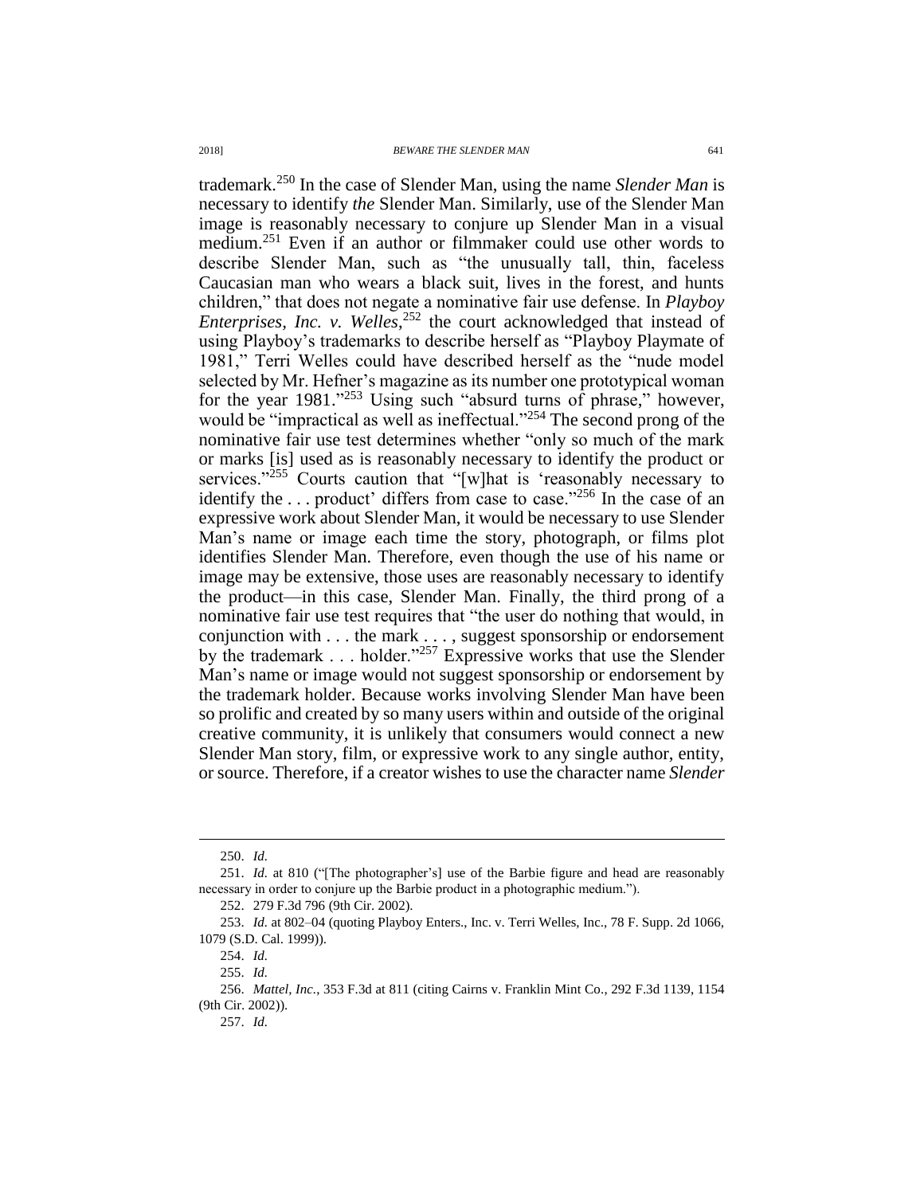trademark.[250] In the case of Slender Man, using the name *Slender Man* is necessary to identify *the* Slender Man. Similarly, use of the Slender Man image is reasonably necessary to conjure up Slender Man in a visual medium.[251] Even if an author or filmmaker could use other words to describe Slender Man, such as "the unusually tall, thin, faceless Caucasian man who wears a black suit, lives in the forest, and hunts children," that does not negate a nominative fair use defense. In *Playboy Enterprises, Inc. v. Welles*,[252] the court acknowledged that instead of using Playboy's trademarks to describe herself as "Playboy Playmate of 1981," Terri Welles could have described herself as the "nude model selected by Mr. Hefner's magazine as its number one prototypical woman for the year 1981."[253] Using such "absurd turns of phrase," however, would be "impractical as well as ineffectual."[254] The second prong of the nominative fair use test determines whether "only so much of the mark or marks [is] used as is reasonably necessary to identify the product or services."[255] Courts caution that "[w]hat is 'reasonably necessary to identify the . . . product' differs from case to case."[256] In the case of an expressive work about Slender Man, it would be necessary to use Slender Man's name or image each time the story, photograph, or films plot identifies Slender Man. Therefore, even though the use of his name or image may be extensive, those uses are reasonably necessary to identify the product—in this case, Slender Man. Finally, the third prong of a nominative fair use test requires that "the user do nothing that would, in conjunction with . . . the mark . . . , suggest sponsorship or endorsement by the trademark . . . holder."[257] Expressive works that use the Slender Man's name or image would not suggest sponsorship or endorsement by the trademark holder. Because works involving Slender Man have been so prolific and created by so many users within and outside of the original creative community, it is unlikely that consumers would connect a new Slender Man story, film, or expressive work to any single author, entity, or source. Therefore, if a creator wishes to use the character name *Slender*

---

250. *Id.*

251. *Id.* at 810 ("[The photographer's] use of the Barbie figure and head are reasonably necessary in order to conjure up the Barbie product in a photographic medium.").

252. 279 F.3d 796 (9th Cir. 2002).

253. *Id.* at 802–04 (quoting Playboy Enters., Inc. v. Terri Welles, Inc., 78 F. Supp. 2d 1066, 1079 (S.D. Cal. 1999)).

254. *Id.*

255. *Id.*

256. *Mattel, Inc.*, 353 F.3d at 811 (citing Cairns v. Franklin Mint Co., 292 F.3d 1139, 1154 (9th Cir. 2002)).

257. *Id.*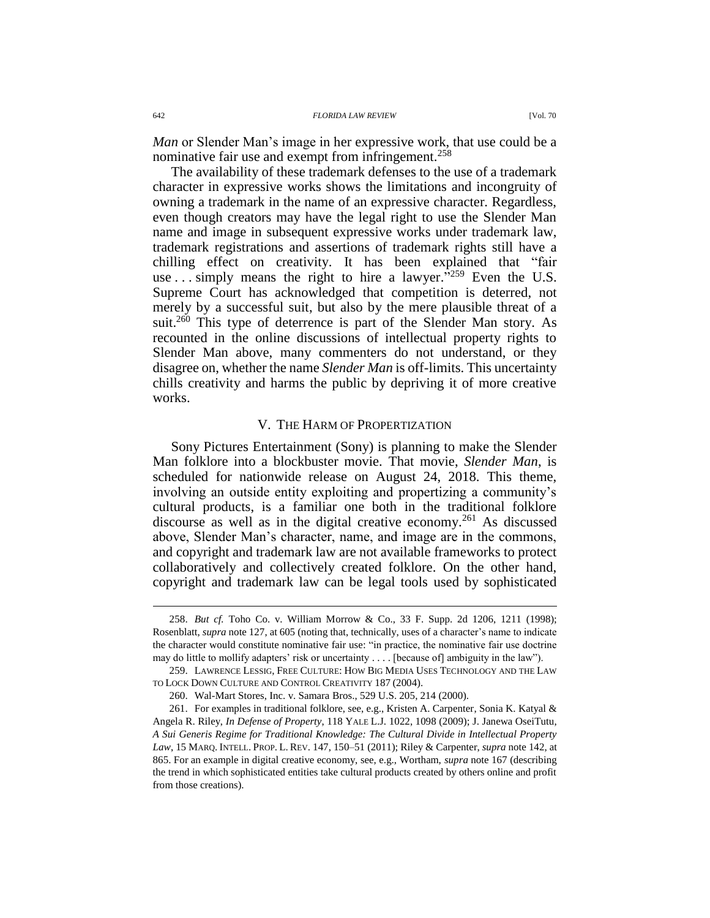*Man* or Slender Man's image in her expressive work, that use could be a nominative fair use and exempt from infringement.[258]

The availability of these trademark defenses to the use of a trademark character in expressive works shows the limitations and incongruity of owning a trademark in the name of an expressive character. Regardless, even though creators may have the legal right to use the Slender Man name and image in subsequent expressive works under trademark law, trademark registrations and assertions of trademark rights still have a chilling effect on creativity. It has been explained that "fair use . . . simply means the right to hire a lawyer."[259] Even the U.S. Supreme Court has acknowledged that competition is deterred, not merely by a successful suit, but also by the mere plausible threat of a suit.[260] This type of deterrence is part of the Slender Man story. As recounted in the online discussions of intellectual property rights to Slender Man above, many commenters do not understand, or they disagree on, whether the name *Slender Man* is off-limits. This uncertainty chills creativity and harms the public by depriving it of more creative works.

## V. THE HARM OF PROPERTIZATION

Sony Pictures Entertainment (Sony) is planning to make the Slender Man folklore into a blockbuster movie. That movie, *Slender Man*, is scheduled for nationwide release on August 24, 2018. This theme, involving an outside entity exploiting and propertizing a community's cultural products, is a familiar one both in the traditional folklore discourse as well as in the digital creative economy.[261] As discussed above, Slender Man's character, name, and image are in the commons, and copyright and trademark law are not available frameworks to protect collaboratively and collectively created folklore. On the other hand, copyright and trademark law can be legal tools used by sophisticated

---

258. *But cf.* Toho Co. v. William Morrow & Co., 33 F. Supp. 2d 1206, 1211 (1998); Rosenblatt, *supra* note 127, at 605 (noting that, technically, uses of a character's name to indicate the character would constitute nominative fair use: "in practice, the nominative fair use doctrine may do little to mollify adapters' risk or uncertainty . . . . [because of] ambiguity in the law").

259. LAWRENCE LESSIG, FREE CULTURE: HOW BIG MEDIA USES TECHNOLOGY AND THE LAW TO LOCK DOWN CULTURE AND CONTROL CREATIVITY 187 (2004).

260. Wal-Mart Stores, Inc. v. Samara Bros., 529 U.S. 205, 214 (2000).

261. For examples in traditional folklore, see, e.g., Kristen A. Carpenter, Sonia K. Katyal & Angela R. Riley, *In Defense of Property*, 118 YALE L.J. 1022, 1098 (2009); J. Janewa OseiTutu, *A Sui Generis Regime for Traditional Knowledge: The Cultural Divide in Intellectual Property Law*, 15 MARQ. INTELL. PROP. L. REV. 147, 150–51 (2011); Riley & Carpenter, *supra* note 142, at 865. For an example in digital creative economy, see, e.g., Wortham, *supra* note 167 (describing the trend in which sophisticated entities take cultural products created by others online and profit from those creations).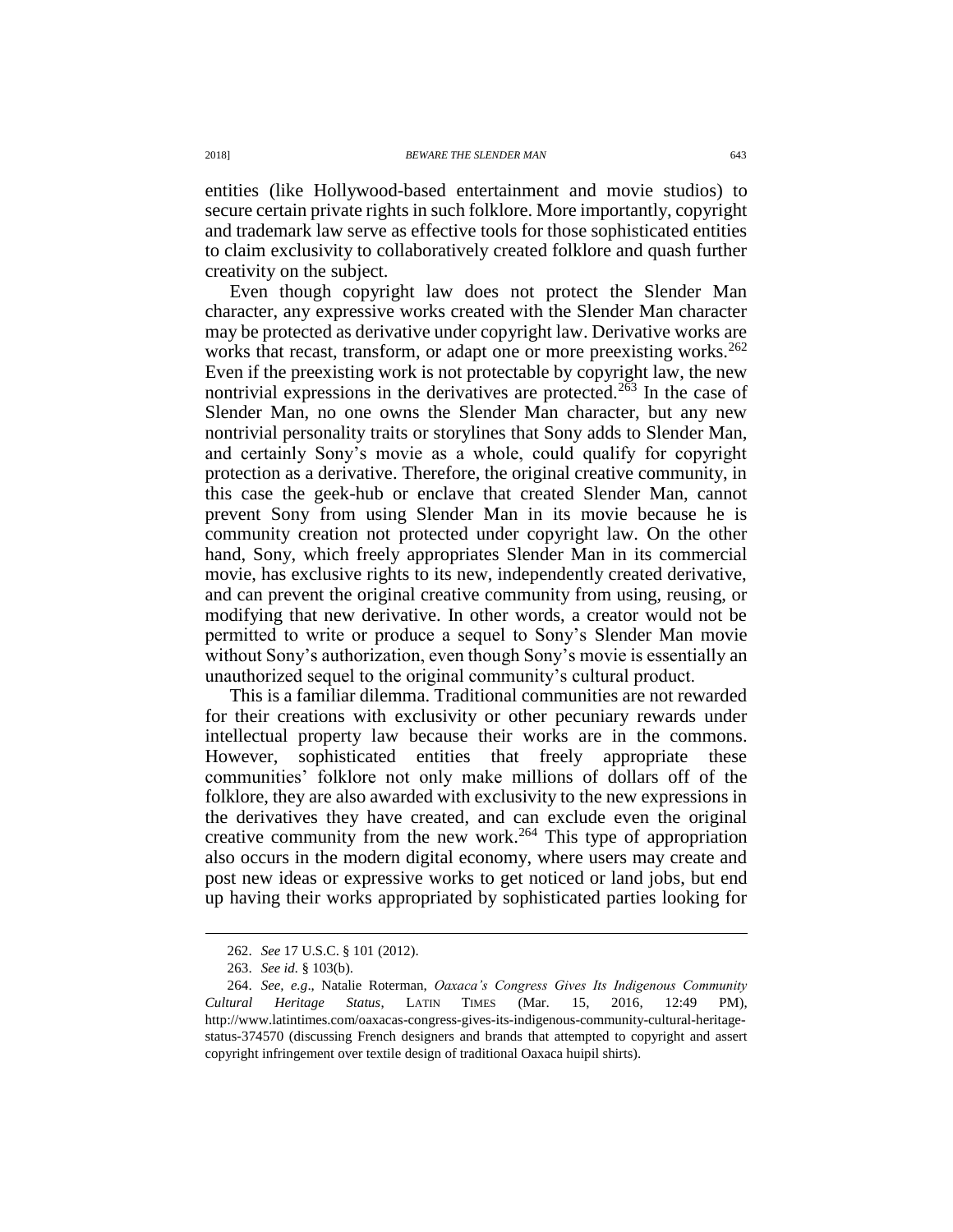entities (like Hollywood-based entertainment and movie studios) to secure certain private rights in such folklore. More importantly, copyright and trademark law serve as effective tools for those sophisticated entities to claim exclusivity to collaboratively created folklore and quash further creativity on the subject.

Even though copyright law does not protect the Slender Man character, any expressive works created with the Slender Man character may be protected as derivative under copyright law. Derivative works are works that recast, transform, or adapt one or more preexisting works.[262] Even if the preexisting work is not protectable by copyright law, the new nontrivial expressions in the derivatives are protected.[263] In the case of Slender Man, no one owns the Slender Man character, but any new nontrivial personality traits or storylines that Sony adds to Slender Man, and certainly Sony's movie as a whole, could qualify for copyright protection as a derivative. Therefore, the original creative community, in this case the geek-hub or enclave that created Slender Man, cannot prevent Sony from using Slender Man in its movie because he is community creation not protected under copyright law. On the other hand, Sony, which freely appropriates Slender Man in its commercial movie, has exclusive rights to its new, independently created derivative, and can prevent the original creative community from using, reusing, or modifying that new derivative. In other words, a creator would not be permitted to write or produce a sequel to Sony's Slender Man movie without Sony's authorization, even though Sony's movie is essentially an unauthorized sequel to the original community's cultural product.

This is a familiar dilemma. Traditional communities are not rewarded for their creations with exclusivity or other pecuniary rewards under intellectual property law because their works are in the commons. However, sophisticated entities that freely appropriate these communities' folklore not only make millions of dollars off of the folklore, they are also awarded with exclusivity to the new expressions in the derivatives they have created, and can exclude even the original creative community from the new work.[264] This type of appropriation also occurs in the modern digital economy, where users may create and post new ideas or expressive works to get noticed or land jobs, but end up having their works appropriated by sophisticated parties looking for

---

262. *See* 17 U.S.C. § 101 (2012).

263. *See id.* § 103(b).

264. *See, e.g.*, Natalie Roterman, *Oaxaca's Congress Gives Its Indigenous Community Cultural Heritage Status*, LATIN TIMES (Mar. 15, 2016, 12:49 PM), http://www.latintimes.com/oaxacas-congress-gives-its-indigenous-community-cultural-heritage-status-374570 (discussing French designers and brands that attempted to copyright and assert copyright infringement over textile design of traditional Oaxaca huipil shirts).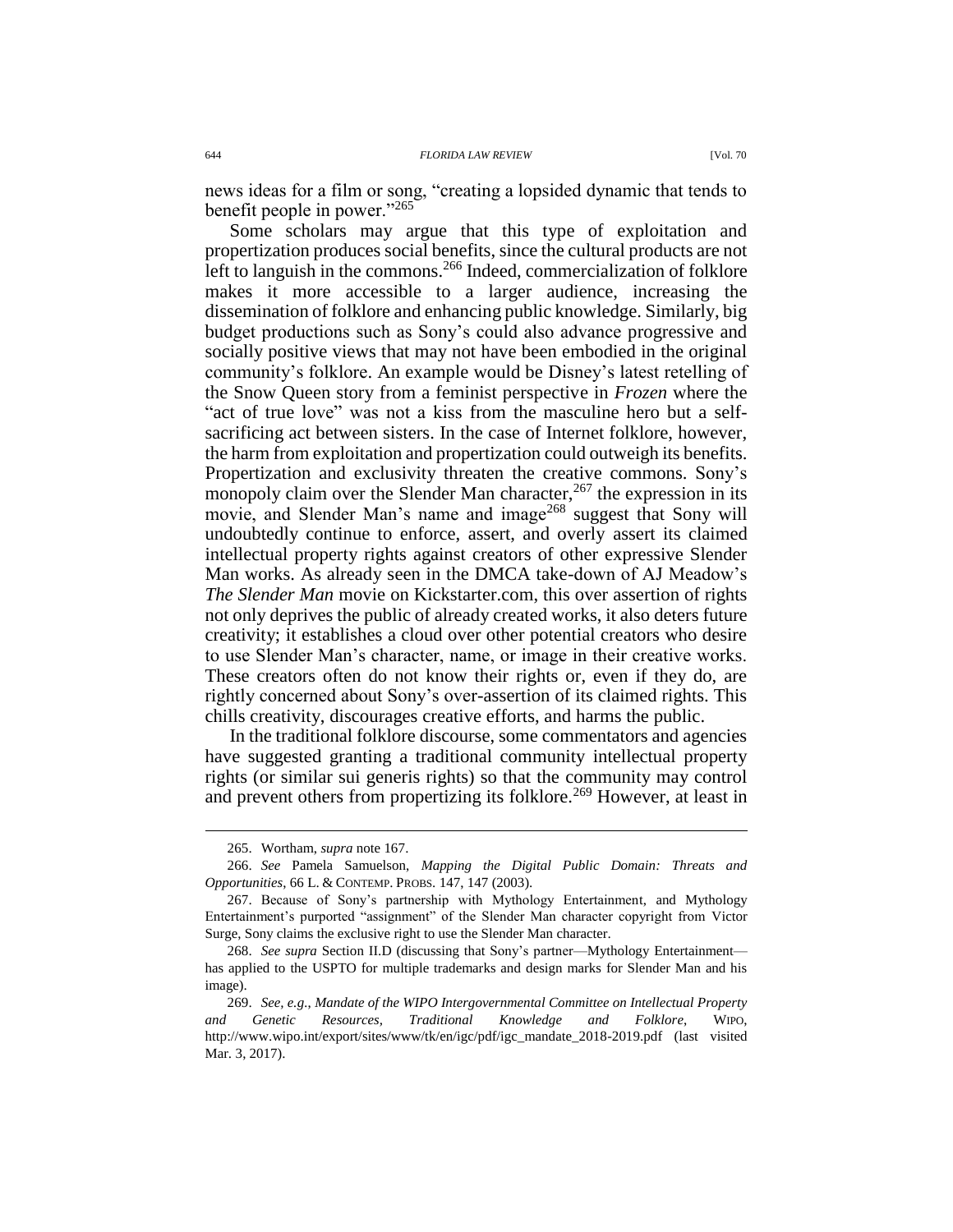news ideas for a film or song, "creating a lopsided dynamic that tends to benefit people in power."[265]

Some scholars may argue that this type of exploitation and propertization produces social benefits, since the cultural products are not left to languish in the commons.[266] Indeed, commercialization of folklore makes it more accessible to a larger audience, increasing the dissemination of folklore and enhancing public knowledge. Similarly, big budget productions such as Sony's could also advance progressive and socially positive views that may not have been embodied in the original community's folklore. An example would be Disney's latest retelling of the Snow Queen story from a feminist perspective in *Frozen* where the "act of true love" was not a kiss from the masculine hero but a self-sacrificing act between sisters. In the case of Internet folklore, however, the harm from exploitation and propertization could outweigh its benefits. Propertization and exclusivity threaten the creative commons. Sony's monopoly claim over the Slender Man character,[267] the expression in its movie, and Slender Man's name and image[268] suggest that Sony will undoubtedly continue to enforce, assert, and overly assert its claimed intellectual property rights against creators of other expressive Slender Man works. As already seen in the DMCA take-down of AJ Meadow's *The Slender Man* movie on Kickstarter.com, this over assertion of rights not only deprives the public of already created works, it also deters future creativity; it establishes a cloud over other potential creators who desire to use Slender Man's character, name, or image in their creative works. These creators often do not know their rights or, even if they do, are rightly concerned about Sony's over-assertion of its claimed rights. This chills creativity, discourages creative efforts, and harms the public.

In the traditional folklore discourse, some commentators and agencies have suggested granting a traditional community intellectual property rights (or similar sui generis rights) so that the community may control and prevent others from propertizing its folklore.[269] However, at least in

---

265. Wortham, *supra* note 167.

266. *See* Pamela Samuelson, *Mapping the Digital Public Domain: Threats and Opportunities*, 66 L. & CONTEMP. PROBS. 147, 147 (2003).

267. Because of Sony's partnership with Mythology Entertainment, and Mythology Entertainment's purported "assignment" of the Slender Man character copyright from Victor Surge, Sony claims the exclusive right to use the Slender Man character.

268. *See supra* Section II.D (discussing that Sony's partner—Mythology Entertainment—has applied to the USPTO for multiple trademarks and design marks for Slender Man and his image).

269. *See, e.g.*, *Mandate of the WIPO Intergovernmental Committee on Intellectual Property and Genetic Resources, Traditional Knowledge and Folklore*, WIPO, http://www.wipo.int/export/sites/www/tk/en/igc/pdf/igc_mandate_2018-2019.pdf (last visited Mar. 3, 2017).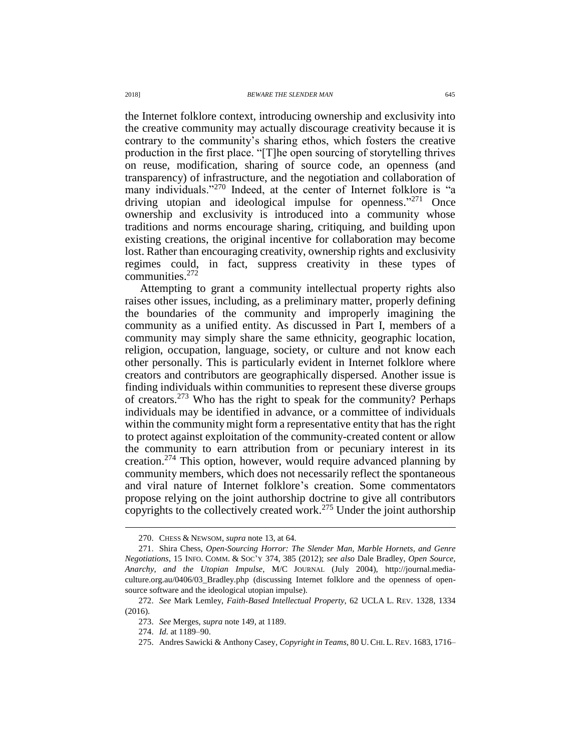the Internet folklore context, introducing ownership and exclusivity into the creative community may actually discourage creativity because it is contrary to the community's sharing ethos, which fosters the creative production in the first place. "[T]he open sourcing of storytelling thrives on reuse, modification, sharing of source code, an openness (and transparency) of infrastructure, and the negotiation and collaboration of many individuals."[270] Indeed, at the center of Internet folklore is "a driving utopian and ideological impulse for openness."[271] Once ownership and exclusivity is introduced into a community whose traditions and norms encourage sharing, critiquing, and building upon existing creations, the original incentive for collaboration may become lost. Rather than encouraging creativity, ownership rights and exclusivity regimes could, in fact, suppress creativity in these types of communities.[272]

Attempting to grant a community intellectual property rights also raises other issues, including, as a preliminary matter, properly defining the boundaries of the community and improperly imagining the community as a unified entity. As discussed in Part I, members of a community may simply share the same ethnicity, geographic location, religion, occupation, language, society, or culture and not know each other personally. This is particularly evident in Internet folklore where creators and contributors are geographically dispersed. Another issue is finding individuals within communities to represent these diverse groups of creators.[273] Who has the right to speak for the community? Perhaps individuals may be identified in advance, or a committee of individuals within the community might form a representative entity that has the right to protect against exploitation of the community-created content or allow the community to earn attribution from or pecuniary interest in its creation.[274] This option, however, would require advanced planning by community members, which does not necessarily reflect the spontaneous and viral nature of Internet folklore's creation. Some commentators propose relying on the joint authorship doctrine to give all contributors copyrights to the collectively created work.[275] Under the joint authorship

---

270. CHESS & NEWSOM, *supra* note 13, at 64.

271. Shira Chess, *Open-Sourcing Horror: The Slender Man, Marble Hornets, and Genre Negotiations*, 15 INFO. COMM. & SOC'Y 374, 385 (2012); *see also* Dale Bradley, *Open Source, Anarchy, and the Utopian Impulse*, M/C JOURNAL (July 2004), http://journal.media-culture.org.au/0406/03_Bradley.php (discussing Internet folklore and the openness of open-source software and the ideological utopian impulse).

272. *See* Mark Lemley, *Faith-Based Intellectual Property*, 62 UCLA L. REV. 1328, 1334 (2016).

273. *See* Merges, *supra* note 149, at 1189.

274. *Id.* at 1189–90.

275. Andres Sawicki & Anthony Casey, *Copyright in Teams*, 80 U. CHI. L. REV. 1683, 1716–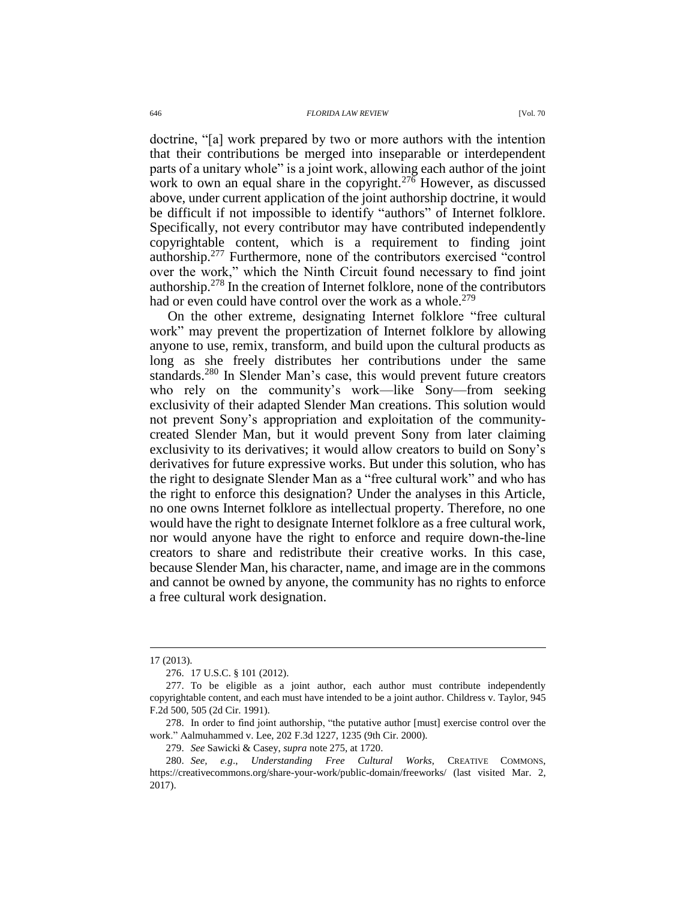doctrine, "[a] work prepared by two or more authors with the intention that their contributions be merged into inseparable or interdependent parts of a unitary whole" is a joint work, allowing each author of the joint work to own an equal share in the copyright.[276] However, as discussed above, under current application of the joint authorship doctrine, it would be difficult if not impossible to identify "authors" of Internet folklore. Specifically, not every contributor may have contributed independently copyrightable content, which is a requirement to finding joint authorship.[277] Furthermore, none of the contributors exercised "control over the work," which the Ninth Circuit found necessary to find joint authorship.[278] In the creation of Internet folklore, none of the contributors had or even could have control over the work as a whole.[279]

On the other extreme, designating Internet folklore "free cultural work" may prevent the propertization of Internet folklore by allowing anyone to use, remix, transform, and build upon the cultural products as long as she freely distributes her contributions under the same standards.[280] In Slender Man's case, this would prevent future creators who rely on the community's work—like Sony—from seeking exclusivity of their adapted Slender Man creations. This solution would not prevent Sony's appropriation and exploitation of the community-created Slender Man, but it would prevent Sony from later claiming exclusivity to its derivatives; it would allow creators to build on Sony's derivatives for future expressive works. But under this solution, who has the right to designate Slender Man as a "free cultural work" and who has the right to enforce this designation? Under the analyses in this Article, no one owns Internet folklore as intellectual property. Therefore, no one would have the right to designate Internet folklore as a free cultural work, nor would anyone have the right to enforce and require down-the-line creators to share and redistribute their creative works. In this case, because Slender Man, his character, name, and image are in the commons and cannot be owned by anyone, the community has no rights to enforce a free cultural work designation.

---

17 (2013).

276. 17 U.S.C. § 101 (2012).

277. To be eligible as a joint author, each author must contribute independently copyrightable content, and each must have intended to be a joint author. Childress v. Taylor, 945 F.2d 500, 505 (2d Cir. 1991).

278. In order to find joint authorship, "the putative author [must] exercise control over the work." Aalmuhammed v. Lee, 202 F.3d 1227, 1235 (9th Cir. 2000).

279. *See* Sawicki & Casey, *supra* note 275, at 1720.

280. *See, e.g.*, *Understanding Free Cultural Works*, CREATIVE COMMONS, https://creativecommons.org/share-your-work/public-domain/freeworks/ (last visited Mar. 2, 2017).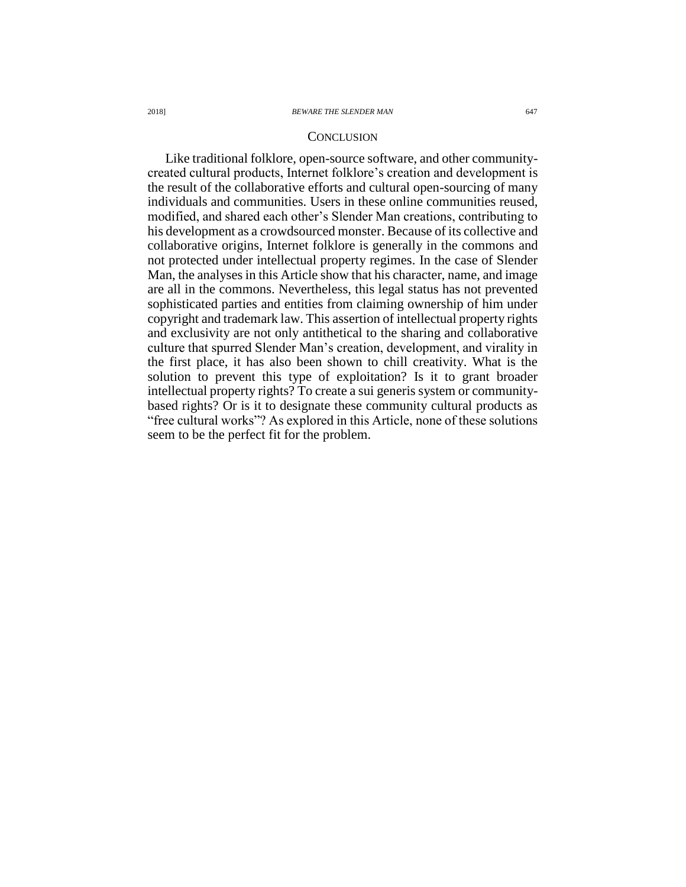## Conclusion

Like traditional folklore, open-source software, and other community-created cultural products, Internet folklore's creation and development is the result of the collaborative efforts and cultural open-sourcing of many individuals and communities. Users in these online communities reused, modified, and shared each other's Slender Man creations, contributing to his development as a crowdsourced monster. Because of its collective and collaborative origins, Internet folklore is generally in the commons and not protected under intellectual property regimes. In the case of Slender Man, the analyses in this Article show that his character, name, and image are all in the commons. Nevertheless, this legal status has not prevented sophisticated parties and entities from claiming ownership of him under copyright and trademark law. This assertion of intellectual property rights and exclusivity are not only antithetical to the sharing and collaborative culture that spurred Slender Man's creation, development, and virality in the first place, it has also been shown to chill creativity. What is the solution to prevent this type of exploitation? Is it to grant broader intellectual property rights? To create a sui generis system or community-based rights? Or is it to designate these community cultural products as "free cultural works"? As explored in this Article, none of these solutions seem to be the perfect fit for the problem.